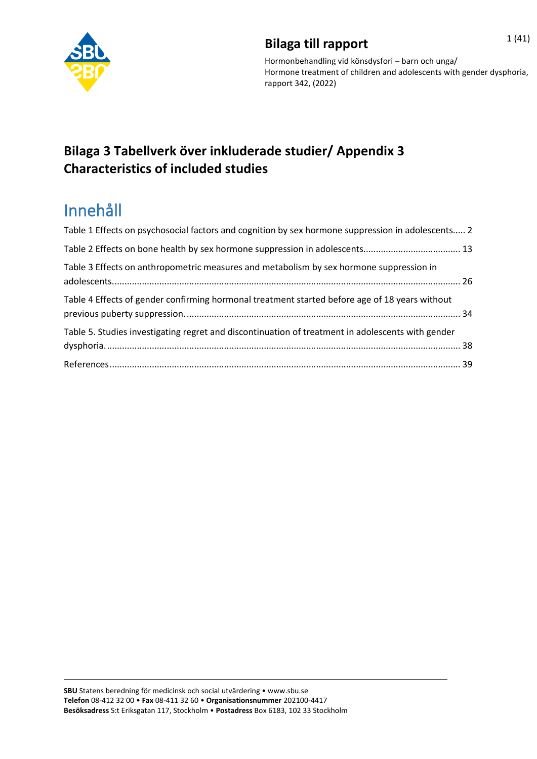# Bilaga till rapport

Hormonbehandling vid könsdysfori – barn och unga/
Hormone treatment of children and adolescents with gender dysphoria, rapport 342, (2022)

## Bilaga 3 Tabellverk över inkluderade studier/ Appendix 3 Characteristics of included studies

## Innehåll

Table 1 Effects on psychosocial factors and cognition by sex hormone suppression in adolescents..... 2

Table 2 Effects on bone health by sex hormone suppression in adolescents...................................... 13

Table 3 Effects on anthropometric measures and metabolism by sex hormone suppression in adolescents.......................................................................................................................................... 26

Table 4 Effects of gender confirming hormonal treatment started before age of 18 years without previous puberty suppression............................................................................................................ 34

Table 5. Studies investigating regret and discontinuation of treatment in adolescents with gender dysphoria............................................................................................................................................ 38

References........................................................................................................................................... 39

**SBU** Statens beredning för medicinsk och social utvärdering • www.sbu.se
**Telefon** 08-412 32 00 • **Fax** 08-411 32 60 • **Organisationsnummer** 202100-4417
**Besöksadress** S:t Eriksgatan 117, Stockholm • **Postadress** Box 6183, 102 33 Stockholm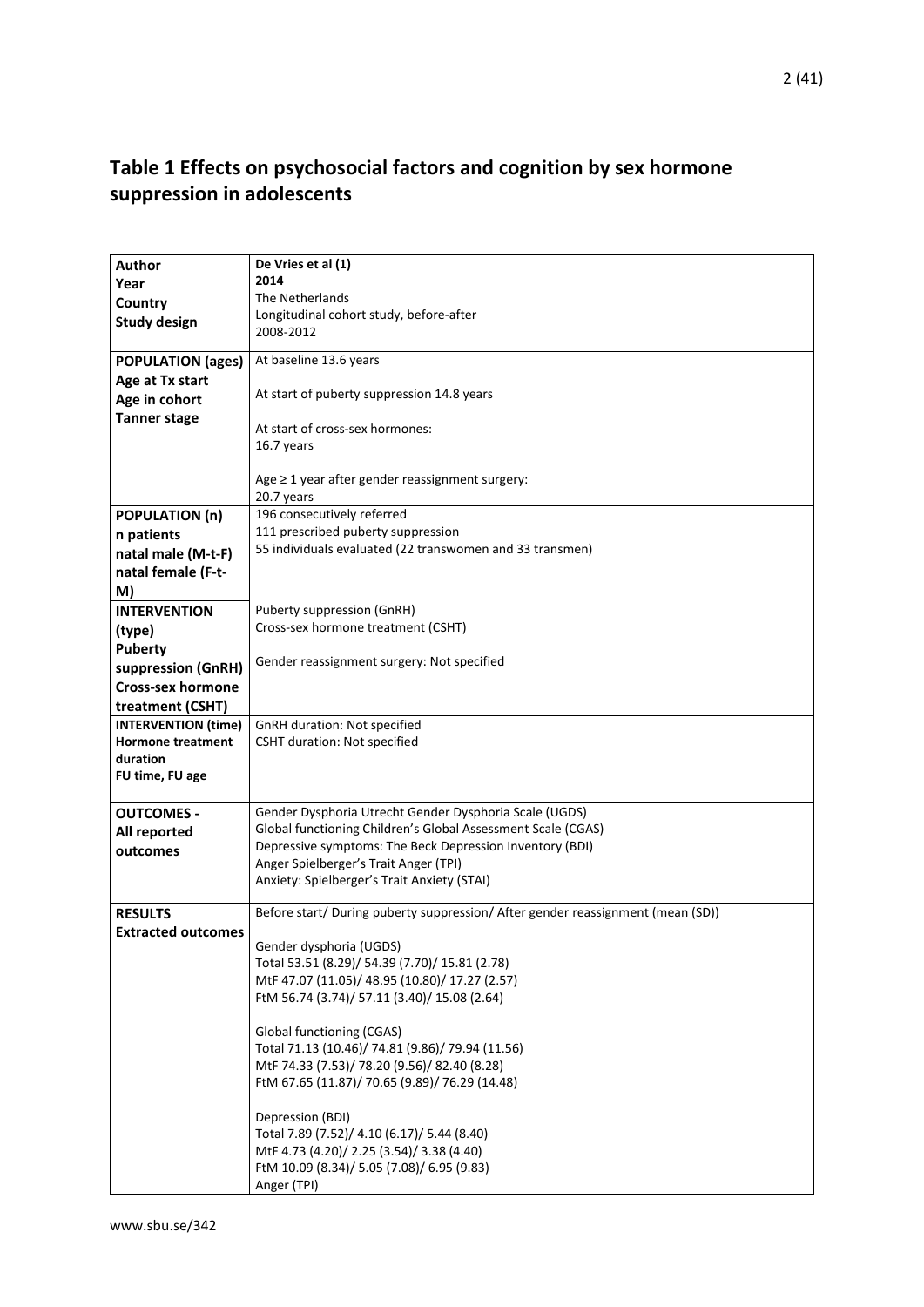# Table 1 Effects on psychosocial factors and cognition by sex hormone suppression in adolescents

| | |
|---|---|
| **Author**<br>**Year**<br>**Country**<br>**Study design** | **De Vries et al (1)**<br>**2014**<br>The Netherlands<br>Longitudinal cohort study, before-after<br>2008-2012 |
| **POPULATION (ages)**<br>**Age at Tx start**<br>**Age in cohort**<br>**Tanner stage** | At baseline 13.6 years<br><br>At start of puberty suppression 14.8 years<br><br>At start of cross-sex hormones:<br>16.7 years<br><br>Age ≥ 1 year after gender reassignment surgery:<br>20.7 years |
| **POPULATION (n)**<br>**n patients**<br>**natal male (M-t-F)**<br>**natal female (F-t-M)** | 196 consecutively referred<br>111 prescribed puberty suppression<br>55 individuals evaluated (22 transwomen and 33 transmen) |
| **INTERVENTION (type)**<br>**Puberty suppression (GnRH)**<br>**Cross-sex hormone treatment (CSHT)** | Puberty suppression (GnRH)<br>Cross-sex hormone treatment (CSHT)<br><br>Gender reassignment surgery: Not specified |
| **INTERVENTION (time)**<br>**Hormone treatment duration**<br>**FU time, FU age** | GnRH duration: Not specified<br>CSHT duration: Not specified |
| **OUTCOMES -**<br>**All reported outcomes** | Gender Dysphoria Utrecht Gender Dysphoria Scale (UGDS)<br>Global functioning Children's Global Assessment Scale (CGAS)<br>Depressive symptoms: The Beck Depression Inventory (BDI)<br>Anger Spielberger's Trait Anger (TPI)<br>Anxiety: Spielberger's Trait Anxiety (STAI) |
| **RESULTS**<br>**Extracted outcomes** | Before start/ During puberty suppression/ After gender reassignment (mean (SD))<br><br>Gender dysphoria (UGDS)<br>Total 53.51 (8.29)/ 54.39 (7.70)/ 15.81 (2.78)<br>MtF 47.07 (11.05)/ 48.95 (10.80)/ 17.27 (2.57)<br>FtM 56.74 (3.74)/ 57.11 (3.40)/ 15.08 (2.64)<br><br>Global functioning (CGAS)<br>Total 71.13 (10.46)/ 74.81 (9.86)/ 79.94 (11.56)<br>MtF 74.33 (7.53)/ 78.20 (9.56)/ 82.40 (8.28)<br>FtM 67.65 (11.87)/ 70.65 (9.89)/ 76.29 (14.48)<br><br>Depression (BDI)<br>Total 7.89 (7.52)/ 4.10 (6.17)/ 5.44 (8.40)<br>MtF 4.73 (4.20)/ 2.25 (3.54)/ 3.38 (4.40)<br>FtM 10.09 (8.34)/ 5.05 (7.08)/ 6.95 (9.83)<br>Anger (TPI) |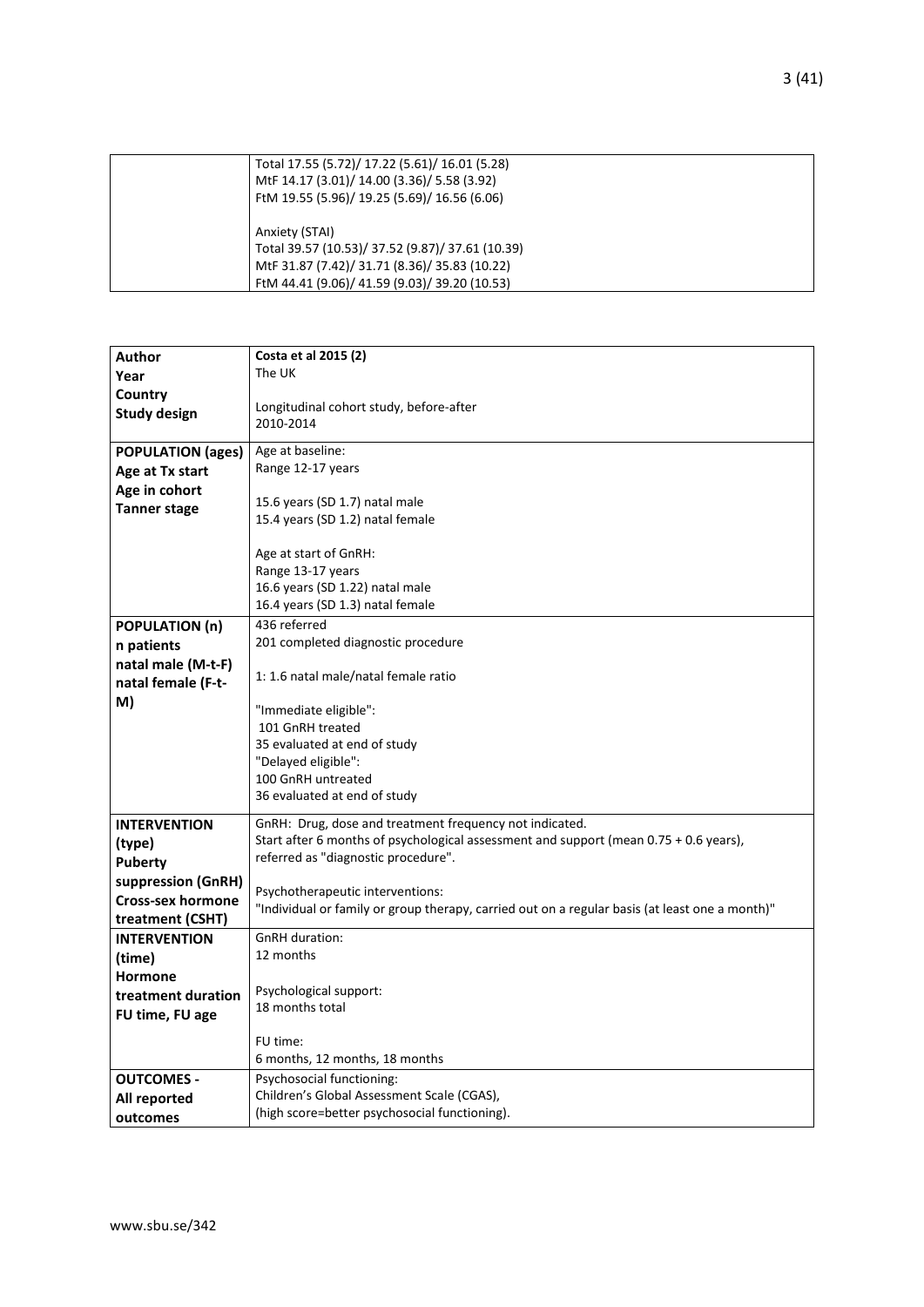| | |
|---|---|
| | Total 17.55 (5.72)/ 17.22 (5.61)/ 16.01 (5.28)<br>MtF 14.17 (3.01)/ 14.00 (3.36)/ 5.58 (3.92)<br>FtM 19.55 (5.96)/ 19.25 (5.69)/ 16.56 (6.06)<br><br>Anxiety (STAI)<br>Total 39.57 (10.53)/ 37.52 (9.87)/ 37.61 (10.39)<br>MtF 31.87 (7.42)/ 31.71 (8.36)/ 35.83 (10.22)<br>FtM 44.41 (9.06)/ 41.59 (9.03)/ 39.20 (10.53) |

| | |
|---|---|
| **Author**<br>**Year**<br>**Country**<br>**Study design** | **Costa et al 2015 (2)**<br>The UK<br><br>Longitudinal cohort study, before-after<br>2010-2014 |
| **POPULATION (ages)**<br>**Age at Tx start**<br>**Age in cohort**<br>**Tanner stage** | Age at baseline:<br>Range 12-17 years<br><br>15.6 years (SD 1.7) natal male<br>15.4 years (SD 1.2) natal female<br><br>Age at start of GnRH:<br>Range 13-17 years<br>16.6 years (SD 1.22) natal male<br>16.4 years (SD 1.3) natal female |
| **POPULATION (n)**<br>**n patients**<br>**natal male (M-t-F)**<br>**natal female (F-t-M)** | 436 referred<br>201 completed diagnostic procedure<br><br>1: 1.6 natal male/natal female ratio<br><br>"Immediate eligible":<br>101 GnRH treated<br>35 evaluated at end of study<br>"Delayed eligible":<br>100 GnRH untreated<br>36 evaluated at end of study |
| **INTERVENTION (type)**<br>**Puberty suppression (GnRH)**<br>**Cross-sex hormone treatment (CSHT)** | GnRH: Drug, dose and treatment frequency not indicated.<br>Start after 6 months of psychological assessment and support (mean 0.75 + 0.6 years), referred as "diagnostic procedure".<br><br>Psychotherapeutic interventions:<br>"Individual or family or group therapy, carried out on a regular basis (at least one a month)" |
| **INTERVENTION (time)**<br>**Hormone treatment duration**<br>**FU time, FU age** | GnRH duration:<br>12 months<br><br>Psychological support:<br>18 months total<br><br>FU time:<br>6 months, 12 months, 18 months |
| **OUTCOMES - All reported outcomes** | Psychosocial functioning:<br>Children's Global Assessment Scale (CGAS),<br>(high score=better psychosocial functioning). |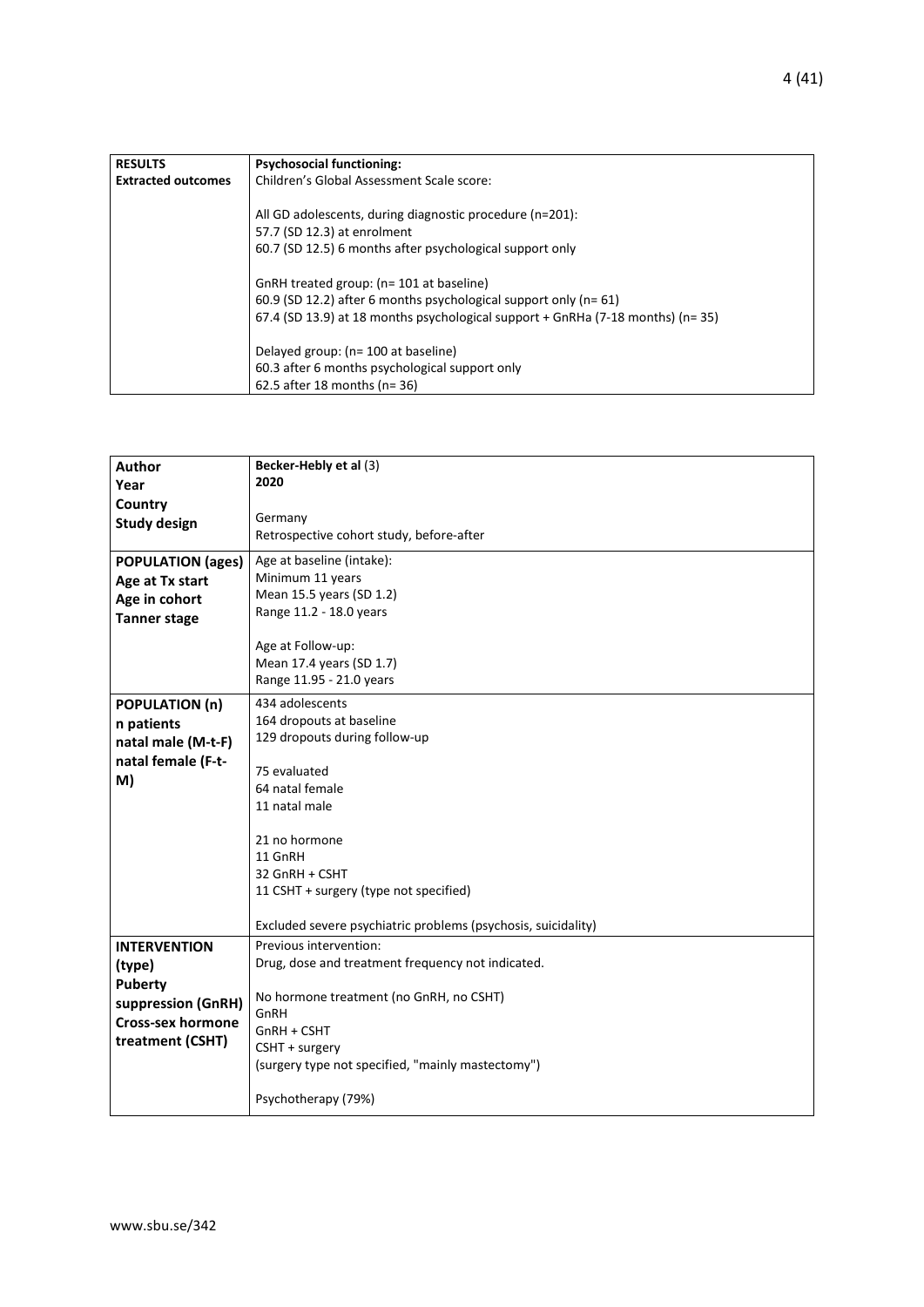| **RESULTS**<br>**Extracted outcomes** | **Psychosocial functioning:**<br>Children's Global Assessment Scale score:<br><br>All GD adolescents, during diagnostic procedure (n=201):<br>57.7 (SD 12.3) at enrolment<br>60.7 (SD 12.5) 6 months after psychological support only<br><br>GnRH treated group: (n= 101 at baseline)<br>60.9 (SD 12.2) after 6 months psychological support only (n= 61)<br>67.4 (SD 13.9) at 18 months psychological support + GnRHa (7-18 months) (n= 35)<br><br>Delayed group: (n= 100 at baseline)<br>60.3 after 6 months psychological support only<br>62.5 after 18 months (n= 36) |
|---|---|

| **Author**<br>**Year**<br>**Country**<br>**Study design** | **Becker-Hebly et al** (3)<br>**2020**<br><br>Germany<br>Retrospective cohort study, before-after |
|---|---|
| **POPULATION (ages)**<br>**Age at Tx start**<br>**Age in cohort**<br>**Tanner stage** | Age at baseline (intake):<br>Minimum 11 years<br>Mean 15.5 years (SD 1.2)<br>Range 11.2 - 18.0 years<br><br>Age at Follow-up:<br>Mean 17.4 years (SD 1.7)<br>Range 11.95 - 21.0 years |
| **POPULATION (n)**<br>**n patients**<br>**natal male (M-t-F)**<br>**natal female (F-t-M)** | 434 adolescents<br>164 dropouts at baseline<br>129 dropouts during follow-up<br><br>75 evaluated<br>64 natal female<br>11 natal male<br><br>21 no hormone<br>11 GnRH<br>32 GnRH + CSHT<br>11 CSHT + surgery (type not specified)<br><br>Excluded severe psychiatric problems (psychosis, suicidality) |
| **INTERVENTION (type)**<br>**Puberty suppression (GnRH)**<br>**Cross-sex hormone treatment (CSHT)** | Previous intervention:<br>Drug, dose and treatment frequency not indicated.<br><br>No hormone treatment (no GnRH, no CSHT)<br>GnRH<br>GnRH + CSHT<br>CSHT + surgery<br>(surgery type not specified, "mainly mastectomy")<br><br>Psychotherapy (79%) |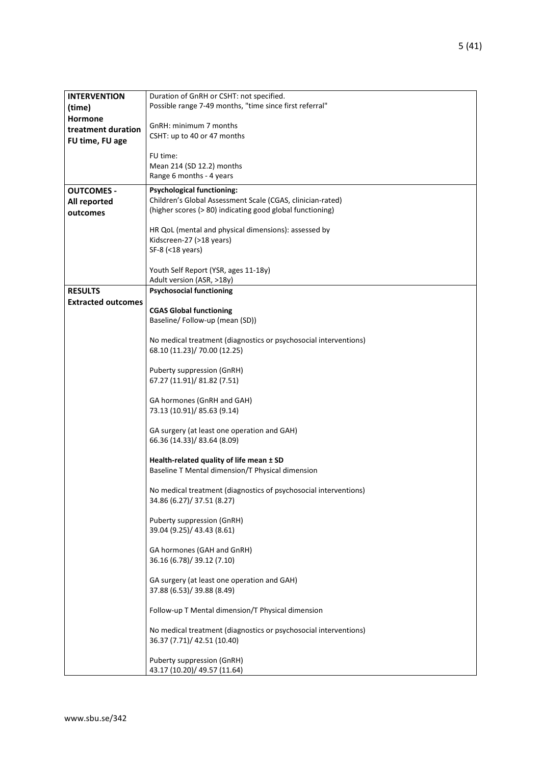| | |
|---|---|
| **INTERVENTION (time)** <br> **Hormone treatment duration** <br> **FU time, FU age** | Duration of GnRH or CSHT: not specified. <br> Possible range 7-49 months, "time since first referral" <br><br> GnRH: minimum 7 months <br> CSHT: up to 40 or 47 months <br><br> FU time: <br> Mean 214 (SD 12.2) months <br> Range 6 months - 4 years |
| **OUTCOMES - All reported outcomes** | **Psychological functioning:** <br> Children's Global Assessment Scale (CGAS, clinician-rated) <br> (higher scores (> 80) indicating good global functioning) <br><br> HR QoL (mental and physical dimensions): assessed by <br> Kidscreen-27 (>18 years) <br> SF-8 (<18 years) <br><br> Youth Self Report (YSR, ages 11-18y) <br> Adult version (ASR, >18y) |
| **RESULTS** <br> **Extracted outcomes** | **Psychosocial functioning** <br><br> **CGAS Global functioning** <br> Baseline/ Follow-up (mean (SD)) <br><br> No medical treatment (diagnostics or psychosocial interventions) <br> 68.10 (11.23)/ 70.00 (12.25) <br><br> Puberty suppression (GnRH) <br> 67.27 (11.91)/ 81.82 (7.51) <br><br> GA hormones (GnRH and GAH) <br> 73.13 (10.91)/ 85.63 (9.14) <br><br> GA surgery (at least one operation and GAH) <br> 66.36 (14.33)/ 83.64 (8.09) <br><br> **Health-related quality of life mean ± SD** <br> Baseline T Mental dimension/T Physical dimension <br><br> No medical treatment (diagnostics of psychosocial interventions) <br> 34.86 (6.27)/ 37.51 (8.27) <br><br> Puberty suppression (GnRH) <br> 39.04 (9.25)/ 43.43 (8.61) <br><br> GA hormones (GAH and GnRH) <br> 36.16 (6.78)/ 39.12 (7.10) <br><br> GA surgery (at least one operation and GAH) <br> 37.88 (6.53)/ 39.88 (8.49) <br><br> Follow-up T Mental dimension/T Physical dimension <br><br> No medical treatment (diagnostics or psychosocial interventions) <br> 36.37 (7.71)/ 42.51 (10.40) <br><br> Puberty suppression (GnRH) <br> 43.17 (10.20)/ 49.57 (11.64) |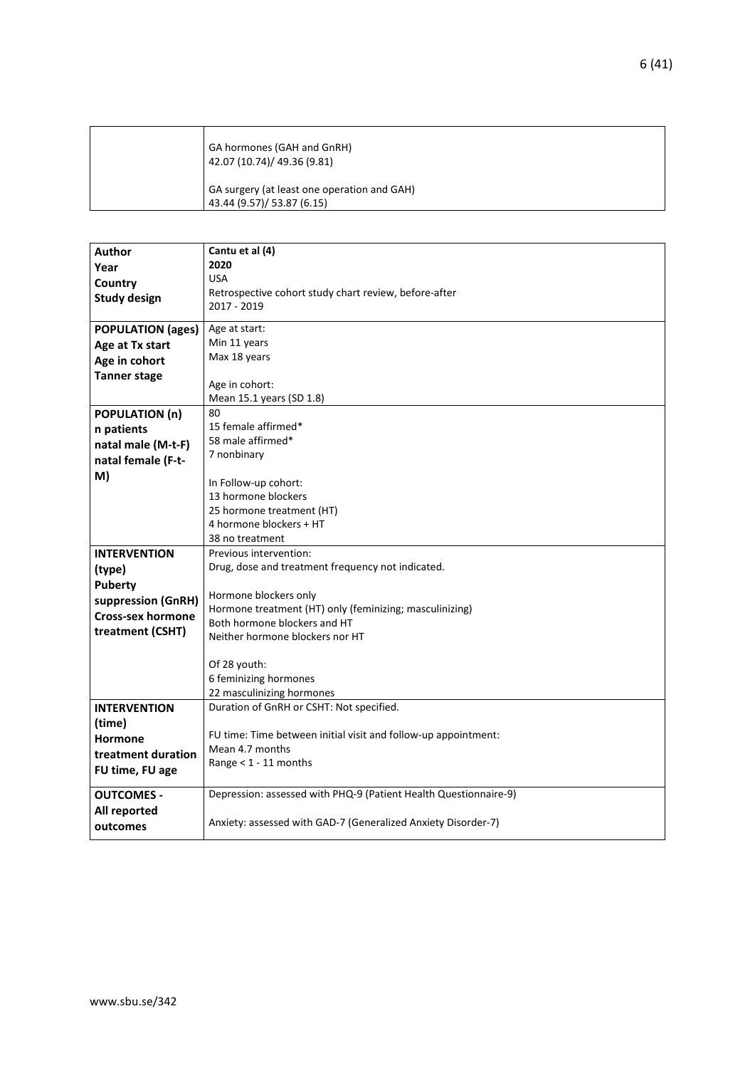|  |  |
|---|---|
|  | GA hormones (GAH and GnRH)<br>42.07 (10.74)/ 49.36 (9.81)<br><br>GA surgery (at least one operation and GAH)<br>43.44 (9.57)/ 53.87 (6.15) |

|  |  |
|---|---|
| **Author**<br>**Year**<br>**Country**<br>**Study design** | **Cantu et al (4)**<br>**2020**<br>USA<br>Retrospective cohort study chart review, before-after<br>2017 - 2019 |
| **POPULATION (ages)**<br>**Age at Tx start**<br>**Age in cohort**<br>**Tanner stage** | Age at start:<br>Min 11 years<br>Max 18 years<br><br>Age in cohort:<br>Mean 15.1 years (SD 1.8) |
| **POPULATION (n)**<br>**n patients**<br>**natal male (M-t-F)**<br>**natal female (F-t-M)** | 80<br>15 female affirmed*<br>58 male affirmed*<br>7 nonbinary<br><br>In Follow-up cohort:<br>13 hormone blockers<br>25 hormone treatment (HT)<br>4 hormone blockers + HT<br>38 no treatment |
| **INTERVENTION (type)**<br>**Puberty suppression (GnRH)**<br>**Cross-sex hormone treatment (CSHT)** | Previous intervention:<br>Drug, dose and treatment frequency not indicated.<br><br>Hormone blockers only<br>Hormone treatment (HT) only (feminizing; masculinizing)<br>Both hormone blockers and HT<br>Neither hormone blockers nor HT<br><br>Of 28 youth:<br>6 feminizing hormones<br>22 masculinizing hormones |
| **INTERVENTION (time)**<br>**Hormone treatment duration**<br>**FU time, FU age** | Duration of GnRH or CSHT: Not specified.<br><br>FU time: Time between initial visit and follow-up appointment:<br>Mean 4.7 months<br>Range < 1 - 11 months |
| **OUTCOMES -**<br>**All reported outcomes** | Depression: assessed with PHQ-9 (Patient Health Questionnaire-9)<br><br>Anxiety: assessed with GAD-7 (Generalized Anxiety Disorder-7) |

www.sbu.se/342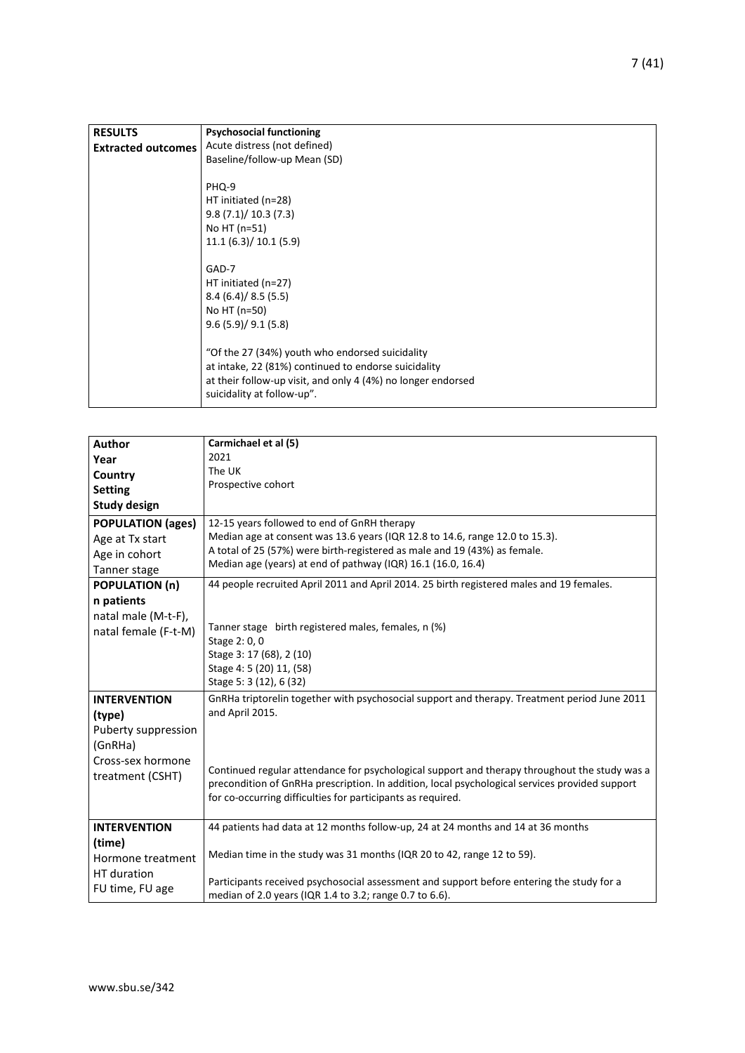| RESULTS | Psychosocial functioning |
| --- | --- |
| Extracted outcomes | Acute distress (not defined)<br>Baseline/follow-up Mean (SD)<br><br>PHQ-9<br>HT initiated (n=28)<br>9.8 (7.1)/ 10.3 (7.3)<br>No HT (n=51)<br>11.1 (6.3)/ 10.1 (5.9)<br><br>GAD-7<br>HT initiated (n=27)<br>8.4 (6.4)/ 8.5 (5.5)<br>No HT (n=50)<br>9.6 (5.9)/ 9.1 (5.8)<br><br>"Of the 27 (34%) youth who endorsed suicidality at intake, 22 (81%) continued to endorse suicidality at their follow-up visit, and only 4 (4%) no longer endorsed suicidality at follow-up". |

| Author<br>Year<br>Country<br>Setting<br>Study design | Carmichael et al (5)<br>2021<br>The UK<br>Prospective cohort |
| --- | --- |
| POPULATION (ages)<br>Age at Tx start<br>Age in cohort<br>Tanner stage | 12-15 years followed to end of GnRH therapy<br>Median age at consent was 13.6 years (IQR 12.8 to 14.6, range 12.0 to 15.3).<br>A total of 25 (57%) were birth-registered as male and 19 (43%) as female.<br>Median age (years) at end of pathway (IQR) 16.1 (16.0, 16.4) |
| POPULATION (n)<br>n patients<br>natal male (M-t-F),<br>natal female (F-t-M) | 44 people recruited April 2011 and April 2014. 25 birth registered males and 19 females.<br><br>Tanner stage birth registered males, females, n (%)<br>Stage 2: 0, 0<br>Stage 3: 17 (68), 2 (10)<br>Stage 4: 5 (20) 11, (58)<br>Stage 5: 3 (12), 6 (32) |
| INTERVENTION (type)<br>Puberty suppression (GnRHa)<br>Cross-sex hormone treatment (CSHT) | GnRHa triptorelin together with psychosocial support and therapy. Treatment period June 2011 and April 2015.<br><br>Continued regular attendance for psychological support and therapy throughout the study was a precondition of GnRHa prescription. In addition, local psychological services provided support for co-occurring difficulties for participants as required. |
| INTERVENTION (time)<br>Hormone treatment<br>HT duration<br>FU time, FU age | 44 patients had data at 12 months follow-up, 24 at 24 months and 14 at 36 months<br><br>Median time in the study was 31 months (IQR 20 to 42, range 12 to 59).<br><br>Participants received psychosocial assessment and support before entering the study for a median of 2.0 years (IQR 1.4 to 3.2; range 0.7 to 6.6). |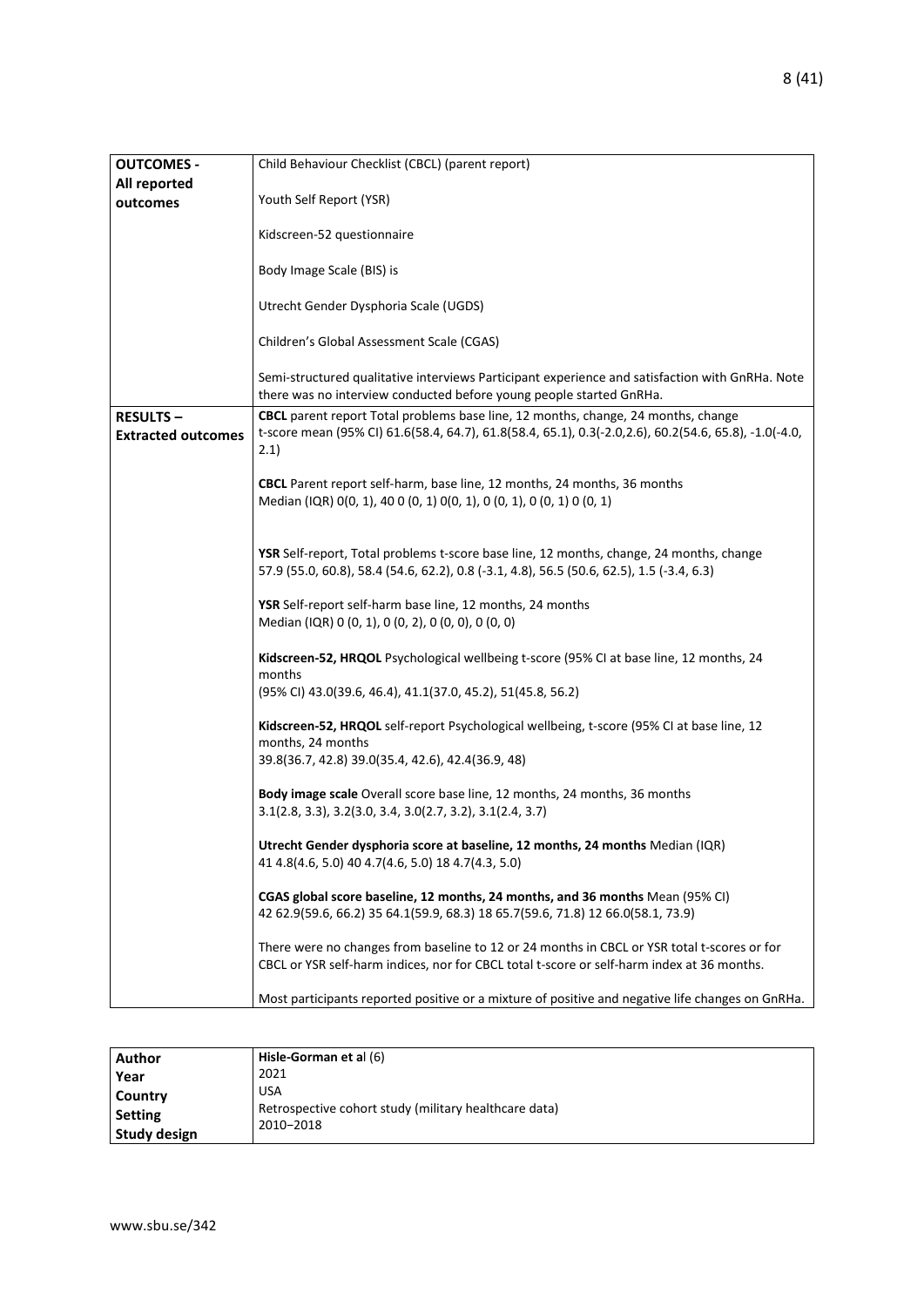| | |
|---|---|
| **OUTCOMES - All reported outcomes** | Child Behaviour Checklist (CBCL) (parent report)<br><br>Youth Self Report (YSR)<br><br>Kidscreen-52 questionnaire<br><br>Body Image Scale (BIS) is<br><br>Utrecht Gender Dysphoria Scale (UGDS)<br><br>Children's Global Assessment Scale (CGAS)<br><br>Semi-structured qualitative interviews Participant experience and satisfaction with GnRHa. Note there was no interview conducted before young people started GnRHa. |
| **RESULTS – Extracted outcomes** | **CBCL** parent report Total problems base line, 12 months, change, 24 months, change<br>t-score mean (95% CI) 61.6(58.4, 64.7), 61.8(58.4, 65.1), 0.3(-2.0,2.6), 60.2(54.6, 65.8), -1.0(-4.0, 2.1)<br><br>**CBCL** Parent report self-harm, base line, 12 months, 24 months, 36 months<br>Median (IQR) 0(0, 1), 40 0 (0, 1) 0(0, 1), 0 (0, 1), 0 (0, 1) 0 (0, 1)<br><br>**YSR** Self-report, Total problems t-score base line, 12 months, change, 24 months, change<br>57.9 (55.0, 60.8), 58.4 (54.6, 62.2), 0.8 (-3.1, 4.8), 56.5 (50.6, 62.5), 1.5 (-3.4, 6.3)<br><br>**YSR** Self-report self-harm base line, 12 months, 24 months<br>Median (IQR) 0 (0, 1), 0 (0, 2), 0 (0, 0), 0 (0, 0)<br><br>**Kidscreen-52, HRQOL** Psychological wellbeing t-score (95% CI at base line, 12 months, 24 months<br>(95% CI) 43.0(39.6, 46.4), 41.1(37.0, 45.2), 51(45.8, 56.2)<br><br>**Kidscreen-52, HRQOL** self-report Psychological wellbeing, t-score (95% CI at base line, 12 months, 24 months<br>39.8(36.7, 42.8) 39.0(35.4, 42.6), 42.4(36.9, 48)<br><br>**Body image scale** Overall score base line, 12 months, 24 months, 36 months<br>3.1(2.8, 3.3), 3.2(3.0, 3.4, 3.0(2.7, 3.2), 3.1(2.4, 3.7)<br><br>**Utrecht Gender dysphoria score at baseline, 12 months, 24 months** Median (IQR)<br>41 4.8(4.6, 5.0) 40 4.7(4.6, 5.0) 18 4.7(4.3, 5.0)<br><br>**CGAS global score baseline, 12 months, 24 months, and 36 months** Mean (95% CI)<br>42 62.9(59.6, 66.2) 35 64.1(59.9, 68.3) 18 65.7(59.6, 71.8) 12 66.0(58.1, 73.9)<br><br>There were no changes from baseline to 12 or 24 months in CBCL or YSR total t-scores or for CBCL or YSR self-harm indices, nor for CBCL total t-score or self-harm index at 36 months.<br><br>Most participants reported positive or a mixture of positive and negative life changes on GnRHa. |

| | |
|---|---|
| **Author**<br>**Year**<br>**Country**<br>**Setting**<br>**Study design** | **Hisle-Gorman et al** (6)<br>2021<br>USA<br>Retrospective cohort study (military healthcare data)<br>2010–2018 |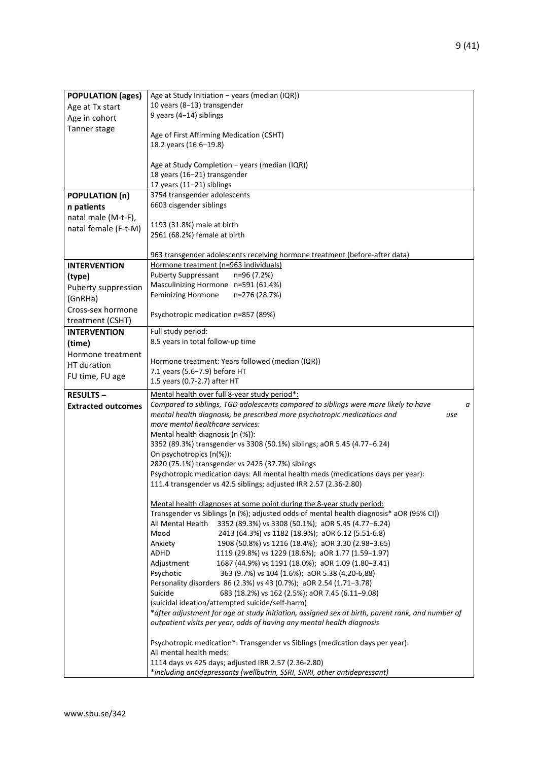| | |
|---|---|
| **POPULATION (ages)**<br>Age at Tx start<br>Age in cohort<br>Tanner stage | Age at Study Initiation – years (median (IQR))<br>10 years (8−13) transgender<br>9 years (4−14) siblings<br><br>Age of First Affirming Medication (CSHT)<br>18.2 years (16.6−19.8)<br><br>Age at Study Completion – years (median (IQR))<br>18 years (16−21) transgender<br>17 years (11−21) siblings |
| **POPULATION (n)**<br>**n patients**<br>natal male (M-t-F),<br>natal female (F-t-M) | 3754 transgender adolescents<br>6603 cisgender siblings<br><br>1193 (31.8%) male at birth<br>2561 (68.2%) female at birth<br><br>963 transgender adolescents receiving hormone treatment (before-after data) |
| **INTERVENTION (type)**<br>Puberty suppression (GnRHa)<br>Cross-sex hormone treatment (CSHT) | Hormone treatment (n=963 individuals)<br>Puberty Suppressant n=96 (7.2%)<br>Masculinizing Hormone n=591 (61.4%)<br>Feminizing Hormone n=276 (28.7%)<br><br>Psychotropic medication n=857 (89%) |
| **INTERVENTION (time)**<br>Hormone treatment<br>HT duration<br>FU time, FU age | Full study period:<br>8.5 years in total follow-up time<br><br>Hormone treatment: Years followed (median (IQR))<br>7.1 years (5.6−7.9) before HT<br>1.5 years (0.7-2.7) after HT |
| **RESULTS –**<br>**Extracted outcomes** | Mental health over full 8-year study period*:<br>*Compared to siblings, TGD adolescents compared to siblings were more likely to have a mental health diagnosis, be prescribed more psychotropic medications and use more mental healthcare services:*<br>Mental health diagnosis (n (%)):<br>3352 (89.3%) transgender vs 3308 (50.1%) siblings; aOR 5.45 (4.77−6.24)<br>On psychotropics (n(%)):<br>2820 (75.1%) transgender vs 2425 (37.7%) siblings<br>Psychotropic medication days: All mental health meds (medications days per year):<br>111.4 transgender vs 42.5 siblings; adjusted IRR 2.57 (2.36-2.80)<br><br>Mental health diagnoses at some point during the 8-year study period:<br>Transgender vs Siblings (n (%); adjusted odds of mental health diagnosis* aOR (95% CI))<br>All Mental Health 3352 (89.3%) vs 3308 (50.1%); aOR 5.45 (4.77−6.24)<br>Mood 2413 (64.3%) vs 1182 (18.9%); aOR 6.12 (5.51-6.8)<br>Anxiety 1908 (50.8%) vs 1216 (18.4%); aOR 3.30 (2.98−3.65)<br>ADHD 1119 (29.8%) vs 1229 (18.6%); aOR 1.77 (1.59−1.97)<br>Adjustment 1687 (44.9%) vs 1191 (18.0%); aOR 1.09 (1.80−3.41)<br>Psychotic 363 (9.7%) vs 104 (1.6%); aOR 5.38 (4,20-6,88)<br>Personality disorders 86 (2.3%) vs 43 (0.7%); aOR 2.54 (1.71−3.78)<br>Suicide 683 (18.2%) vs 162 (2.5%); aOR 7.45 (6.11−9.08)<br>(suicidal ideation/attempted suicide/self-harm)<br>*\*after adjustment for age at study initiation, assigned sex at birth, parent rank, and number of outpatient visits per year, odds of having any mental health diagnosis*<br><br>Psychotropic medication*: Transgender vs Siblings (medication days per year):<br>All mental health meds:<br>1114 days vs 425 days; adjusted IRR 2.57 (2.36-2.80)<br>*\*including antidepressants (wellbutrin, SSRI, SNRI, other antidepressant)* |

www.sbu.se/342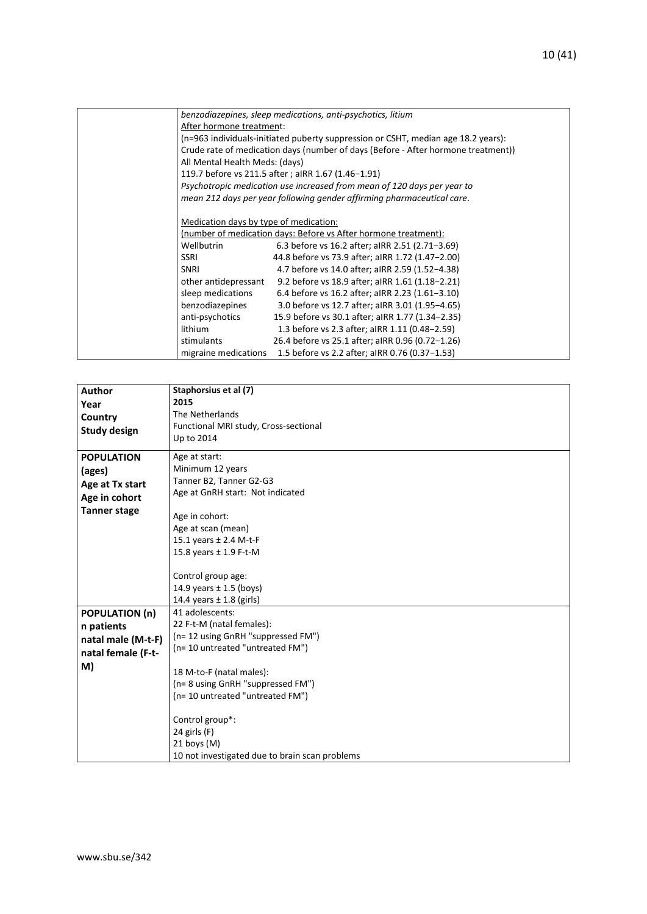|  |  |
|---|---|
|  | *benzodiazepines, sleep medications, anti-psychotics, litium*<br>After hormone treatment:<br>(n=963 individuals-initiated puberty suppression or CSHT, median age 18.2 years):<br>Crude rate of medication days (number of days (Before - After hormone treatment))<br>All Mental Health Meds: (days)<br>119.7 before vs 211.5 after ; aIRR 1.67 (1.46−1.91)<br>*Psychotropic medication use increased from mean of 120 days per year to mean 212 days per year following gender affirming pharmaceutical care.*<br><br>Medication days by type of medication:<br>(number of medication days: Before vs After hormone treatment):<br>Wellbutrin 6.3 before vs 16.2 after; aIRR 2.51 (2.71−3.69)<br>SSRI 44.8 before vs 73.9 after; aIRR 1.72 (1.47−2.00)<br>SNRI 4.7 before vs 14.0 after; aIRR 2.59 (1.52−4.38)<br>other antidepressant 9.2 before vs 18.9 after; aIRR 1.61 (1.18−2.21)<br>sleep medications 6.4 before vs 16.2 after; aIRR 2.23 (1.61−3.10)<br>benzodiazepines 3.0 before vs 12.7 after; aIRR 3.01 (1.95−4.65)<br>anti-psychotics 15.9 before vs 30.1 after; aIRR 1.77 (1.34−2.35)<br>lithium 1.3 before vs 2.3 after; aIRR 1.11 (0.48−2.59)<br>stimulants 26.4 before vs 25.1 after; aIRR 0.96 (0.72−1.26)<br>migraine medications 1.5 before vs 2.2 after; aIRR 0.76 (0.37−1.53) |

| **Author**<br>**Year**<br>**Country**<br>**Study design** | **Staphorsius et al (7)**<br>**2015**<br>The Netherlands<br>Functional MRI study, Cross-sectional<br>Up to 2014 |
|---|---|
| **POPULATION (ages)**<br>**Age at Tx start**<br>**Age in cohort**<br>**Tanner stage** | Age at start:<br>Minimum 12 years<br>Tanner B2, Tanner G2-G3<br>Age at GnRH start: Not indicated<br><br>Age in cohort:<br>Age at scan (mean)<br>15.1 years ± 2.4 M-t-F<br>15.8 years ± 1.9 F-t-M<br><br>Control group age:<br>14.9 years ± 1.5 (boys)<br>14.4 years ± 1.8 (girls) |
| **POPULATION (n)**<br>**n patients**<br>**natal male (M-t-F)**<br>**natal female (F-t-M)** | 41 adolescents:<br>22 F-t-M (natal females):<br>(n= 12 using GnRH "suppressed FM")<br>(n= 10 untreated "untreated FM")<br><br>18 M-to-F (natal males):<br>(n= 8 using GnRH "suppressed FM")<br>(n= 10 untreated "untreated FM")<br><br>Control group*:<br>24 girls (F)<br>21 boys (M)<br>10 not investigated due to brain scan problems |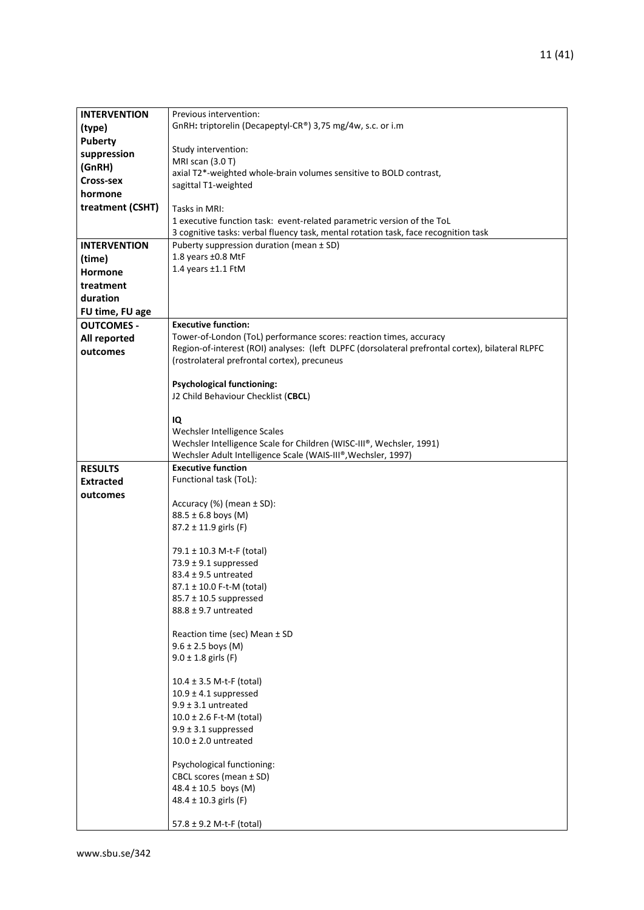| | |
|---|---|
| **INTERVENTION (type)**<br>**Puberty suppression (GnRH)**<br>**Cross-sex hormone treatment (CSHT)** | Previous intervention:<br>GnRH**:** triptorelin (Decapeptyl-CR®) 3,75 mg/4w, s.c. or i.m<br><br>Study intervention:<br>MRI scan (3.0 T)<br>axial T2*-weighted whole-brain volumes sensitive to BOLD contrast,<br>sagittal T1-weighted<br><br>Tasks in MRI:<br>1 executive function task: event-related parametric version of the ToL<br>3 cognitive tasks: verbal fluency task, mental rotation task, face recognition task |
| **INTERVENTION (time)**<br>**Hormone treatment duration**<br>**FU time, FU age** | Puberty suppression duration (mean ± SD)<br>1.8 years ±0.8 MtF<br>1.4 years ±1.1 FtM |
| **OUTCOMES - All reported outcomes** | **Executive function:**<br>Tower-of-London (ToL) performance scores: reaction times, accuracy<br>Region-of-interest (ROI) analyses: (left DLPFC (dorsolateral prefrontal cortex), bilateral RLPFC (rostrolateral prefrontal cortex), precuneus<br><br>**Psychological functioning:**<br>J2 Child Behaviour Checklist (**CBCL**)<br><br>**IQ**<br>Wechsler Intelligence Scales<br>Wechsler Intelligence Scale for Children (WISC-III®, Wechsler, 1991)<br>Wechsler Adult Intelligence Scale (WAIS-III®,Wechsler, 1997) |
| **RESULTS Extracted outcomes** | **Executive function**<br>Functional task (ToL):<br><br>Accuracy (%) (mean ± SD):<br>88.5 ± 6.8 boys (M)<br>87.2 ± 11.9 girls (F)<br><br>79.1 ± 10.3 M-t-F (total)<br>73.9 ± 9.1 suppressed<br>83.4 ± 9.5 untreated<br>87.1 ± 10.0 F-t-M (total)<br>85.7 ± 10.5 suppressed<br>88.8 ± 9.7 untreated<br><br>Reaction time (sec) Mean ± SD<br>9.6 ± 2.5 boys (M)<br>9.0 ± 1.8 girls (F)<br><br>10.4 ± 3.5 M-t-F (total)<br>10.9 ± 4.1 suppressed<br>9.9 ± 3.1 untreated<br>10.0 ± 2.6 F-t-M (total)<br>9.9 ± 3.1 suppressed<br>10.0 ± 2.0 untreated<br><br>Psychological functioning:<br>CBCL scores (mean ± SD)<br>48.4 ± 10.5 boys (M)<br>48.4 ± 10.3 girls (F)<br><br>57.8 ± 9.2 M-t-F (total) |

www.sbu.se/342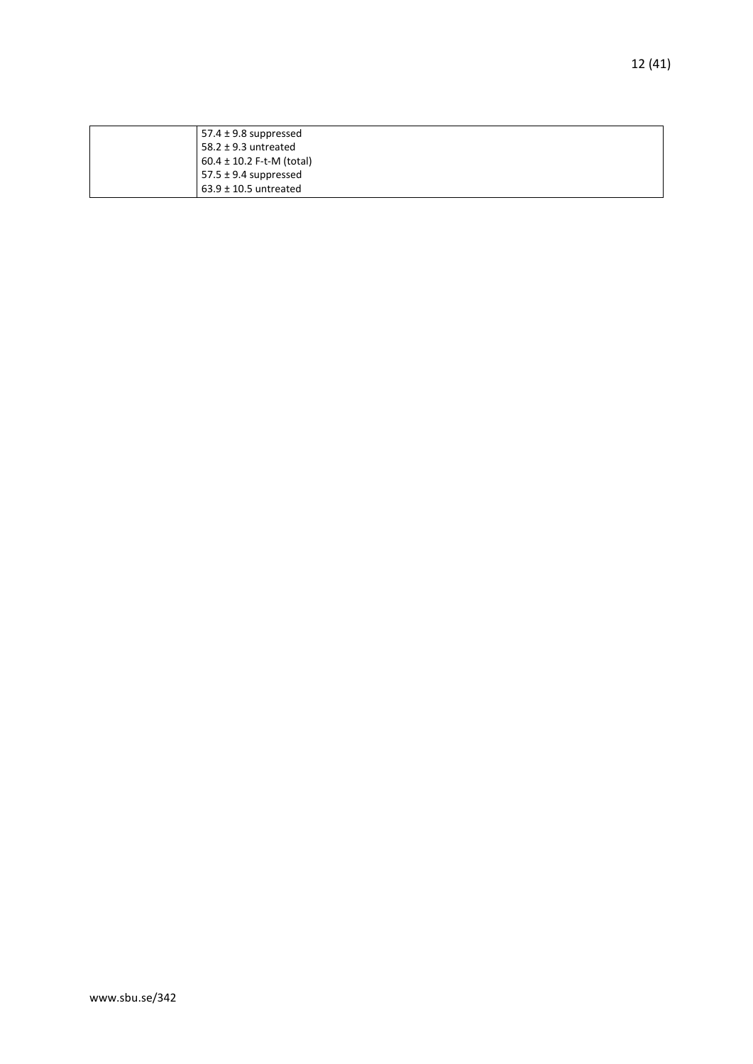| | |
|---|---|
| | 57.4 ± 9.8 suppressed<br>58.2 ± 9.3 untreated<br>60.4 ± 10.2 F-t-M (total)<br>57.5 ± 9.4 suppressed<br>63.9 ± 10.5 untreated |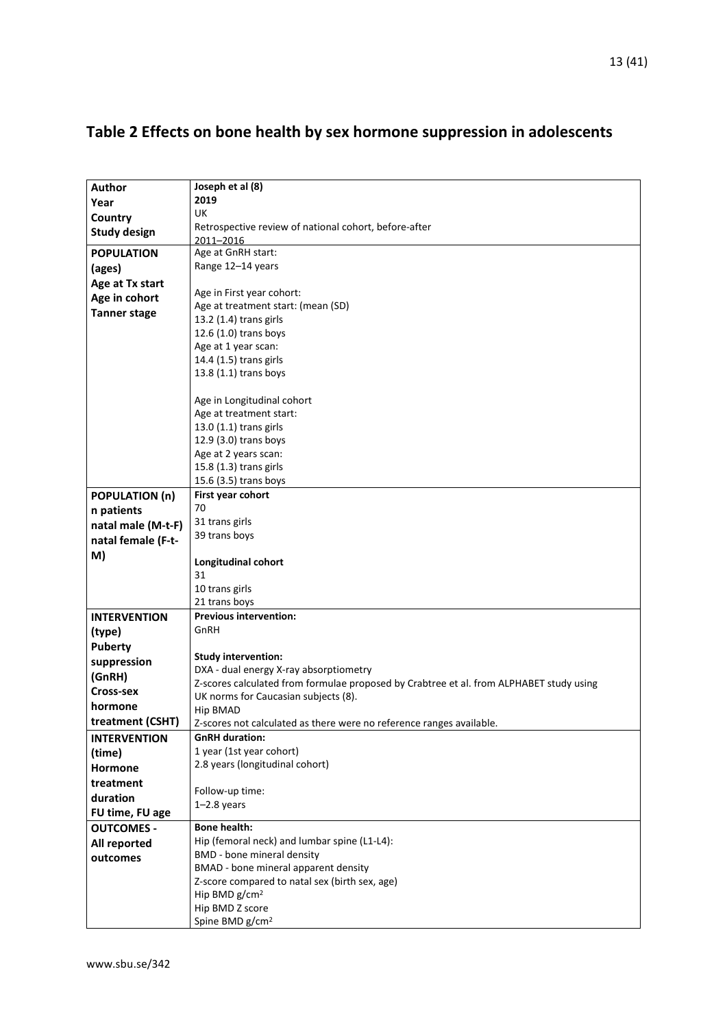## Table 2 Effects on bone health by sex hormone suppression in adolescents

| **Author**<br>**Year**<br>**Country**<br>**Study design** | **Joseph et al (8)**<br>**2019**<br>UK<br>Retrospective review of national cohort, before-after<br>2011–2016 |
|---|---|
| **POPULATION (ages)**<br>**Age at Tx start**<br>**Age in cohort**<br>**Tanner stage** | Age at GnRH start:<br>Range 12–14 years<br><br>Age in First year cohort:<br>Age at treatment start: (mean (SD)<br>13.2 (1.4) trans girls<br>12.6 (1.0) trans boys<br>Age at 1 year scan:<br>14.4 (1.5) trans girls<br>13.8 (1.1) trans boys<br><br>Age in Longitudinal cohort<br>Age at treatment start:<br>13.0 (1.1) trans girls<br>12.9 (3.0) trans boys<br>Age at 2 years scan:<br>15.8 (1.3) trans girls<br>15.6 (3.5) trans boys |
| **POPULATION (n)**<br>**n patients**<br>**natal male (M-t-F)**<br>**natal female (F-t-M)** | **First year cohort**<br>70<br>31 trans girls<br>39 trans boys<br><br>**Longitudinal cohort**<br>31<br>10 trans girls<br>21 trans boys |
| **INTERVENTION (type)**<br>**Puberty suppression (GnRH)**<br>**Cross-sex hormone treatment (CSHT)** | **Previous intervention:**<br>GnRH<br><br>**Study intervention:**<br>DXA - dual energy X-ray absorptiometry<br>Z-scores calculated from formulae proposed by Crabtree et al. from ALPHABET study using UK norms for Caucasian subjects (8).<br>Hip BMAD<br>Z-scores not calculated as there were no reference ranges available. |
| **INTERVENTION (time)**<br>**Hormone treatment duration**<br>**FU time, FU age** | **GnRH duration:**<br>1 year (1st year cohort)<br>2.8 years (longitudinal cohort)<br><br>Follow-up time:<br>1–2.8 years |
| **OUTCOMES - All reported outcomes** | **Bone health:**<br>Hip (femoral neck) and lumbar spine (L1-L4):<br>BMD - bone mineral density<br>BMAD - bone mineral apparent density<br>Z-score compared to natal sex (birth sex, age)<br>Hip BMD g/cm$^2$<br>Hip BMD Z score<br>Spine BMD g/cm$^2$ |

www.sbu.se/342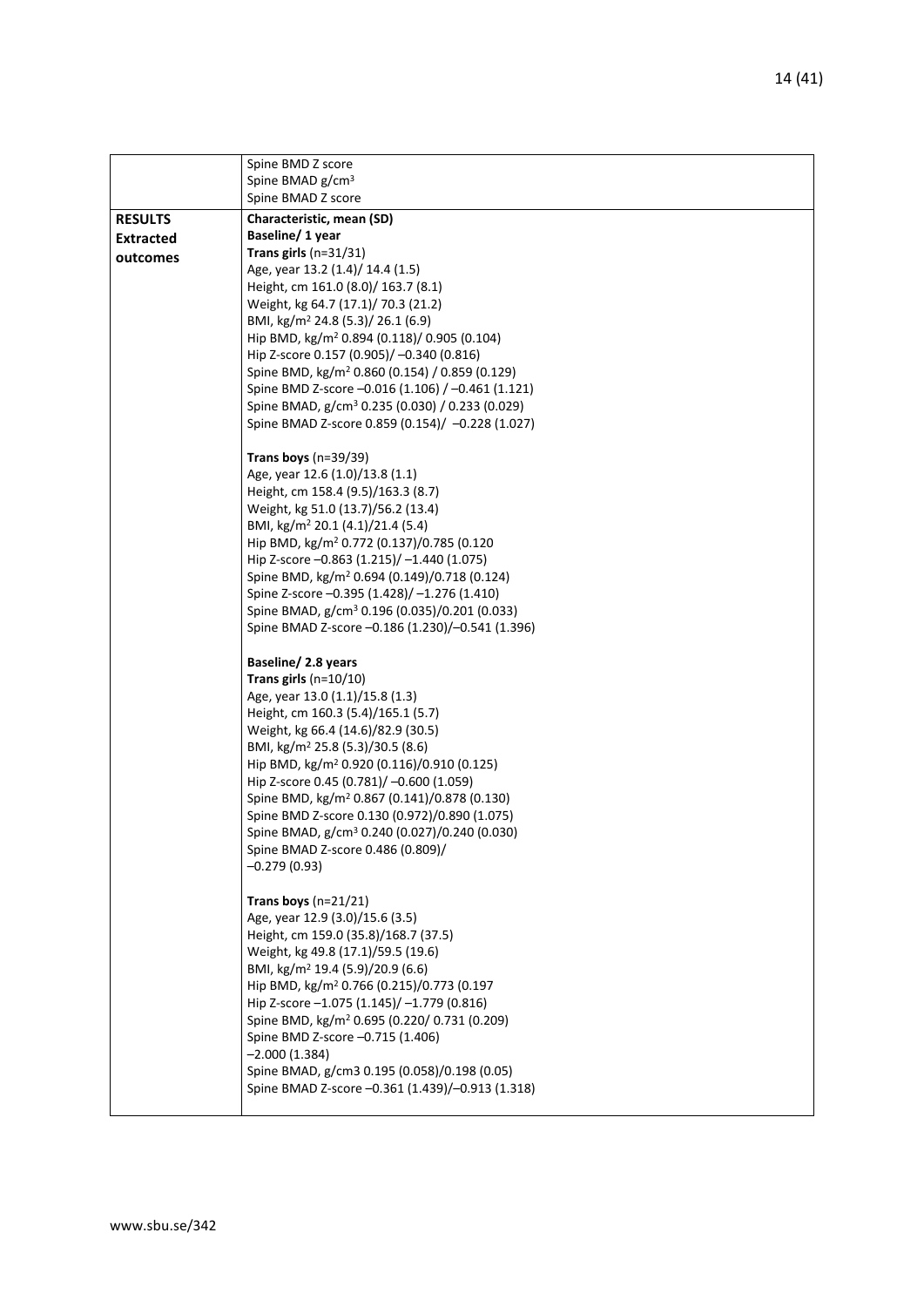| | |
|---|---|
| | Spine BMD Z score<br>Spine BMAD g/cm$^3$<br>Spine BMAD Z score |
| **RESULTS Extracted outcomes** | **Characteristic, mean (SD)**<br>**Baseline/ 1 year**<br>**Trans girls** (n=31/31)<br>Age, year 13.2 (1.4)/ 14.4 (1.5)<br>Height, cm 161.0 (8.0)/ 163.7 (8.1)<br>Weight, kg 64.7 (17.1)/ 70.3 (21.2)<br>BMI, kg/m$^2$ 24.8 (5.3)/ 26.1 (6.9)<br>Hip BMD, kg/m$^2$ 0.894 (0.118)/ 0.905 (0.104)<br>Hip Z-score 0.157 (0.905)/ –0.340 (0.816)<br>Spine BMD, kg/m$^2$ 0.860 (0.154) / 0.859 (0.129)<br>Spine BMD Z-score –0.016 (1.106) / –0.461 (1.121)<br>Spine BMAD, g/cm$^3$ 0.235 (0.030) / 0.233 (0.029)<br>Spine BMAD Z-score 0.859 (0.154)/ –0.228 (1.027)<br><br>**Trans boys** (n=39/39)<br>Age, year 12.6 (1.0)/13.8 (1.1)<br>Height, cm 158.4 (9.5)/163.3 (8.7)<br>Weight, kg 51.0 (13.7)/56.2 (13.4)<br>BMI, kg/m$^2$ 20.1 (4.1)/21.4 (5.4)<br>Hip BMD, kg/m$^2$ 0.772 (0.137)/0.785 (0.120<br>Hip Z-score –0.863 (1.215)/ –1.440 (1.075)<br>Spine BMD, kg/m$^2$ 0.694 (0.149)/0.718 (0.124)<br>Spine Z-score –0.395 (1.428)/ –1.276 (1.410)<br>Spine BMAD, g/cm$^3$ 0.196 (0.035)/0.201 (0.033)<br>Spine BMAD Z-score –0.186 (1.230)/–0.541 (1.396)<br><br>**Baseline/ 2.8 years**<br>**Trans girls** (n=10/10)<br>Age, year 13.0 (1.1)/15.8 (1.3)<br>Height, cm 160.3 (5.4)/165.1 (5.7)<br>Weight, kg 66.4 (14.6)/82.9 (30.5)<br>BMI, kg/m$^2$ 25.8 (5.3)/30.5 (8.6)<br>Hip BMD, kg/m$^2$ 0.920 (0.116)/0.910 (0.125)<br>Hip Z-score 0.45 (0.781)/ –0.600 (1.059)<br>Spine BMD, kg/m$^2$ 0.867 (0.141)/0.878 (0.130)<br>Spine BMD Z-score 0.130 (0.972)/0.890 (1.075)<br>Spine BMAD, g/cm$^3$ 0.240 (0.027)/0.240 (0.030)<br>Spine BMAD Z-score 0.486 (0.809)/<br>–0.279 (0.93)<br><br>**Trans boys** (n=21/21)<br>Age, year 12.9 (3.0)/15.6 (3.5)<br>Height, cm 159.0 (35.8)/168.7 (37.5)<br>Weight, kg 49.8 (17.1)/59.5 (19.6)<br>BMI, kg/m$^2$ 19.4 (5.9)/20.9 (6.6)<br>Hip BMD, kg/m$^2$ 0.766 (0.215)/0.773 (0.197<br>Hip Z-score –1.075 (1.145)/ –1.779 (0.816)<br>Spine BMD, kg/m$^2$ 0.695 (0.220/ 0.731 (0.209)<br>Spine BMD Z-score –0.715 (1.406)<br>–2.000 (1.384)<br>Spine BMAD, g/cm3 0.195 (0.058)/0.198 (0.05)<br>Spine BMAD Z-score –0.361 (1.439)/–0.913 (1.318) |

www.sbu.se/342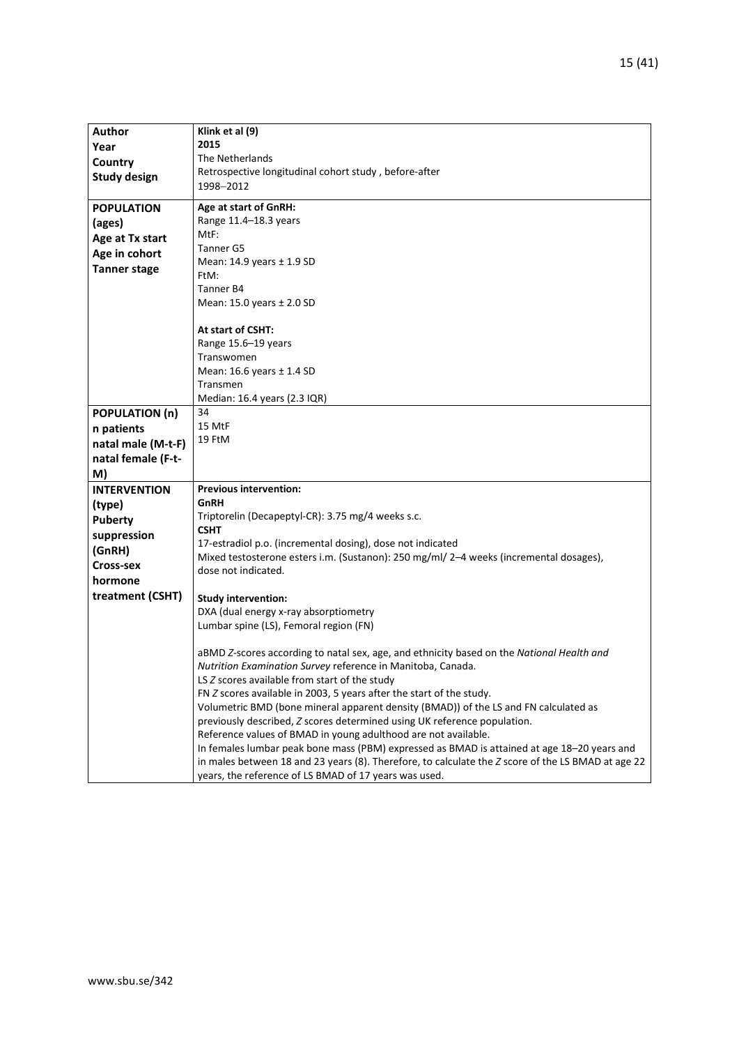| **Author**<br>**Year**<br>**Country**<br>**Study design** | **Klink et al (9)**<br>**2015**<br>The Netherlands<br>Retrospective longitudinal cohort study , before-after<br>1998–2012 |
|---|---|
| **POPULATION (ages)**<br>**Age at Tx start**<br>**Age in cohort**<br>**Tanner stage** | **Age at start of GnRH:**<br>Range 11.4–18.3 years<br>MtF:<br>Tanner G5<br>Mean: 14.9 years ± 1.9 SD<br>FtM:<br>Tanner B4<br>Mean: 15.0 years ± 2.0 SD<br><br>**At start of CSHT:**<br>Range 15.6–19 years<br>Transwomen<br>Mean: 16.6 years ± 1.4 SD<br>Transmen<br>Median: 16.4 years (2.3 IQR) |
| **POPULATION (n)**<br>**n patients**<br>**natal male (M-t-F)**<br>**natal female (F-t-M)** | 34<br>15 MtF<br>19 FtM |
| **INTERVENTION (type)**<br>**Puberty suppression (GnRH)**<br>**Cross-sex hormone treatment (CSHT)** | **Previous intervention:**<br>**GnRH**<br>Triptorelin (Decapeptyl-CR): 3.75 mg/4 weeks s.c.<br>**CSHT**<br>17-estradiol p.o. (incremental dosing), dose not indicated<br>Mixed testosterone esters i.m. (Sustanon): 250 mg/ml/ 2–4 weeks (incremental dosages), dose not indicated.<br><br>**Study intervention:**<br>DXA (dual energy x-ray absorptiometry<br>Lumbar spine (LS), Femoral region (FN)<br><br>aBMD *Z*-scores according to natal sex, age, and ethnicity based on the *National Health and Nutrition Examination Survey* reference in Manitoba, Canada.<br>LS *Z* scores available from start of the study<br>FN *Z* scores available in 2003, 5 years after the start of the study.<br>Volumetric BMD (bone mineral apparent density (BMAD)) of the LS and FN calculated as previously described, *Z* scores determined using UK reference population.<br>Reference values of BMAD in young adulthood are not available.<br>In females lumbar peak bone mass (PBM) expressed as BMAD is attained at age 18–20 years and in males between 18 and 23 years (8). Therefore, to calculate the *Z* score of the LS BMAD at age 22 years, the reference of LS BMAD of 17 years was used. |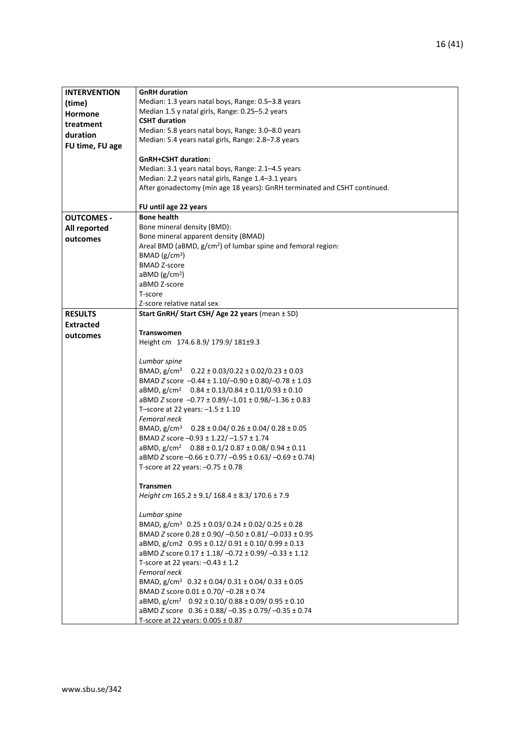| | |
|---|---|
| **INTERVENTION (time) Hormone treatment duration FU time, FU age** | **GnRH duration**<br>Median: 1.3 years natal boys, Range: 0.5–3.8 years<br>Median 1.5 y natal girls, Range: 0.25–5.2 years<br>**CSHT duration**<br>Median: 5.8 years natal boys, Range: 3.0–8.0 years<br>Median: 5.4 years natal girls, Range: 2.8–7.8 years<br><br>**GnRH+CSHT duration:**<br>Median: 3.1 years natal boys, Range: 2.1–4.5 years<br>Median: 2.2 years natal girls, Range 1.4–3.1 years<br>After gonadectomy (min age 18 years): GnRH terminated and CSHT continued.<br><br>**FU until age 22 years** |
| **OUTCOMES - All reported outcomes** | **Bone health**<br>Bone mineral density (BMD):<br>Bone mineral apparent density (BMAD)<br>Areal BMD (aBMD, g/cm$^2$) of lumbar spine and femoral region:<br>BMAD (g/cm$^3$)<br>BMAD Z-score<br>aBMD (g/cm$^2$)<br>aBMD Z-score<br>T-score<br>Z-score relative natal sex |
| **RESULTS Extracted outcomes** | **Start GnRH/ Start CSH/ Age 22 years** (mean ± SD)<br><br>**Transwomen**<br>Height cm 174.6 8.9/ 179.9/ 181±9.3<br><br>*Lumbar spine*<br>BMAD, g/cm$^3$ 0.22 ± 0.03/0.22 ± 0.02/0.23 ± 0.03<br>BMAD *Z* score –0.44 ± 1.10/–0.90 ± 0.80/–0.78 ± 1.03<br>aBMD, g/cm$^2$ 0.84 ± 0.13/0.84 ± 0.11/0.93 ± 0.10<br>aBMD *Z* score –0.77 ± 0.89/–1.01 ± 0.98/–1.36 ± 0.83<br>T–score at 22 years: –1.5 ± 1.10<br>*Femoral neck*<br>BMAD, g/cm$^3$ 0.28 ± 0.04/ 0.26 ± 0.04/ 0.28 ± 0.05<br>BMAD *Z* score –0.93 ± 1.22/ –1.57 ± 1.74<br>aBMD, g/cm$^2$ 0.88 ± 0.1/2 0.87 ± 0.08/ 0.94 ± 0.11<br>aBMD *Z* score –0.66 ± 0.77/ –0.95 ± 0.63/ –0.69 ± 0.74)<br>T-score at 22 years: –0.75 ± 0.78<br><br>**Transmen**<br>*Height cm* 165.2 ± 9.1/ 168.4 ± 8.3/ 170.6 ± 7.9<br><br>*Lumbar spine*<br>BMAD, g/cm$^3$ 0.25 ± 0.03/ 0.24 ± 0.02/ 0.25 ± 0.28<br>BMAD *Z* score 0.28 ± 0.90/ –0.50 ± 0.81/ –0.033 ± 0.95<br>aBMD, g/cm2 0.95 ± 0.12/ 0.91 ± 0.10/ 0.99 ± 0.13<br>aBMD *Z* score 0.17 ± 1.18/ –0.72 ± 0.99/ –0.33 ± 1.12<br>T-score at 22 years: –0.43 ± 1.2<br>*Femoral neck*<br>BMAD, g/cm$^3$ 0.32 ± 0.04/ 0.31 ± 0.04/ 0.33 ± 0.05<br>BMAD Z score 0.01 ± 0.70/ –0.28 ± 0.74<br>aBMD, g/cm$^2$ 0.92 ± 0.10/ 0.88 ± 0.09/ 0.95 ± 0.10<br>aBMD *Z* score 0.36 ± 0.88/ –0.35 ± 0.79/ –0.35 ± 0.74<br>T-score at 22 years: 0.005 ± 0.87 |

www.sbu.se/342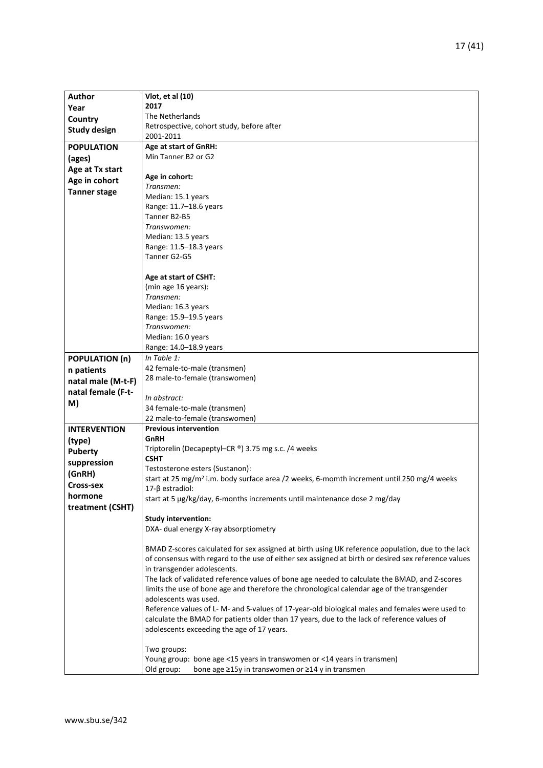| **Author**<br>**Year**<br>**Country**<br>**Study design** | **Vlot, et al (10)**<br>**2017**<br>The Netherlands<br>Retrospective, cohort study, before after<br>2001-2011 |
|---|---|
| **POPULATION (ages)**<br>**Age at Tx start**<br>**Age in cohort**<br>**Tanner stage** | **Age at start of GnRH:**<br>Min Tanner B2 or G2<br><br>**Age in cohort:**<br>*Transmen:*<br>Median: 15.1 years<br>Range: 11.7–18.6 years<br>Tanner B2-B5<br>*Transwomen:*<br>Median: 13.5 years<br>Range: 11.5–18.3 years<br>Tanner G2-G5<br><br>**Age at start of CSHT:**<br>(min age 16 years):<br>*Transmen:*<br>Median: 16.3 years<br>Range: 15.9–19.5 years<br>*Transwomen:*<br>Median: 16.0 years<br>Range: 14.0–18.9 years |
| **POPULATION (n)**<br>**n patients**<br>**natal male (M-t-F)**<br>**natal female (F-t-M)** | *In Table 1:*<br>42 female-to-male (transmen)<br>28 male-to-female (transwomen)<br><br>*In abstract:*<br>34 female-to-male (transmen)<br>22 male-to-female (transwomen) |
| **INTERVENTION (type)**<br>**Puberty suppression (GnRH)**<br>**Cross-sex hormone treatment (CSHT)** | **Previous intervention**<br>**GnRH**<br>Triptorelin (Decapeptyl–CR ®) 3.75 mg s.c. /4 weeks<br>**CSHT**<br>Testosterone esters (Sustanon):<br>start at 25 mg/m² i.m. body surface area /2 weeks, 6-momth increment until 250 mg/4 weeks<br>17-β estradiol:<br>start at 5 μg/kg/day, 6-months increments until maintenance dose 2 mg/day<br><br>**Study intervention:**<br>DXA- dual energy X-ray absorptiometry<br><br>BMAD Z-scores calculated for sex assigned at birth using UK reference population, due to the lack of consensus with regard to the use of either sex assigned at birth or desired sex reference values in transgender adolescents.<br>The lack of validated reference values of bone age needed to calculate the BMAD, and Z-scores limits the use of bone age and therefore the chronological calendar age of the transgender adolescents was used.<br>Reference values of L- M- and S-values of 17-year-old biological males and females were used to calculate the BMAD for patients older than 17 years, due to the lack of reference values of adolescents exceeding the age of 17 years.<br><br>Two groups:<br>Young group: bone age <15 years in transwomen or <14 years in transmen)<br>Old group: bone age ≥15y in transwomen or ≥14 y in transmen |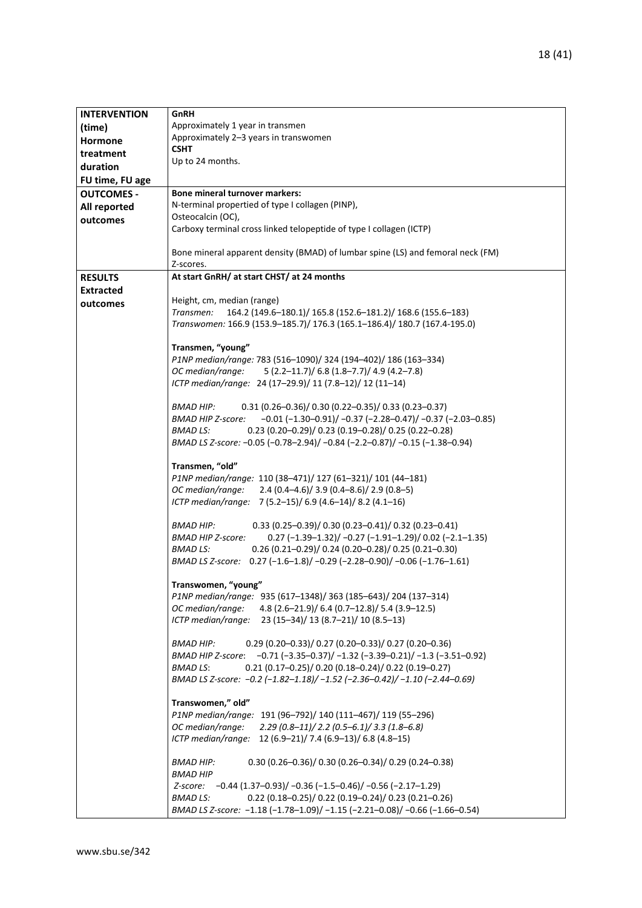| | |
|---|---|
| **INTERVENTION (time) Hormone treatment duration FU time, FU age** | **GnRH**<br>Approximately 1 year in transmen<br>Approximately 2–3 years in transwomen<br>**CSHT**<br>Up to 24 months. |
| **OUTCOMES - All reported outcomes** | **Bone mineral turnover markers:**<br>N-terminal propertied of type I collagen (PINP),<br>Osteocalcin (OC),<br>Carboxy terminal cross linked telopeptide of type I collagen (ICTP)<br><br>Bone mineral apparent density (BMAD) of lumbar spine (LS) and femoral neck (FM)<br>Z-scores. |
| **RESULTS Extracted outcomes** | **At start GnRH/ at start CHST/ at 24 months**<br><br>Height, cm, median (range)<br>*Transmen:* 164.2 (149.6–180.1)/ 165.8 (152.6–181.2)/ 168.6 (155.6–183)<br>*Transwomen:* 166.9 (153.9–185.7)/ 176.3 (165.1–186.4)/ 180.7 (167.4-195.0)<br><br>**Transmen, "young"**<br>*P1NP median/range:* 783 (516–1090)/ 324 (194–402)/ 186 (163–334)<br>*OC median/range:* 5 (2.2–11.7)/ 6.8 (1.8–7.7)/ 4.9 (4.2–7.8)<br>*ICTP median/range:* 24 (17–29.9)/ 11 (7.8–12)/ 12 (11–14)<br><br>*BMAD HIP:* 0.31 (0.26–0.36)/ 0.30 (0.22–0.35)/ 0.33 (0.23–0.37)<br>*BMAD HIP Z-score:* −0.01 (−1.30–0.91)/ −0.37 (−2.28–0.47)/ −0.37 (−2.03–0.85)<br>*BMAD LS:* 0.23 (0.20–0.29)/ 0.23 (0.19–0.28)/ 0.25 (0.22–0.28)<br>*BMAD LS Z-score:* −0.05 (−0.78–2.94)/ −0.84 (−2.2–0.87)/ −0.15 (−1.38–0.94)<br><br>**Transmen, "old"**<br>*P1NP median/range:* 110 (38–471)/ 127 (61–321)/ 101 (44–181)<br>*OC median/range:* 2.4 (0.4–4.6)/ 3.9 (0.4–8.6)/ 2.9 (0.8–5)<br>*ICTP median/range:* 7 (5.2–15)/ 6.9 (4.6–14)/ 8.2 (4.1–16)<br><br>*BMAD HIP:* 0.33 (0.25–0.39)/ 0.30 (0.23–0.41)/ 0.32 (0.23–0.41)<br>*BMAD HIP Z-score:* 0.27 (−1.39–1.32)/ −0.27 (−1.91–1.29)/ 0.02 (−2.1–1.35)<br>*BMAD LS:* 0.26 (0.21–0.29)/ 0.24 (0.20–0.28)/ 0.25 (0.21–0.30)<br>*BMAD LS Z-score:* 0.27 (−1.6–1.8)/ −0.29 (−2.28–0.90)/ −0.06 (−1.76–1.61)<br><br>**Transwomen, "young"**<br>*P1NP median/range:* 935 (617–1348)/ 363 (185–643)/ 204 (137–314)<br>*OC median/range:* 4.8 (2.6–21.9)/ 6.4 (0.7–12.8)/ 5.4 (3.9–12.5)<br>*ICTP median/range:* 23 (15–34)/ 13 (8.7–21)/ 10 (8.5–13)<br><br>*BMAD HIP:* 0.29 (0.20–0.33)/ 0.27 (0.20–0.33)/ 0.27 (0.20–0.36)<br>*BMAD HIP Z-score:* −0.71 (−3.35–0.37)/ −1.32 (−3.39–0.21)/ −1.3 (−3.51–0.92)<br>*BMAD LS:* 0.21 (0.17–0.25)/ 0.20 (0.18–0.24)/ 0.22 (0.19–0.27)<br>*BMAD LS Z-score: −0.2 (−1.82–1.18)/ −1.52 (−2.36–0.42)/ −1.10 (−2.44–0.69)*<br><br>**Transwomen," old"**<br>*P1NP median/range:* 191 (96–792)/ 140 (111–467)/ 119 (55–296)<br>*OC median/range: 2.29 (0.8–11)/ 2.2 (0.5–6.1)/ 3.3 (1.8–6.8)*<br>*ICTP median/range:* 12 (6.9–21)/ 7.4 (6.9–13)/ 6.8 (4.8–15)<br><br>*BMAD HIP:* 0.30 (0.26–0.36)/ 0.30 (0.26–0.34)/ 0.29 (0.24–0.38)<br>*BMAD HIP Z-score:* −0.44 (1.37–0.93)/ −0.36 (−1.5–0.46)/ −0.56 (−2.17–1.29)<br>*BMAD LS:* 0.22 (0.18–0.25)/ 0.22 (0.19–0.24)/ 0.23 (0.21–0.26)<br>*BMAD LS Z-score:* −1.18 (−1.78–1.09)/ −1.15 (−2.21–0.08)/ −0.66 (−1.66–0.54) |

www.sbu.se/342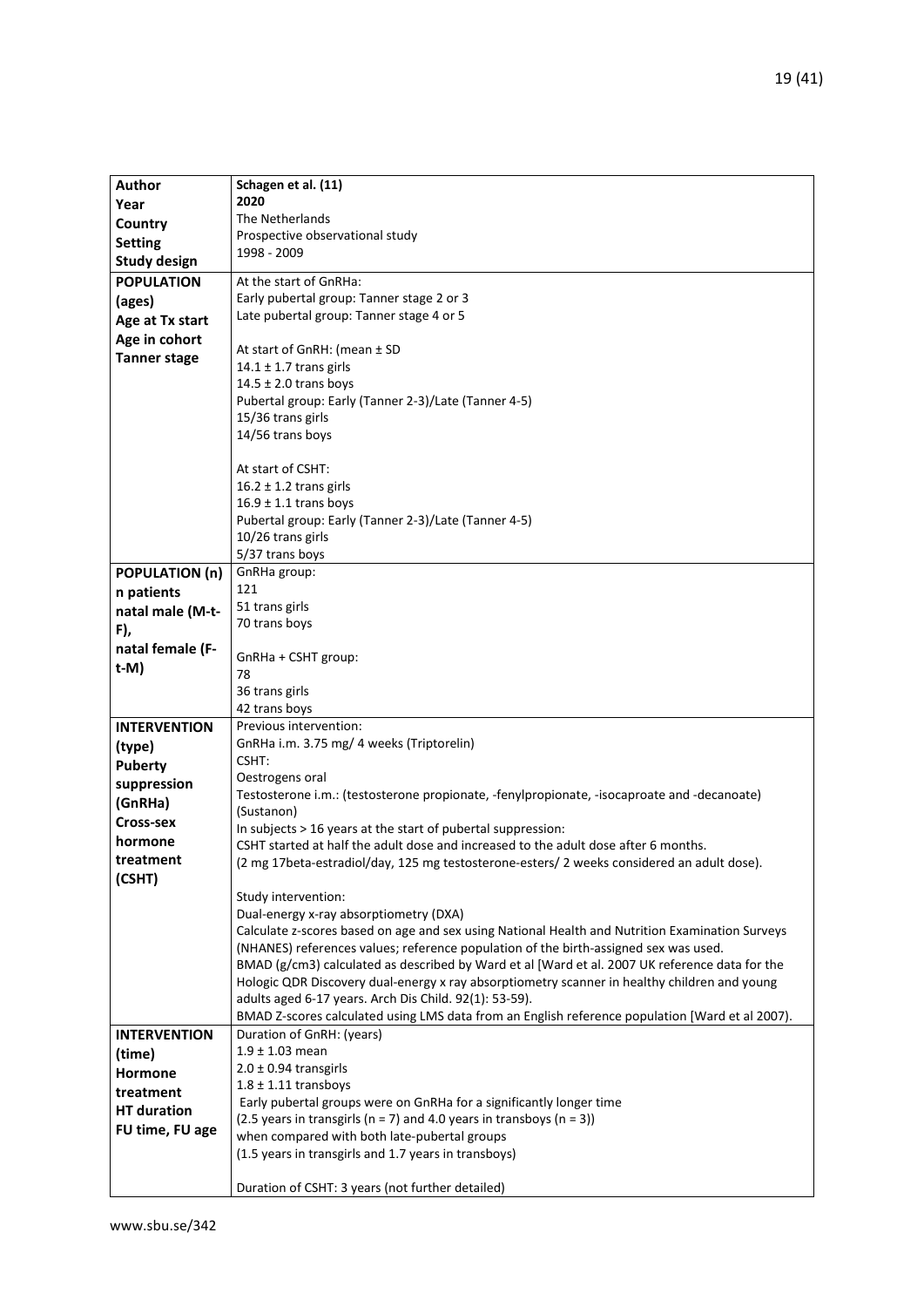| **Author**<br>**Year**<br>**Country**<br>**Setting**<br>**Study design** | **Schagen et al. (11)**<br>**2020**<br>The Netherlands<br>Prospective observational study<br>1998 - 2009 |
|---|---|
| **POPULATION (ages)**<br>**Age at Tx start**<br>**Age in cohort**<br>**Tanner stage** | At the start of GnRHa:<br>Early pubertal group: Tanner stage 2 or 3<br>Late pubertal group: Tanner stage 4 or 5<br><br>At start of GnRH: (mean ± SD<br>14.1 ± 1.7 trans girls<br>14.5 ± 2.0 trans boys<br>Pubertal group: Early (Tanner 2-3)/Late (Tanner 4-5)<br>15/36 trans girls<br>14/56 trans boys<br><br>At start of CSHT:<br>16.2 ± 1.2 trans girls<br>16.9 ± 1.1 trans boys<br>Pubertal group: Early (Tanner 2-3)/Late (Tanner 4-5)<br>10/26 trans girls<br>5/37 trans boys |
| **POPULATION (n)**<br>**n patients**<br>**natal male (M-t-F),**<br>**natal female (F-t-M)** | GnRHa group:<br>121<br>51 trans girls<br>70 trans boys<br><br>GnRHa + CSHT group:<br>78<br>36 trans girls<br>42 trans boys |
| **INTERVENTION (type)**<br>**Puberty suppression (GnRHa)**<br>**Cross-sex hormone treatment (CSHT)** | Previous intervention:<br>GnRHa i.m. 3.75 mg/ 4 weeks (Triptorelin)<br>CSHT:<br>Oestrogens oral<br>Testosterone i.m.: (testosterone propionate, -fenylpropionate, -isocaproate and -decanoate) (Sustanon)<br>In subjects > 16 years at the start of pubertal suppression:<br>CSHT started at half the adult dose and increased to the adult dose after 6 months.<br>(2 mg 17beta-estradiol/day, 125 mg testosterone-esters/ 2 weeks considered an adult dose).<br><br>Study intervention:<br>Dual-energy x-ray absorptiometry (DXA)<br>Calculate z-scores based on age and sex using National Health and Nutrition Examination Surveys (NHANES) references values; reference population of the birth-assigned sex was used.<br>BMAD (g/cm3) calculated as described by Ward et al [Ward et al. 2007 UK reference data for the Hologic QDR Discovery dual-energy x ray absorptiometry scanner in healthy children and young adults aged 6-17 years. Arch Dis Child. 92(1): 53-59).<br>BMAD Z-scores calculated using LMS data from an English reference population [Ward et al 2007). |
| **INTERVENTION (time)**<br>**Hormone treatment**<br>**HT duration**<br>**FU time, FU age** | Duration of GnRH: (years)<br>1.9 ± 1.03 mean<br>2.0 ± 0.94 transgirls<br>1.8 ± 1.11 transboys<br>Early pubertal groups were on GnRHa for a significantly longer time<br>(2.5 years in transgirls (n = 7) and 4.0 years in transboys (n = 3))<br>when compared with both late-pubertal groups<br>(1.5 years in transgirls and 1.7 years in transboys)<br><br>Duration of CSHT: 3 years (not further detailed) |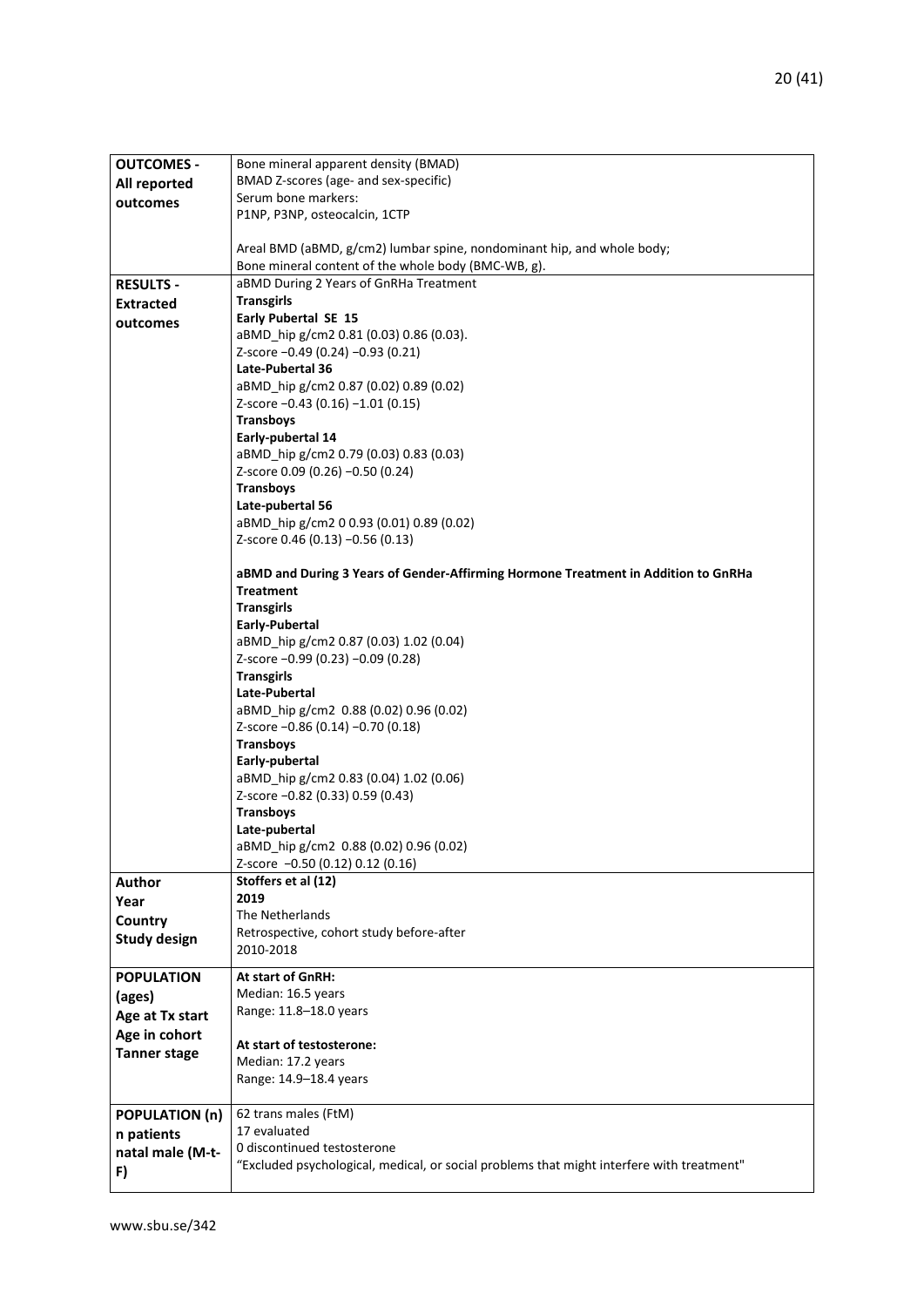| | |
|---|---|
| **OUTCOMES - All reported outcomes** | Bone mineral apparent density (BMAD)<br>BMAD Z-scores (age- and sex-specific)<br>Serum bone markers:<br>P1NP, P3NP, osteocalcin, 1CTP<br><br>Areal BMD (aBMD, g/cm2) lumbar spine, nondominant hip, and whole body;<br>Bone mineral content of the whole body (BMC-WB, g). |
| **RESULTS - Extracted outcomes** | aBMD During 2 Years of GnRHa Treatment<br>**Transgirls**<br>**Early Pubertal SE 15**<br>aBMD_hip g/cm2 0.81 (0.03) 0.86 (0.03).<br>Z-score −0.49 (0.24) −0.93 (0.21)<br>**Late-Pubertal 36**<br>aBMD_hip g/cm2 0.87 (0.02) 0.89 (0.02)<br>Z-score −0.43 (0.16) −1.01 (0.15)<br>**Transboys**<br>**Early-pubertal 14**<br>aBMD_hip g/cm2 0.79 (0.03) 0.83 (0.03)<br>Z-score 0.09 (0.26) −0.50 (0.24)<br>**Transboys**<br>**Late-pubertal 56**<br>aBMD_hip g/cm2 0 0.93 (0.01) 0.89 (0.02)<br>Z-score 0.46 (0.13) −0.56 (0.13)<br><br>**aBMD and During 3 Years of Gender-Affirming Hormone Treatment in Addition to GnRHa Treatment**<br>**Transgirls**<br>**Early-Pubertal**<br>aBMD_hip g/cm2 0.87 (0.03) 1.02 (0.04)<br>Z-score −0.99 (0.23) −0.09 (0.28)<br>**Transgirls**<br>**Late-Pubertal**<br>aBMD_hip g/cm2 0.88 (0.02) 0.96 (0.02)<br>Z-score −0.86 (0.14) −0.70 (0.18)<br>**Transboys**<br>**Early-pubertal**<br>aBMD_hip g/cm2 0.83 (0.04) 1.02 (0.06)<br>Z-score −0.82 (0.33) 0.59 (0.43)<br>**Transboys**<br>**Late-pubertal**<br>aBMD_hip g/cm2 0.88 (0.02) 0.96 (0.02)<br>Z-score −0.50 (0.12) 0.12 (0.16) |
| **Author<br>Year<br>Country<br>Study design** | **Stoffers et al (12)**<br>**2019**<br>The Netherlands<br>Retrospective, cohort study before-after<br>2010-2018 |
| **POPULATION (ages)<br>Age at Tx start<br>Age in cohort<br>Tanner stage** | **At start of GnRH:**<br>Median: 16.5 years<br>Range: 11.8–18.0 years<br><br>**At start of testosterone:**<br>Median: 17.2 years<br>Range: 14.9–18.4 years |
| **POPULATION (n)<br>n patients<br>natal male (M-t-F)** | 62 trans males (FtM)<br>17 evaluated<br>0 discontinued testosterone<br>"Excluded psychological, medical, or social problems that might interfere with treatment" |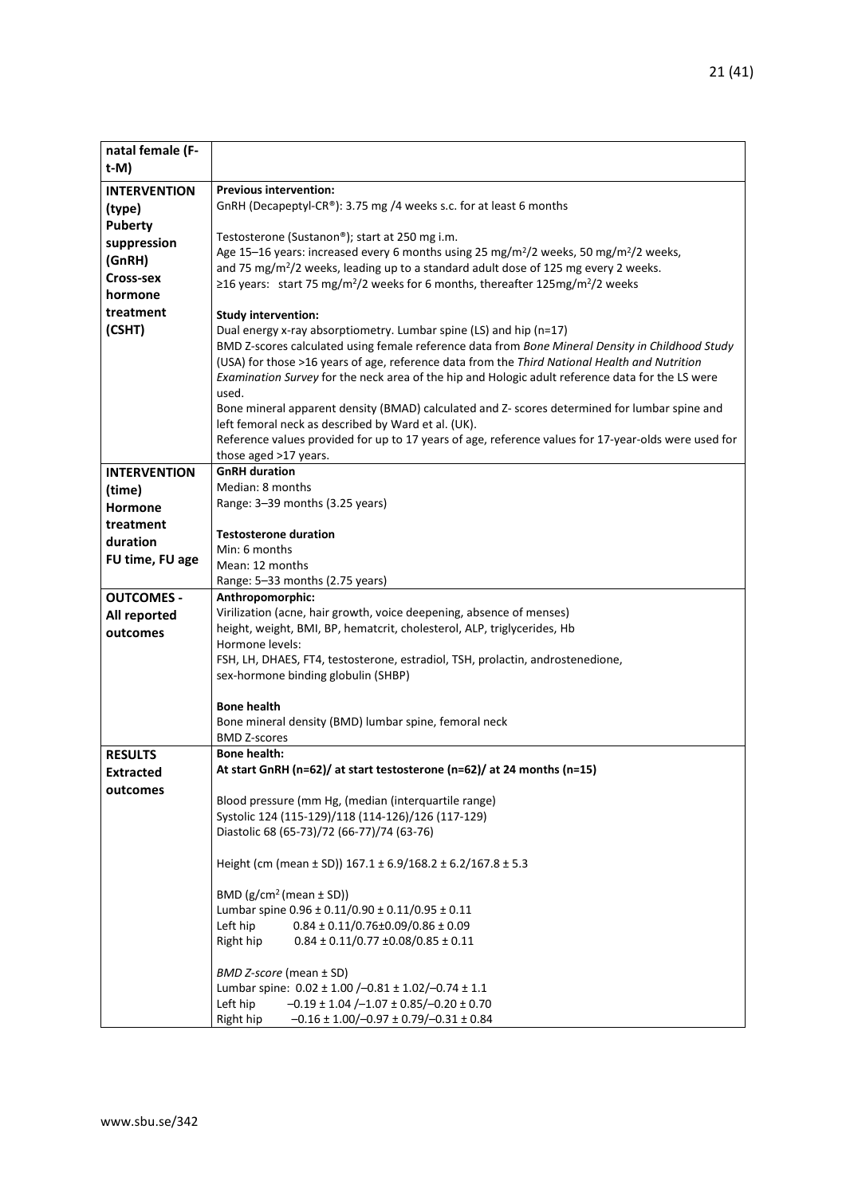| natal female (F-t-M) | |
|---|---|
| **INTERVENTION (type)**<br>**Puberty suppression (GnRH)**<br>**Cross-sex hormone treatment (CSHT)** | **Previous intervention:**<br>GnRH (Decapeptyl-CR®): 3.75 mg /4 weeks s.c. for at least 6 months<br><br>Testosterone (Sustanon®); start at 250 mg i.m.<br>Age 15–16 years: increased every 6 months using 25 mg/m²/2 weeks, 50 mg/m²/2 weeks, and 75 mg/m²/2 weeks, leading up to a standard adult dose of 125 mg every 2 weeks.<br>≥16 years: start 75 mg/m²/2 weeks for 6 months, thereafter 125mg/m²/2 weeks<br><br>**Study intervention:**<br>Dual energy x-ray absorptiometry. Lumbar spine (LS) and hip (n=17)<br>BMD Z-scores calculated using female reference data from *Bone Mineral Density in Childhood Study* (USA) for those >16 years of age, reference data from the *Third National Health and Nutrition Examination Survey* for the neck area of the hip and Hologic adult reference data for the LS were used.<br>Bone mineral apparent density (BMAD) calculated and Z- scores determined for lumbar spine and left femoral neck as described by Ward et al. (UK).<br>Reference values provided for up to 17 years of age, reference values for 17-year-olds were used for those aged >17 years. |
| **INTERVENTION (time)**<br>**Hormone treatment duration**<br>**FU time, FU age** | **GnRH duration**<br>Median: 8 months<br>Range: 3–39 months (3.25 years)<br><br>**Testosterone duration**<br>Min: 6 months<br>Mean: 12 months<br>Range: 5–33 months (2.75 years) |
| **OUTCOMES - All reported outcomes** | **Anthropomorphic:**<br>Virilization (acne, hair growth, voice deepening, absence of menses)<br>height, weight, BMI, BP, hematcrit, cholesterol, ALP, triglycerides, Hb<br>Hormone levels:<br>FSH, LH, DHAES, FT4, testosterone, estradiol, TSH, prolactin, androstenedione, sex-hormone binding globulin (SHBP)<br><br>**Bone health**<br>Bone mineral density (BMD) lumbar spine, femoral neck<br>BMD Z-scores |
| **RESULTS Extracted outcomes** | **Bone health:**<br>**At start GnRH (n=62)/ at start testosterone (n=62)/ at 24 months (n=15)**<br><br>Blood pressure (mm Hg, (median (interquartile range)<br>Systolic 124 (115-129)/118 (114-126)/126 (117-129)<br>Diastolic 68 (65-73)/72 (66-77)/74 (63-76)<br><br>Height (cm (mean ± SD)) 167.1 ± 6.9/168.2 ± 6.2/167.8 ± 5.3<br><br>BMD (g/cm² (mean ± SD))<br>Lumbar spine 0.96 ± 0.11/0.90 ± 0.11/0.95 ± 0.11<br>Left hip 0.84 ± 0.11/0.76±0.09/0.86 ± 0.09<br>Right hip 0.84 ± 0.11/0.77 ±0.08/0.85 ± 0.11<br><br>*BMD Z-score* (mean ± SD)<br>Lumbar spine: 0.02 ± 1.00 /–0.81 ± 1.02/–0.74 ± 1.1<br>Left hip –0.19 ± 1.04 /–1.07 ± 0.85/–0.20 ± 0.70<br>Right hip –0.16 ± 1.00/–0.97 ± 0.79/–0.31 ± 0.84 |

www.sbu.se/342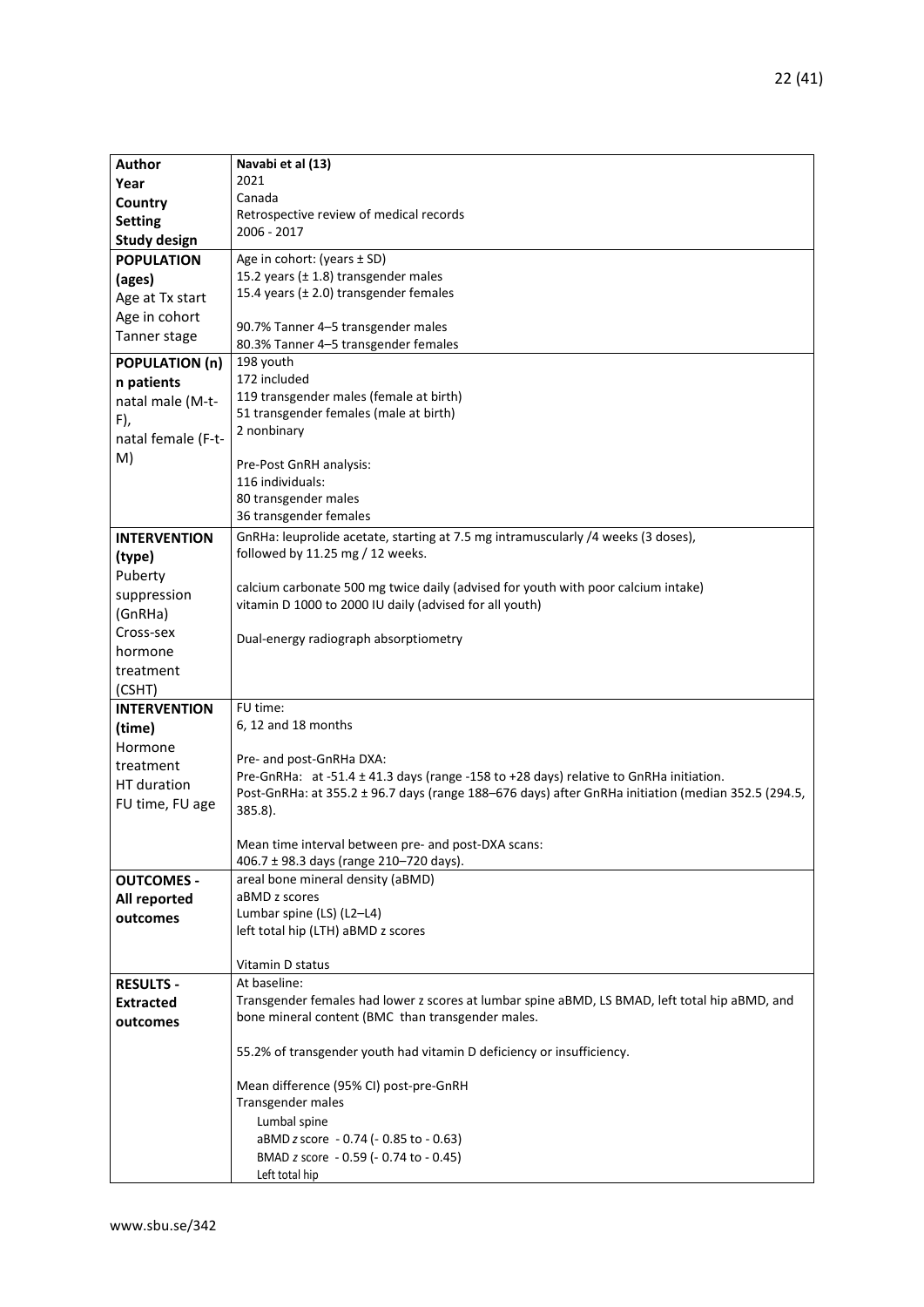| Author<br>Year<br>Country<br>Setting<br>Study design | Navabi et al (13)<br>2021<br>Canada<br>Retrospective review of medical records<br>2006 - 2017 |
|---|---|
| **POPULATION (ages)**<br>Age at Tx start<br>Age in cohort<br>Tanner stage | Age in cohort: (years ± SD)<br>15.2 years (± 1.8) transgender males<br>15.4 years (± 2.0) transgender females<br><br>90.7% Tanner 4–5 transgender males<br>80.3% Tanner 4–5 transgender females |
| **POPULATION (n)**<br>n patients<br>natal male (M-t-F),<br>natal female (F-t-M) | 198 youth<br>172 included<br>119 transgender males (female at birth)<br>51 transgender females (male at birth)<br>2 nonbinary<br><br>Pre-Post GnRH analysis:<br>116 individuals:<br>80 transgender males<br>36 transgender females |
| **INTERVENTION (type)**<br>Puberty suppression (GnRHa)<br>Cross-sex hormone treatment (CSHT) | GnRHa: leuprolide acetate, starting at 7.5 mg intramuscularly /4 weeks (3 doses), followed by 11.25 mg / 12 weeks.<br><br>calcium carbonate 500 mg twice daily (advised for youth with poor calcium intake)<br>vitamin D 1000 to 2000 IU daily (advised for all youth)<br><br>Dual-energy radiograph absorptiometry |
| **INTERVENTION (time)**<br>Hormone treatment<br>HT duration<br>FU time, FU age | FU time:<br>6, 12 and 18 months<br><br>Pre- and post-GnRHa DXA:<br>Pre-GnRHa: at -51.4 ± 41.3 days (range -158 to +28 days) relative to GnRHa initiation.<br>Post-GnRHa: at 355.2 ± 96.7 days (range 188–676 days) after GnRHa initiation (median 352.5 (294.5, 385.8).<br><br>Mean time interval between pre- and post-DXA scans:<br>406.7 ± 98.3 days (range 210–720 days). |
| **OUTCOMES - All reported outcomes** | areal bone mineral density (aBMD)<br>aBMD z scores<br>Lumbar spine (LS) (L2–L4)<br>left total hip (LTH) aBMD z scores<br><br>Vitamin D status |
| **RESULTS - Extracted outcomes** | At baseline:<br>Transgender females had lower z scores at lumbar spine aBMD, LS BMAD, left total hip aBMD, and bone mineral content (BMC than transgender males.<br><br>55.2% of transgender youth had vitamin D deficiency or insufficiency.<br><br>Mean difference (95% CI) post-pre-GnRH<br>Transgender males<br>Lumbal spine<br>aBMD *z* score - 0.74 (- 0.85 to - 0.63)<br>BMAD *z* score - 0.59 (- 0.74 to - 0.45)<br>Left total hip |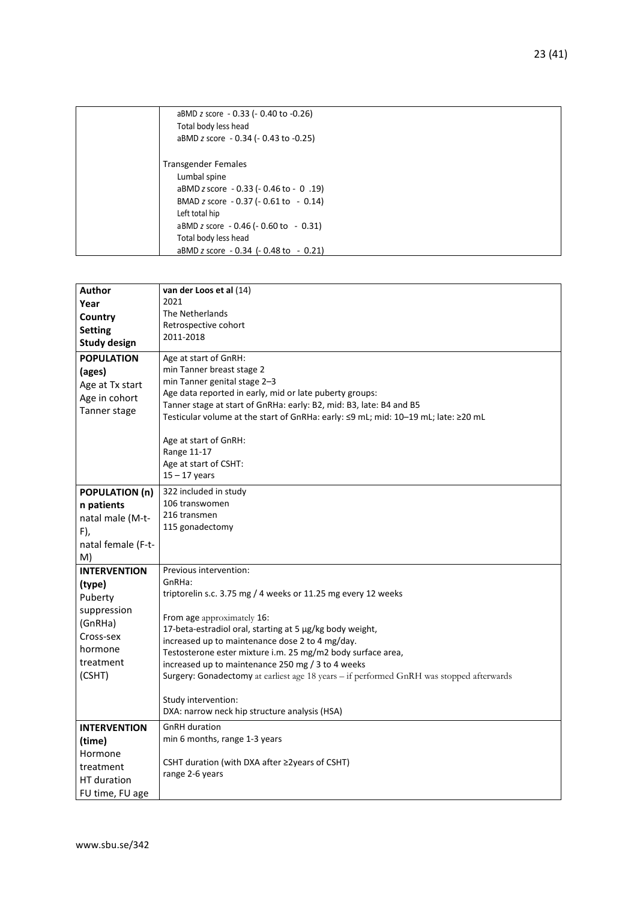| | |
|---|---|
| | aBMD *z* score - 0.33 (- 0.40 to -0.26)<br>Total body less head<br>aBMD *z* score - 0.34 (- 0.43 to -0.25)<br><br>Transgender Females<br>Lumbal spine<br>aBMD *z* score - 0.33 (- 0.46 to - 0 .19)<br>BMAD *z* score - 0.37 (- 0.61 to - 0.14)<br>Left total hip<br>aBMD *z* score - 0.46 (- 0.60 to - 0.31)<br>Total body less head<br>aBMD *z* score - 0.34 (- 0.48 to - 0.21) |

| **Author**<br>**Year**<br>**Country**<br>**Setting**<br>**Study design** | **van der Loos et al** (14)<br>2021<br>The Netherlands<br>Retrospective cohort<br>2011-2018 |
|---|---|
| **POPULATION (ages)**<br>Age at Tx start<br>Age in cohort<br>Tanner stage | Age at start of GnRH:<br>min Tanner breast stage 2<br>min Tanner genital stage 2–3<br>Age data reported in early, mid or late puberty groups:<br>Tanner stage at start of GnRHa: early: B2, mid: B3, late: B4 and B5<br>Testicular volume at the start of GnRHa: early: ≤9 mL; mid: 10–19 mL; late: ≥20 mL<br><br>Age at start of GnRH:<br>Range 11-17<br>Age at start of CSHT:<br>15 – 17 years |
| **POPULATION (n)**<br>**n patients**<br>natal male (M-t-F),<br>natal female (F-t-M) | 322 included in study<br>106 transwomen<br>216 transmen<br>115 gonadectomy |
| **INTERVENTION (type)**<br>Puberty suppression (GnRHa)<br>Cross-sex hormone treatment (CSHT) | Previous intervention:<br>GnRHa:<br>triptorelin s.c. 3.75 mg / 4 weeks or 11.25 mg every 12 weeks<br><br>From age approximately 16:<br>17-beta-estradiol oral, starting at 5 μg/kg body weight,<br>increased up to maintenance dose 2 to 4 mg/day.<br>Testosterone ester mixture i.m. 25 mg/m2 body surface area,<br>increased up to maintenance 250 mg / 3 to 4 weeks<br>Surgery: Gonadectomy at earliest age 18 years – if performed GnRH was stopped afterwards<br><br>Study intervention:<br>DXA: narrow neck hip structure analysis (HSA) |
| **INTERVENTION (time)**<br>Hormone treatment<br>HT duration<br>FU time, FU age | GnRH duration<br>min 6 months, range 1-3 years<br><br>CSHT duration (with DXA after ≥2years of CSHT)<br>range 2-6 years |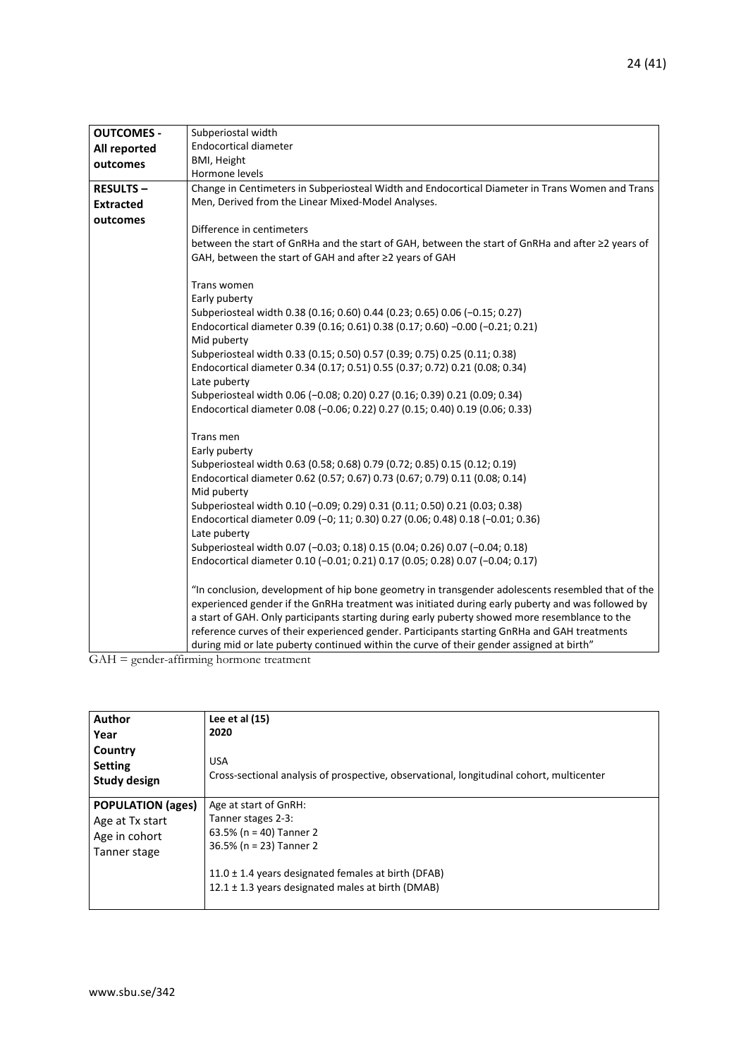| | |
|---|---|
| **OUTCOMES - All reported outcomes** | Subperiostal width<br>Endocortical diameter<br>BMI, Height<br>Hormone levels |
| **RESULTS – Extracted outcomes** | Change in Centimeters in Subperiosteal Width and Endocortical Diameter in Trans Women and Trans Men, Derived from the Linear Mixed-Model Analyses.<br><br>Difference in centimeters<br>between the start of GnRHa and the start of GAH, between the start of GnRHa and after ≥2 years of GAH, between the start of GAH and after ≥2 years of GAH<br><br>Trans women<br>Early puberty<br>Subperiosteal width 0.38 (0.16; 0.60) 0.44 (0.23; 0.65) 0.06 (−0.15; 0.27)<br>Endocortical diameter 0.39 (0.16; 0.61) 0.38 (0.17; 0.60) −0.00 (−0.21; 0.21)<br>Mid puberty<br>Subperiosteal width 0.33 (0.15; 0.50) 0.57 (0.39; 0.75) 0.25 (0.11; 0.38)<br>Endocortical diameter 0.34 (0.17; 0.51) 0.55 (0.37; 0.72) 0.21 (0.08; 0.34)<br>Late puberty<br>Subperiosteal width 0.06 (−0.08; 0.20) 0.27 (0.16; 0.39) 0.21 (0.09; 0.34)<br>Endocortical diameter 0.08 (−0.06; 0.22) 0.27 (0.15; 0.40) 0.19 (0.06; 0.33)<br><br>Trans men<br>Early puberty<br>Subperiosteal width 0.63 (0.58; 0.68) 0.79 (0.72; 0.85) 0.15 (0.12; 0.19)<br>Endocortical diameter 0.62 (0.57; 0.67) 0.73 (0.67; 0.79) 0.11 (0.08; 0.14)<br>Mid puberty<br>Subperiosteal width 0.10 (−0.09; 0.29) 0.31 (0.11; 0.50) 0.21 (0.03; 0.38)<br>Endocortical diameter 0.09 (−0; 11; 0.30) 0.27 (0.06; 0.48) 0.18 (−0.01; 0.36)<br>Late puberty<br>Subperiosteal width 0.07 (−0.03; 0.18) 0.15 (0.04; 0.26) 0.07 (−0.04; 0.18)<br>Endocortical diameter 0.10 (−0.01; 0.21) 0.17 (0.05; 0.28) 0.07 (−0.04; 0.17)<br><br>"In conclusion, development of hip bone geometry in transgender adolescents resembled that of the experienced gender if the GnRHa treatment was initiated during early puberty and was followed by a start of GAH. Only participants starting during early puberty showed more resemblance to the reference curves of their experienced gender. Participants starting GnRHa and GAH treatments during mid or late puberty continued within the curve of their gender assigned at birth" |

GAH = gender-affirming hormone treatment

| | |
|---|---|
| **Author**<br>**Year**<br>**Country**<br>**Setting**<br>**Study design** | **Lee et al (15)**<br>**2020**<br><br>USA<br>Cross-sectional analysis of prospective, observational, longitudinal cohort, multicenter |
| **POPULATION (ages)**<br>Age at Tx start<br>Age in cohort<br>Tanner stage | Age at start of GnRH:<br>Tanner stages 2-3:<br>63.5% (n = 40) Tanner 2<br>36.5% (n = 23) Tanner 2<br><br>11.0 ± 1.4 years designated females at birth (DFAB)<br>12.1 ± 1.3 years designated males at birth (DMAB) |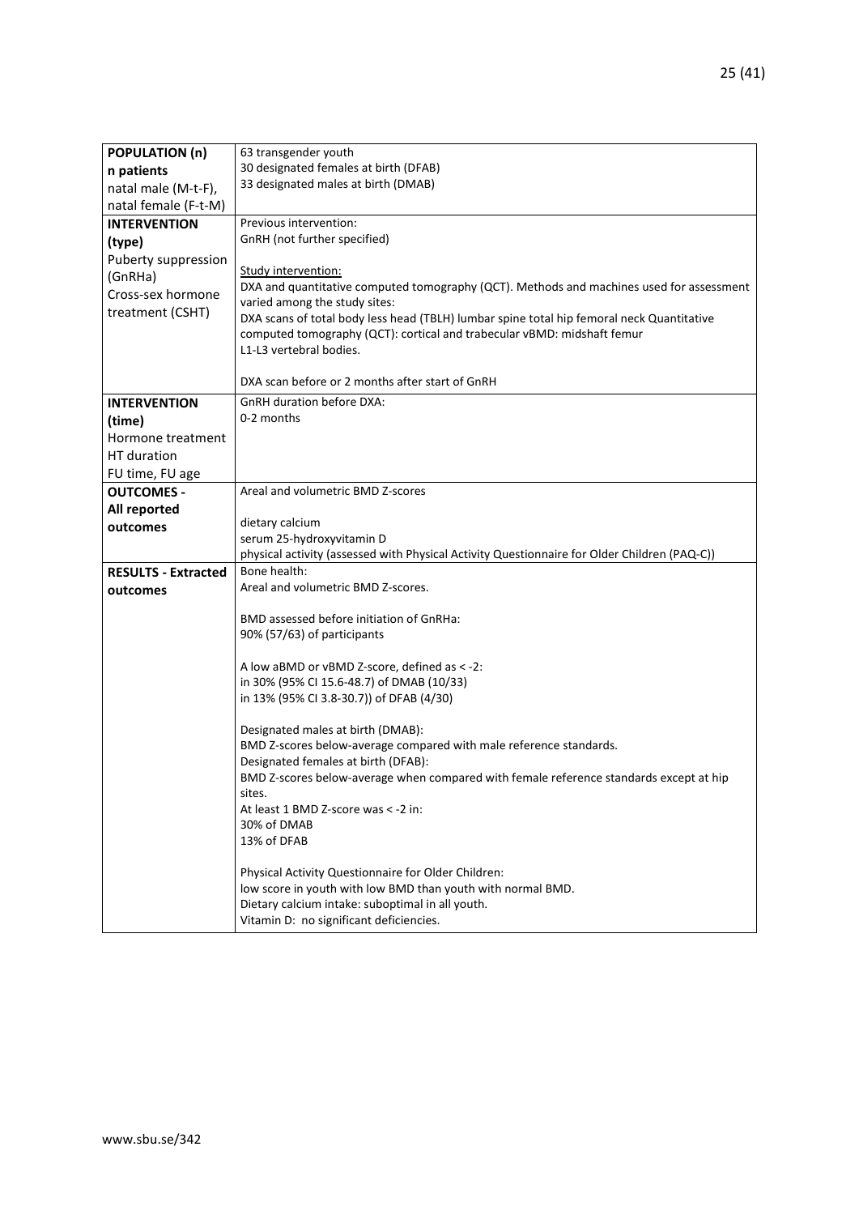| **POPULATION (n)**<br>**n patients**<br>natal male (M-t-F),<br>natal female (F-t-M) | 63 transgender youth<br>30 designated females at birth (DFAB)<br>33 designated males at birth (DMAB) |
|---|---|
| **INTERVENTION (type)**<br>Puberty suppression (GnRHa)<br>Cross-sex hormone treatment (CSHT) | Previous intervention:<br>GnRH (not further specified)<br><br><u>Study intervention:</u><br>DXA and quantitative computed tomography (QCT). Methods and machines used for assessment varied among the study sites:<br>DXA scans of total body less head (TBLH) lumbar spine total hip femoral neck Quantitative computed tomography (QCT): cortical and trabecular vBMD: midshaft femur<br>L1-L3 vertebral bodies.<br><br>DXA scan before or 2 months after start of GnRH |
| **INTERVENTION (time)**<br>Hormone treatment<br>HT duration<br>FU time, FU age | GnRH duration before DXA:<br>0-2 months |
| **OUTCOMES - All reported outcomes** | Areal and volumetric BMD Z-scores<br><br>dietary calcium<br>serum 25-hydroxyvitamin D<br>physical activity (assessed with Physical Activity Questionnaire for Older Children (PAQ-C)) |
| **RESULTS - Extracted outcomes** | Bone health:<br>Areal and volumetric BMD Z-scores.<br><br>BMD assessed before initiation of GnRHa:<br>90% (57/63) of participants<br><br>A low aBMD or vBMD Z-score, defined as < -2:<br>in 30% (95% CI 15.6-48.7) of DMAB (10/33)<br>in 13% (95% CI 3.8-30.7)) of DFAB (4/30)<br><br>Designated males at birth (DMAB):<br>BMD Z-scores below-average compared with male reference standards.<br>Designated females at birth (DFAB):<br>BMD Z-scores below-average when compared with female reference standards except at hip sites.<br>At least 1 BMD Z-score was < -2 in:<br>30% of DMAB<br>13% of DFAB<br><br>Physical Activity Questionnaire for Older Children:<br>low score in youth with low BMD than youth with normal BMD.<br>Dietary calcium intake: suboptimal in all youth.<br>Vitamin D: no significant deficiencies. |

www.sbu.se/342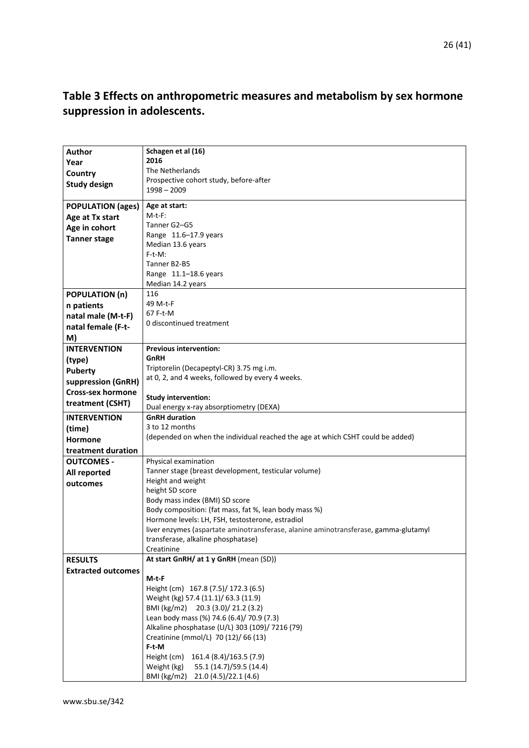## Table 3 Effects on anthropometric measures and metabolism by sex hormone suppression in adolescents.

| | |
|---|---|
| **Author**<br>**Year**<br>**Country**<br>**Study design** | **Schagen et al (16)**<br>**2016**<br>The Netherlands<br>Prospective cohort study, before-after<br>1998 – 2009 |
| **POPULATION (ages)**<br>**Age at Tx start**<br>**Age in cohort**<br>**Tanner stage** | **Age at start:**<br>M-t-F:<br>Tanner G2–G5<br>Range 11.6–17.9 years<br>Median 13.6 years<br>F-t-M:<br>Tanner B2-B5<br>Range 11.1–18.6 years<br>Median 14.2 years |
| **POPULATION (n)**<br>**n patients**<br>**natal male (M-t-F)**<br>**natal female (F-t-M)** | 116<br>49 M-t-F<br>67 F-t-M<br>0 discontinued treatment |
| **INTERVENTION (type)**<br>**Puberty suppression (GnRH)**<br>**Cross-sex hormone treatment (CSHT)** | **Previous intervention:**<br>**GnRH**<br>Triptorelin (Decapeptyl-CR) 3.75 mg i.m.<br>at 0, 2, and 4 weeks, followed by every 4 weeks.<br><br>**Study intervention:**<br>Dual energy x-ray absorptiometry (DEXA) |
| **INTERVENTION (time)**<br>**Hormone treatment duration** | **GnRH duration**<br>3 to 12 months<br>(depended on when the individual reached the age at which CSHT could be added) |
| **OUTCOMES - All reported outcomes** | Physical examination<br>Tanner stage (breast development, testicular volume)<br>Height and weight<br>height SD score<br>Body mass index (BMI) SD score<br>Body composition: (fat mass, fat %, lean body mass %)<br>Hormone levels: LH, FSH, testosterone, estradiol<br>liver enzymes (aspartate aminotransferase, alanine aminotransferase, gamma-glutamyl transferase, alkaline phosphatase)<br>Creatinine |
| **RESULTS**<br>**Extracted outcomes** | **At start GnRH/ at 1 y GnRH** (mean (SD))<br><br>**M-t-F**<br>Height (cm) 167.8 (7.5)/ 172.3 (6.5)<br>Weight (kg) 57.4 (11.1)/ 63.3 (11.9)<br>BMI (kg/m2) 20.3 (3.0)/ 21.2 (3.2)<br>Lean body mass (%) 74.6 (6.4)/ 70.9 (7.3)<br>Alkaline phosphatase (U/L) 303 (109)/ 7216 (79)<br>Creatinine (mmol/L) 70 (12)/ 66 (13)<br>**F-t-M**<br>Height (cm) 161.4 (8.4)/163.5 (7.9)<br>Weight (kg) 55.1 (14.7)/59.5 (14.4)<br>BMI (kg/m2) 21.0 (4.5)/22.1 (4.6) |

www.sbu.se/342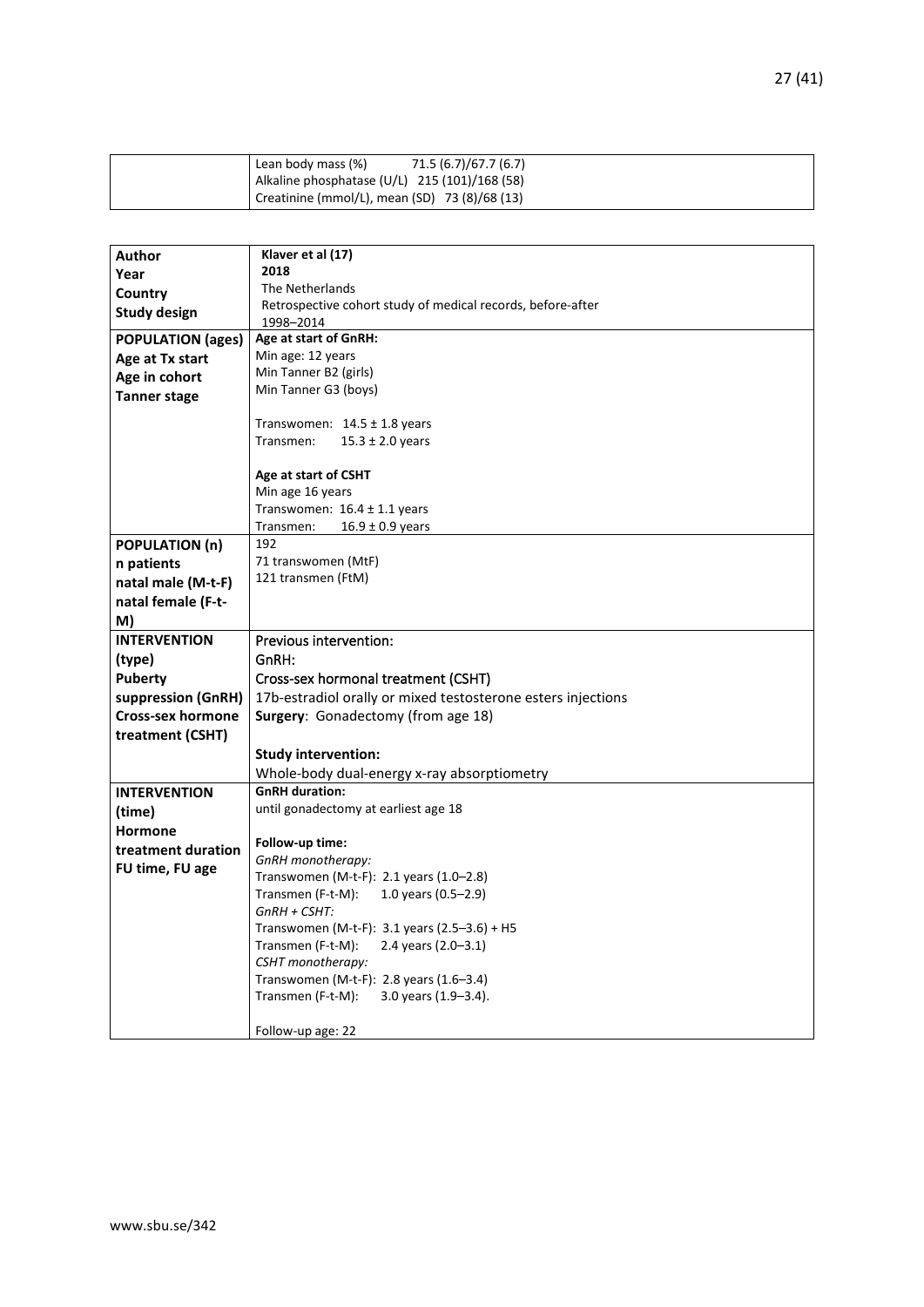| | |
|---|---|
| | Lean body mass (%) 71.5 (6.7)/67.7 (6.7)<br>Alkaline phosphatase (U/L) 215 (101)/168 (58)<br>Creatinine (mmol/L), mean (SD) 73 (8)/68 (13) |

| | |
|---|---|
| **Author**<br>**Year**<br>**Country**<br>**Study design** | **Klaver et al (17)**<br>**2018**<br>The Netherlands<br>Retrospective cohort study of medical records, before-after<br>1998–2014 |
| **POPULATION (ages)**<br>**Age at Tx start**<br>**Age in cohort**<br>**Tanner stage** | **Age at start of GnRH:**<br>Min age: 12 years<br>Min Tanner B2 (girls)<br>Min Tanner G3 (boys)<br><br>Transwomen: 14.5 ± 1.8 years<br>Transmen: 15.3 ± 2.0 years<br><br>**Age at start of CSHT**<br>Min age 16 years<br>Transwomen: 16.4 ± 1.1 years<br>Transmen: 16.9 ± 0.9 years |
| **POPULATION (n)**<br>**n patients**<br>**natal male (M-t-F)**<br>**natal female (F-t-M)** | 192<br>71 transwomen (MtF)<br>121 transmen (FtM) |
| **INTERVENTION (type)**<br>**Puberty suppression (GnRH)**<br>**Cross-sex hormone treatment (CSHT)** | Previous intervention:<br>GnRH:<br>Cross-sex hormonal treatment (CSHT)<br>17b-estradiol orally or mixed testosterone esters injections<br>**Surgery**: Gonadectomy (from age 18)<br><br>**Study intervention:**<br>Whole-body dual-energy x-ray absorptiometry |
| **INTERVENTION (time)**<br>**Hormone treatment duration**<br>**FU time, FU age** | **GnRH duration:**<br>until gonadectomy at earliest age 18<br><br>**Follow-up time:**<br>*GnRH monotherapy:*<br>Transwomen (M-t-F): 2.1 years (1.0–2.8)<br>Transmen (F-t-M): 1.0 years (0.5–2.9)<br>*GnRH + CSHT:*<br>Transwomen (M-t-F): 3.1 years (2.5–3.6) + H5<br>Transmen (F-t-M): 2.4 years (2.0–3.1)<br>*CSHT monotherapy:*<br>Transwomen (M-t-F): 2.8 years (1.6–3.4)<br>Transmen (F-t-M): 3.0 years (1.9–3.4).<br><br>Follow-up age: 22 |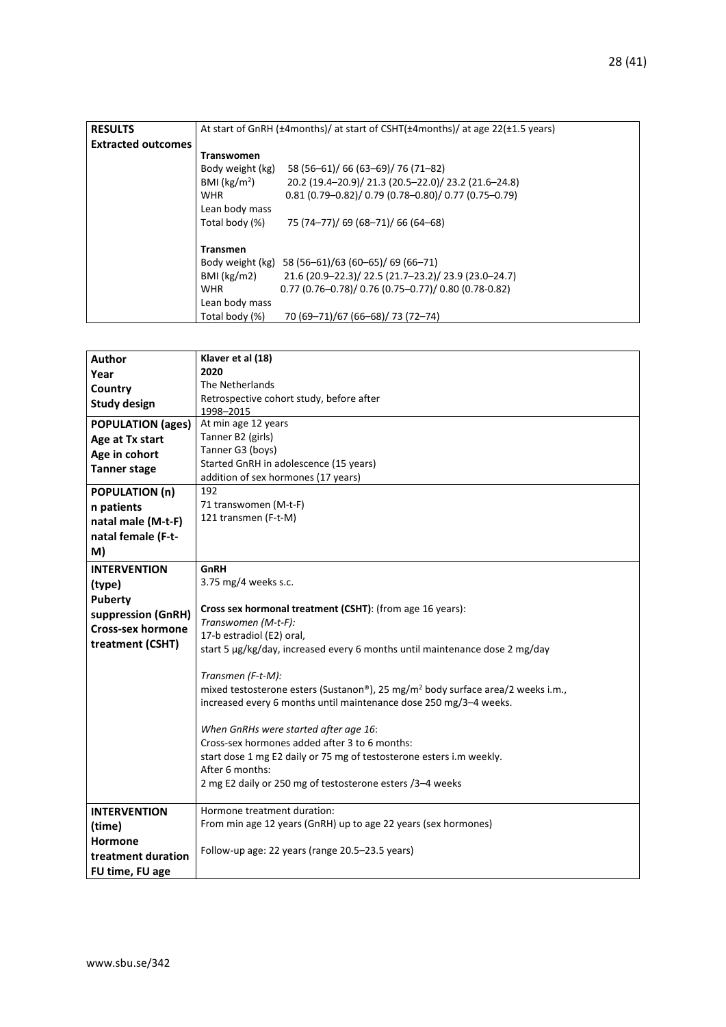| **RESULTS**<br>**Extracted outcomes** | At start of GnRH (±4months)/ at start of CSHT(±4months)/ at age 22(±1.5 years)<br><br>**Transwomen**<br>Body weight (kg) 58 (56–61)/ 66 (63–69)/ 76 (71–82)<br>BMI (kg/m$^2$) 20.2 (19.4–20.9)/ 21.3 (20.5–22.0)/ 23.2 (21.6–24.8)<br>WHR 0.81 (0.79–0.82)/ 0.79 (0.78–0.80)/ 0.77 (0.75–0.79)<br>Lean body mass<br>Total body (%) 75 (74–77)/ 69 (68–71)/ 66 (64–68)<br><br>**Transmen**<br>Body weight (kg) 58 (56–61)/63 (60–65)/ 69 (66–71)<br>BMI (kg/m2) 21.6 (20.9–22.3)/ 22.5 (21.7–23.2)/ 23.9 (23.0–24.7)<br>WHR 0.77 (0.76–0.78)/ 0.76 (0.75–0.77)/ 0.80 (0.78-0.82)<br>Lean body mass<br>Total body (%) 70 (69–71)/67 (66–68)/ 73 (72–74) |
|---|---|

| **Author**<br>**Year**<br>**Country**<br>**Study design** | **Klaver et al (18)**<br>**2020**<br>The Netherlands<br>Retrospective cohort study, before after<br>1998–2015 |
|---|---|
| **POPULATION (ages)**<br>**Age at Tx start**<br>**Age in cohort**<br>**Tanner stage** | At min age 12 years<br>Tanner B2 (girls)<br>Tanner G3 (boys)<br>Started GnRH in adolescence (15 years)<br>addition of sex hormones (17 years) |
| **POPULATION (n)**<br>**n patients**<br>**natal male (M-t-F)**<br>**natal female (F-t-M)** | 192<br>71 transwomen (M-t-F)<br>121 transmen (F-t-M) |
| **INTERVENTION (type)**<br>**Puberty suppression (GnRH)**<br>**Cross-sex hormone treatment (CSHT)** | **GnRH**<br>3.75 mg/4 weeks s.c.<br><br>**Cross sex hormonal treatment (CSHT)**: (from age 16 years):<br>*Transwomen (M-t-F):*<br>17-b estradiol (E2) oral,<br>start 5 µg/kg/day, increased every 6 months until maintenance dose 2 mg/day<br><br>*Transmen (F-t-M):*<br>mixed testosterone esters (Sustanon®), 25 mg/m$^2$ body surface area/2 weeks i.m.,<br>increased every 6 months until maintenance dose 250 mg/3–4 weeks.<br><br>*When GnRHs were started after age 16*:<br>Cross-sex hormones added after 3 to 6 months:<br>start dose 1 mg E2 daily or 75 mg of testosterone esters i.m weekly.<br>After 6 months:<br>2 mg E2 daily or 250 mg of testosterone esters /3–4 weeks |
| **INTERVENTION (time)**<br>**Hormone treatment duration**<br>**FU time, FU age** | Hormone treatment duration:<br>From min age 12 years (GnRH) up to age 22 years (sex hormones)<br><br>Follow-up age: 22 years (range 20.5–23.5 years) |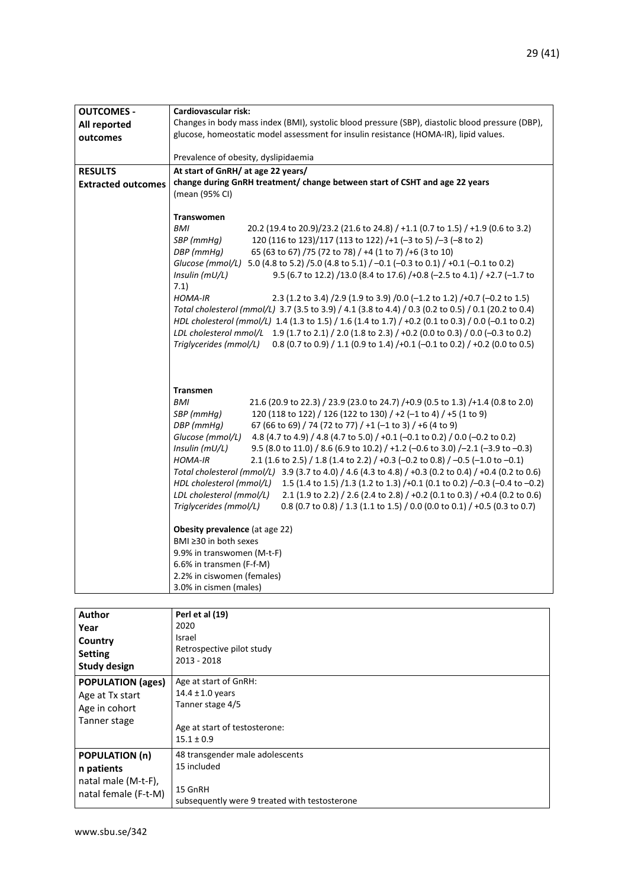| | |
|---|---|
| **OUTCOMES -**<br>**All reported outcomes** | **Cardiovascular risk:**<br>Changes in body mass index (BMI), systolic blood pressure (SBP), diastolic blood pressure (DBP), glucose, homeostatic model assessment for insulin resistance (HOMA-IR), lipid values.<br><br>Prevalence of obesity, dyslipidaemia |
| **RESULTS**<br>**Extracted outcomes** | **At start of GnRH/ at age 22 years/**<br>**change during GnRH treatment/ change between start of CSHT and age 22 years**<br>(mean (95% CI)<br><br>**Transwomen**<br>*BMI* 20.2 (19.4 to 20.9)/23.2 (21.6 to 24.8) / +1.1 (0.7 to 1.5) / +1.9 (0.6 to 3.2)<br>*SBP (mmHg)* 120 (116 to 123)/117 (113 to 122) /+1 (–3 to 5) /–3 (–8 to 2)<br>*DBP (mmHg)* 65 (63 to 67) /75 (72 to 78) / +4 (1 to 7) /+6 (3 to 10)<br>*Glucose (mmol/L)* 5.0 (4.8 to 5.2) /5.0 (4.8 to 5.1) / –0.1 (–0.3 to 0.1) / +0.1 (–0.1 to 0.2)<br>*Insulin (mU/L)* 9.5 (6.7 to 12.2) /13.0 (8.4 to 17.6) /+0.8 (–2.5 to 4.1) / +2.7 (–1.7 to 7.1)<br>*HOMA-IR* 2.3 (1.2 to 3.4) /2.9 (1.9 to 3.9) /0.0 (–1.2 to 1.2) /+0.7 (–0.2 to 1.5)<br>*Total cholesterol (mmol/L)* 3.7 (3.5 to 3.9) / 4.1 (3.8 to 4.4) / 0.3 (0.2 to 0.5) / 0.1 (20.2 to 0.4)<br>*HDL cholesterol (mmol/L)* 1.4 (1.3 to 1.5) / 1.6 (1.4 to 1.7) / +0.2 (0.1 to 0.3) / 0.0 (–0.1 to 0.2)<br>*LDL cholesterol mmol/L* 1.9 (1.7 to 2.1) / 2.0 (1.8 to 2.3) / +0.2 (0.0 to 0.3) / 0.0 (–0.3 to 0.2)<br>*Triglycerides (mmol/L)* 0.8 (0.7 to 0.9) / 1.1 (0.9 to 1.4) /+0.1 (–0.1 to 0.2) / +0.2 (0.0 to 0.5)<br><br>**Transmen**<br>*BMI* 21.6 (20.9 to 22.3) / 23.9 (23.0 to 24.7) /+0.9 (0.5 to 1.3) /+1.4 (0.8 to 2.0)<br>*SBP (mmHg)* 120 (118 to 122) / 126 (122 to 130) / +2 (–1 to 4) / +5 (1 to 9)<br>*DBP (mmHg)* 67 (66 to 69) / 74 (72 to 77) / +1 (–1 to 3) / +6 (4 to 9)<br>*Glucose (mmol/L)* 4.8 (4.7 to 4.9) / 4.8 (4.7 to 5.0) / +0.1 (–0.1 to 0.2) / 0.0 (–0.2 to 0.2)<br>*Insulin (mU/L)* 9.5 (8.0 to 11.0) / 8.6 (6.9 to 10.2) / +1.2 (–0.6 to 3.0) /–2.1 (–3.9 to –0.3)<br>*HOMA-IR* 2.1 (1.6 to 2.5) / 1.8 (1.4 to 2.2) / +0.3 (–0.2 to 0.8) / –0.5 (–1.0 to –0.1)<br>*Total cholesterol (mmol/L)* 3.9 (3.7 to 4.0) / 4.6 (4.3 to 4.8) / +0.3 (0.2 to 0.4) / +0.4 (0.2 to 0.6)<br>*HDL cholesterol (mmol/L)* 1.5 (1.4 to 1.5) /1.3 (1.2 to 1.3) /+0.1 (0.1 to 0.2) /–0.3 (–0.4 to –0.2)<br>*LDL cholesterol (mmol/L)* 2.1 (1.9 to 2.2) / 2.6 (2.4 to 2.8) / +0.2 (0.1 to 0.3) / +0.4 (0.2 to 0.6)<br>*Triglycerides (mmol/L)* 0.8 (0.7 to 0.8) / 1.3 (1.1 to 1.5) / 0.0 (0.0 to 0.1) / +0.5 (0.3 to 0.7)<br><br>**Obesity prevalence** (at age 22)<br>BMI ≥30 in both sexes<br>9.9% in transwomen (M-t-F)<br>6.6% in transmen (F-f-M)<br>2.2% in ciswomen (females)<br>3.0% in cismen (males) |

| | |
|---|---|
| **Author**<br>**Year**<br>**Country**<br>**Setting**<br>**Study design** | **Perl et al (19)**<br>2020<br>Israel<br>Retrospective pilot study<br>2013 - 2018 |
| **POPULATION (ages)**<br>Age at Tx start<br>Age in cohort<br>Tanner stage | Age at start of GnRH:<br>14.4 ±1.0 years<br>Tanner stage 4/5<br><br>Age at start of testosterone:<br>15.1 ± 0.9 |
| **POPULATION (n)**<br>**n patients**<br>natal male (M-t-F),<br>natal female (F-t-M) | 48 transgender male adolescents<br>15 included<br><br>15 GnRH<br>subsequently were 9 treated with testosterone |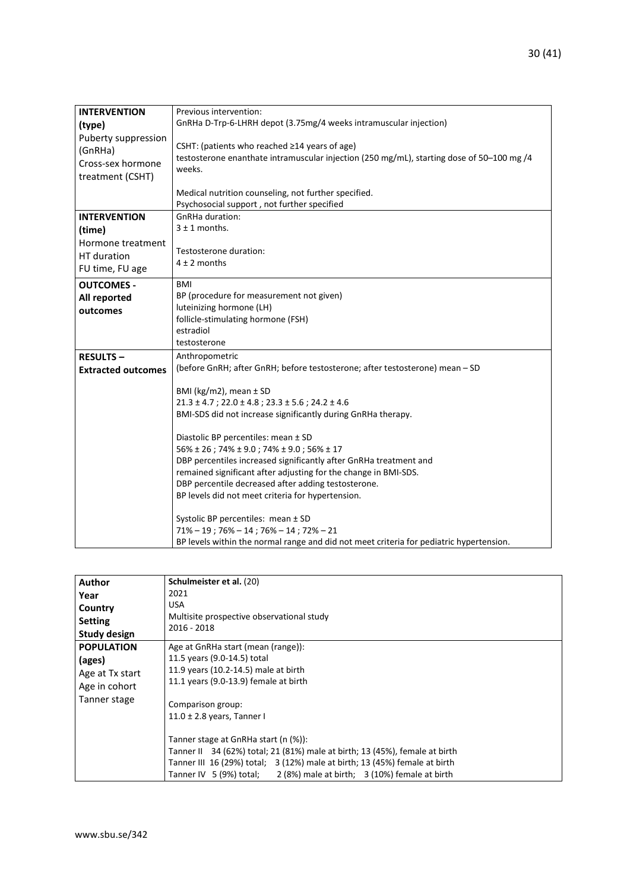| | |
|---|---|
| **INTERVENTION (type)**<br>Puberty suppression (GnRHa)<br>Cross-sex hormone treatment (CSHT) | Previous intervention:<br>GnRHa D-Trp-6-LHRH depot (3.75mg/4 weeks intramuscular injection)<br><br>CSHT: (patients who reached ≥14 years of age)<br>testosterone enanthate intramuscular injection (250 mg/mL), starting dose of 50–100 mg /4 weeks.<br><br>Medical nutrition counseling, not further specified.<br>Psychosocial support , not further specified |
| **INTERVENTION (time)**<br>Hormone treatment<br>HT duration<br>FU time, FU age | GnRHa duration:<br>3 ± 1 months.<br><br>Testosterone duration:<br>4 ± 2 months |
| **OUTCOMES - All reported outcomes** | BMI<br>BP (procedure for measurement not given)<br>luteinizing hormone (LH)<br>follicle-stimulating hormone (FSH)<br>estradiol<br>testosterone |
| **RESULTS – Extracted outcomes** | Anthropometric<br>(before GnRH; after GnRH; before testosterone; after testosterone) mean – SD<br><br>BMI (kg/m2), mean ± SD<br>21.3 ± 4.7 ; 22.0 ± 4.8 ; 23.3 ± 5.6 ; 24.2 ± 4.6<br>BMI-SDS did not increase significantly during GnRHa therapy.<br><br>Diastolic BP percentiles: mean ± SD<br>56% ± 26 ; 74% ± 9.0 ; 74% ± 9.0 ; 56% ± 17<br>DBP percentiles increased significantly after GnRHa treatment and remained significant after adjusting for the change in BMI-SDS.<br>DBP percentile decreased after adding testosterone.<br>BP levels did not meet criteria for hypertension.<br><br>Systolic BP percentiles: mean ± SD<br>71% – 19 ; 76% – 14 ; 76% – 14 ; 72% – 21<br>BP levels within the normal range and did not meet criteria for pediatric hypertension. |

| | |
|---|---|
| **Author**<br>**Year**<br>**Country**<br>**Setting**<br>**Study design** | **Schulmeister et al.** (20)<br>2021<br>USA<br>Multisite prospective observational study<br>2016 - 2018 |
| **POPULATION (ages)**<br>Age at Tx start<br>Age in cohort<br>Tanner stage | Age at GnRHa start (mean (range)):<br>11.5 years (9.0-14.5) total<br>11.9 years (10.2-14.5) male at birth<br>11.1 years (9.0-13.9) female at birth<br><br>Comparison group:<br>11.0 ± 2.8 years, Tanner I<br><br>Tanner stage at GnRHa start (n (%)):<br>Tanner II 34 (62%) total; 21 (81%) male at birth; 13 (45%), female at birth<br>Tanner III 16 (29%) total; 3 (12%) male at birth; 13 (45%) female at birth<br>Tanner IV 5 (9%) total; 2 (8%) male at birth; 3 (10%) female at birth |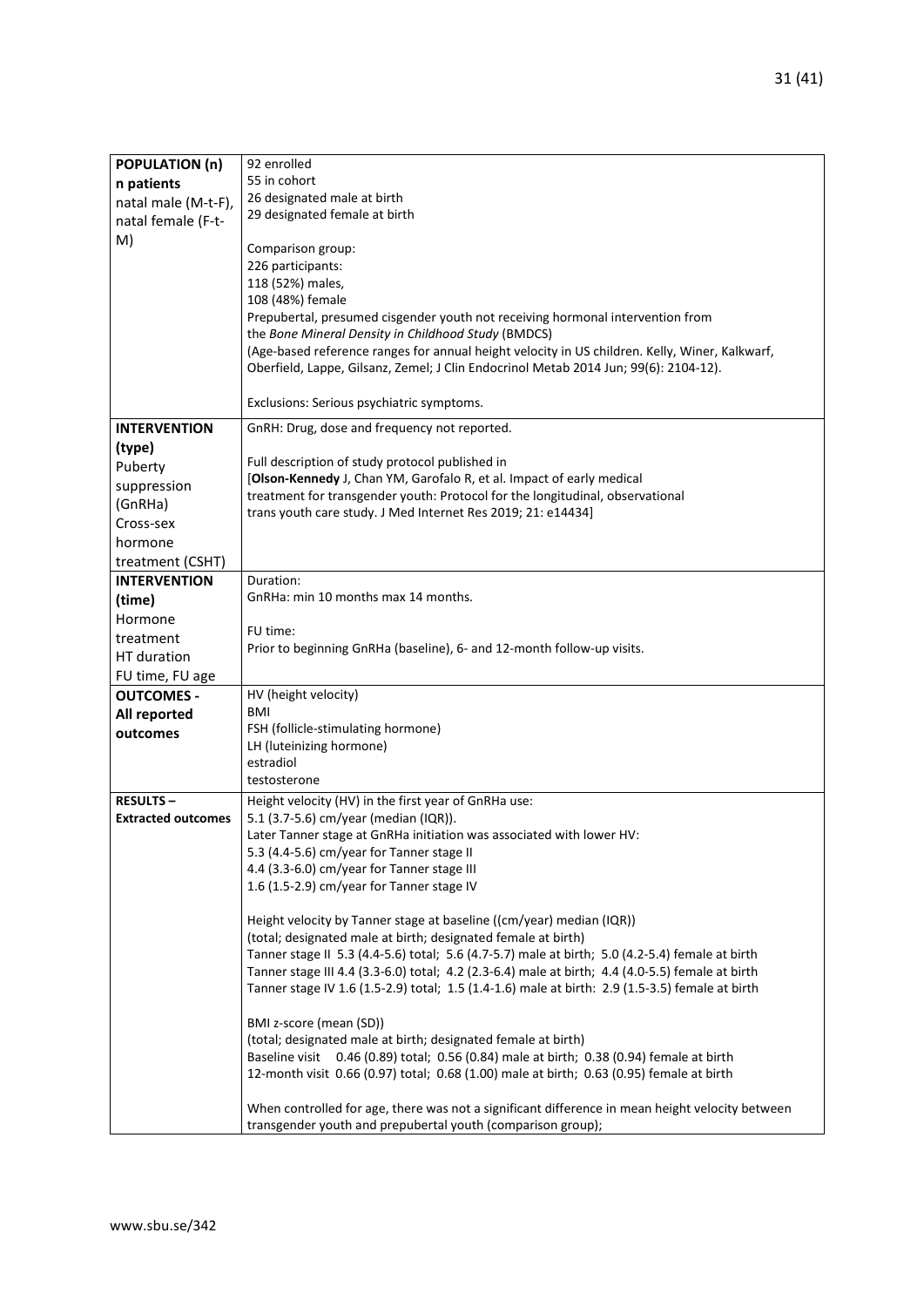| | |
|---|---|
| **POPULATION (n)**<br>**n patients**<br>natal male (M-t-F), natal female (F-t-M) | 92 enrolled<br>55 in cohort<br>26 designated male at birth<br>29 designated female at birth<br><br>Comparison group:<br>226 participants:<br>118 (52%) males,<br>108 (48%) female<br>Prepubertal, presumed cisgender youth not receiving hormonal intervention from the *Bone Mineral Density in Childhood Study* (BMDCS)<br>(Age-based reference ranges for annual height velocity in US children. Kelly, Winer, Kalkwarf, Oberfield, Lappe, Gilsanz, Zemel; J Clin Endocrinol Metab 2014 Jun; 99(6): 2104-12).<br><br>Exclusions: Serious psychiatric symptoms. |
| **INTERVENTION (type)**<br>Puberty suppression (GnRHa)<br>Cross-sex hormone treatment (CSHT) | GnRH: Drug, dose and frequency not reported.<br><br>Full description of study protocol published in<br>[**Olson-Kennedy** J, Chan YM, Garofalo R, et al. Impact of early medical treatment for transgender youth: Protocol for the longitudinal, observational trans youth care study. J Med Internet Res 2019; 21: e14434] |
| **INTERVENTION (time)**<br>Hormone treatment<br>HT duration<br>FU time, FU age | Duration:<br>GnRHa: min 10 months max 14 months.<br><br>FU time:<br>Prior to beginning GnRHa (baseline), 6- and 12-month follow-up visits. |
| **OUTCOMES - All reported outcomes** | HV (height velocity)<br>BMI<br>FSH (follicle-stimulating hormone)<br>LH (luteinizing hormone)<br>estradiol<br>testosterone |
| **RESULTS – Extracted outcomes** | Height velocity (HV) in the first year of GnRHa use:<br>5.1 (3.7-5.6) cm/year (median (IQR)).<br>Later Tanner stage at GnRHa initiation was associated with lower HV:<br>5.3 (4.4-5.6) cm/year for Tanner stage II<br>4.4 (3.3-6.0) cm/year for Tanner stage III<br>1.6 (1.5-2.9) cm/year for Tanner stage IV<br><br>Height velocity by Tanner stage at baseline ((cm/year) median (IQR))<br>(total; designated male at birth; designated female at birth)<br>Tanner stage II 5.3 (4.4-5.6) total; 5.6 (4.7-5.7) male at birth; 5.0 (4.2-5.4) female at birth<br>Tanner stage III 4.4 (3.3-6.0) total; 4.2 (2.3-6.4) male at birth; 4.4 (4.0-5.5) female at birth<br>Tanner stage IV 1.6 (1.5-2.9) total; 1.5 (1.4-1.6) male at birth: 2.9 (1.5-3.5) female at birth<br><br>BMI z-score (mean (SD))<br>(total; designated male at birth; designated female at birth)<br>Baseline visit 0.46 (0.89) total; 0.56 (0.84) male at birth; 0.38 (0.94) female at birth<br>12-month visit 0.66 (0.97) total; 0.68 (1.00) male at birth; 0.63 (0.95) female at birth<br><br>When controlled for age, there was not a significant difference in mean height velocity between transgender youth and prepubertal youth (comparison group); |

www.sbu.se/342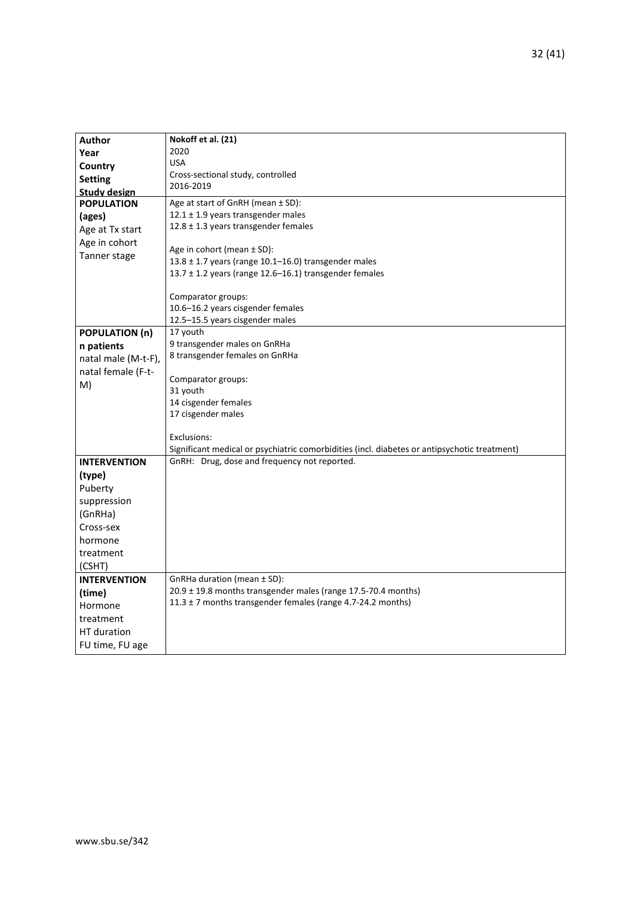| **Author**<br>**Year**<br>**Country**<br>**Setting**<br>**Study design** | **Nokoff et al. (21)**<br>2020<br>USA<br>Cross-sectional study, controlled<br>2016-2019 |
|---|---|
| **POPULATION (ages)**<br>Age at Tx start<br>Age in cohort<br>Tanner stage | Age at start of GnRH (mean ± SD):<br>12.1 ± 1.9 years transgender males<br>12.8 ± 1.3 years transgender females<br><br>Age in cohort (mean ± SD):<br>13.8 ± 1.7 years (range 10.1–16.0) transgender males<br>13.7 ± 1.2 years (range 12.6–16.1) transgender females<br><br>Comparator groups:<br>10.6–16.2 years cisgender females<br>12.5–15.5 years cisgender males |
| **POPULATION (n)**<br>**n patients**<br>natal male (M-t-F),<br>natal female (F-t-M) | 17 youth<br>9 transgender males on GnRHa<br>8 transgender females on GnRHa<br><br>Comparator groups:<br>31 youth<br>14 cisgender females<br>17 cisgender males<br><br>Exclusions:<br>Significant medical or psychiatric comorbidities (incl. diabetes or antipsychotic treatment) |
| **INTERVENTION (type)**<br>Puberty suppression (GnRHa)<br>Cross-sex hormone treatment (CSHT) | GnRH: Drug, dose and frequency not reported. |
| **INTERVENTION (time)**<br>Hormone treatment<br>HT duration<br>FU time, FU age | GnRHa duration (mean ± SD):<br>20.9 ± 19.8 months transgender males (range 17.5-70.4 months)<br>11.3 ± 7 months transgender females (range 4.7-24.2 months) |

www.sbu.se/342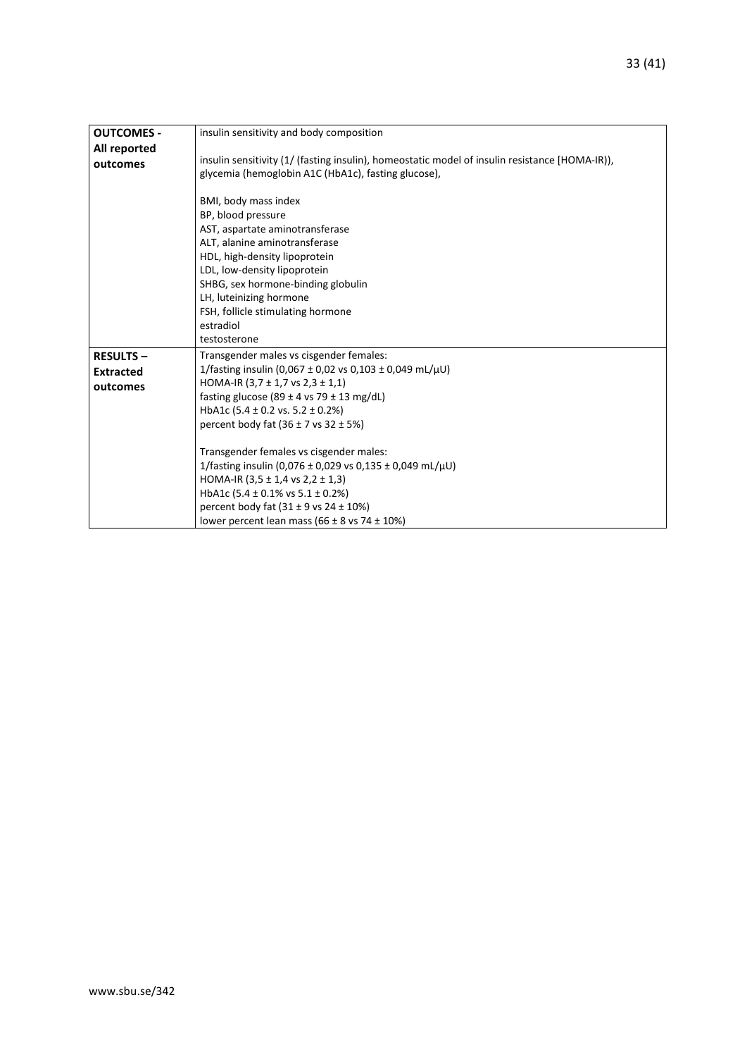| | |
|---|---|
| **OUTCOMES - All reported outcomes** | insulin sensitivity and body composition<br><br>insulin sensitivity (1/ (fasting insulin), homeostatic model of insulin resistance [HOMA-IR)), glycemia (hemoglobin A1C (HbA1c), fasting glucose),<br><br>BMI, body mass index<br>BP, blood pressure<br>AST, aspartate aminotransferase<br>ALT, alanine aminotransferase<br>HDL, high-density lipoprotein<br>LDL, low-density lipoprotein<br>SHBG, sex hormone-binding globulin<br>LH, luteinizing hormone<br>FSH, follicle stimulating hormone<br>estradiol<br>testosterone |
| **RESULTS – Extracted outcomes** | Transgender males vs cisgender females:<br>1/fasting insulin (0,067 ± 0,02 vs 0,103 ± 0,049 mL/μU)<br>HOMA-IR (3,7 ± 1,7 vs 2,3 ± 1,1)<br>fasting glucose (89 ± 4 vs 79 ± 13 mg/dL)<br>HbA1c (5.4 ± 0.2 vs. 5.2 ± 0.2%)<br>percent body fat (36 ± 7 vs 32 ± 5%)<br><br>Transgender females vs cisgender males:<br>1/fasting insulin (0,076 ± 0,029 vs 0,135 ± 0,049 mL/μU)<br>HOMA-IR (3,5 ± 1,4 vs 2,2 ± 1,3)<br>HbA1c (5.4 ± 0.1% vs 5.1 ± 0.2%)<br>percent body fat (31 ± 9 vs 24 ± 10%)<br>lower percent lean mass (66 ± 8 vs 74 ± 10%) |

www.sbu.se/342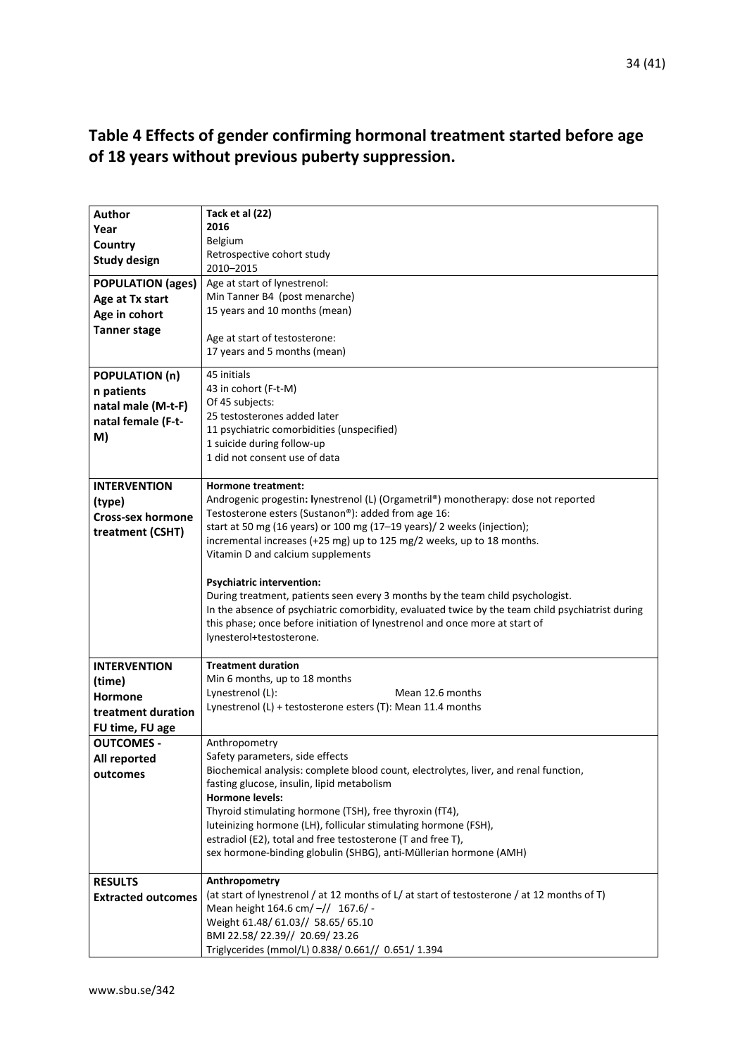## Table 4 Effects of gender confirming hormonal treatment started before age of 18 years without previous puberty suppression.

| | |
|---|---|
| **Author**<br>**Year**<br>**Country**<br>**Study design** | **Tack et al (22)**<br>**2016**<br>Belgium<br>Retrospective cohort study<br>2010–2015 |
| **POPULATION (ages)**<br>**Age at Tx start**<br>**Age in cohort**<br>**Tanner stage** | Age at start of lynestrenol:<br>Min Tanner B4 (post menarche)<br>15 years and 10 months (mean)<br><br>Age at start of testosterone:<br>17 years and 5 months (mean) |
| **POPULATION (n)**<br>**n patients**<br>**natal male (M-t-F)**<br>**natal female (F-t-M)** | 45 initials<br>43 in cohort (F-t-M)<br>Of 45 subjects:<br>25 testosterones added later<br>11 psychiatric comorbidities (unspecified)<br>1 suicide during follow-up<br>1 did not consent use of data |
| **INTERVENTION (type)**<br>**Cross-sex hormone treatment (CSHT)** | **Hormone treatment:**<br>Androgenic progestin: **l**ynestrenol (L) (Orgametril®) monotherapy: dose not reported<br>Testosterone esters (Sustanon®): added from age 16:<br>start at 50 mg (16 years) or 100 mg (17–19 years)/ 2 weeks (injection);<br>incremental increases (+25 mg) up to 125 mg/2 weeks, up to 18 months.<br>Vitamin D and calcium supplements<br><br>**Psychiatric intervention:**<br>During treatment, patients seen every 3 months by the team child psychologist.<br>In the absence of psychiatric comorbidity, evaluated twice by the team child psychiatrist during this phase; once before initiation of lynestrenol and once more at start of lynesterol+testosterone. |
| **INTERVENTION (time)**<br>**Hormone treatment duration**<br>**FU time, FU age** | **Treatment duration**<br>Min 6 months, up to 18 months<br>Lynestrenol (L): Mean 12.6 months<br>Lynestrenol (L) + testosterone esters (T): Mean 11.4 months |
| **OUTCOMES - All reported outcomes** | Anthropometry<br>Safety parameters, side effects<br>Biochemical analysis: complete blood count, electrolytes, liver, and renal function, fasting glucose, insulin, lipid metabolism<br>**Hormone levels:**<br>Thyroid stimulating hormone (TSH), free thyroxin (fT4),<br>luteinizing hormone (LH), follicular stimulating hormone (FSH),<br>estradiol (E2), total and free testosterone (T and free T),<br>sex hormone-binding globulin (SHBG), anti-Müllerian hormone (AMH) |
| **RESULTS**<br>**Extracted outcomes** | **Anthropometry**<br>(at start of lynestrenol / at 12 months of L/ at start of testosterone / at 12 months of T)<br>Mean height 164.6 cm/ –// 167.6/ -<br>Weight 61.48/ 61.03// 58.65/ 65.10<br>BMI 22.58/ 22.39// 20.69/ 23.26<br>Triglycerides (mmol/L) 0.838/ 0.661// 0.651/ 1.394 |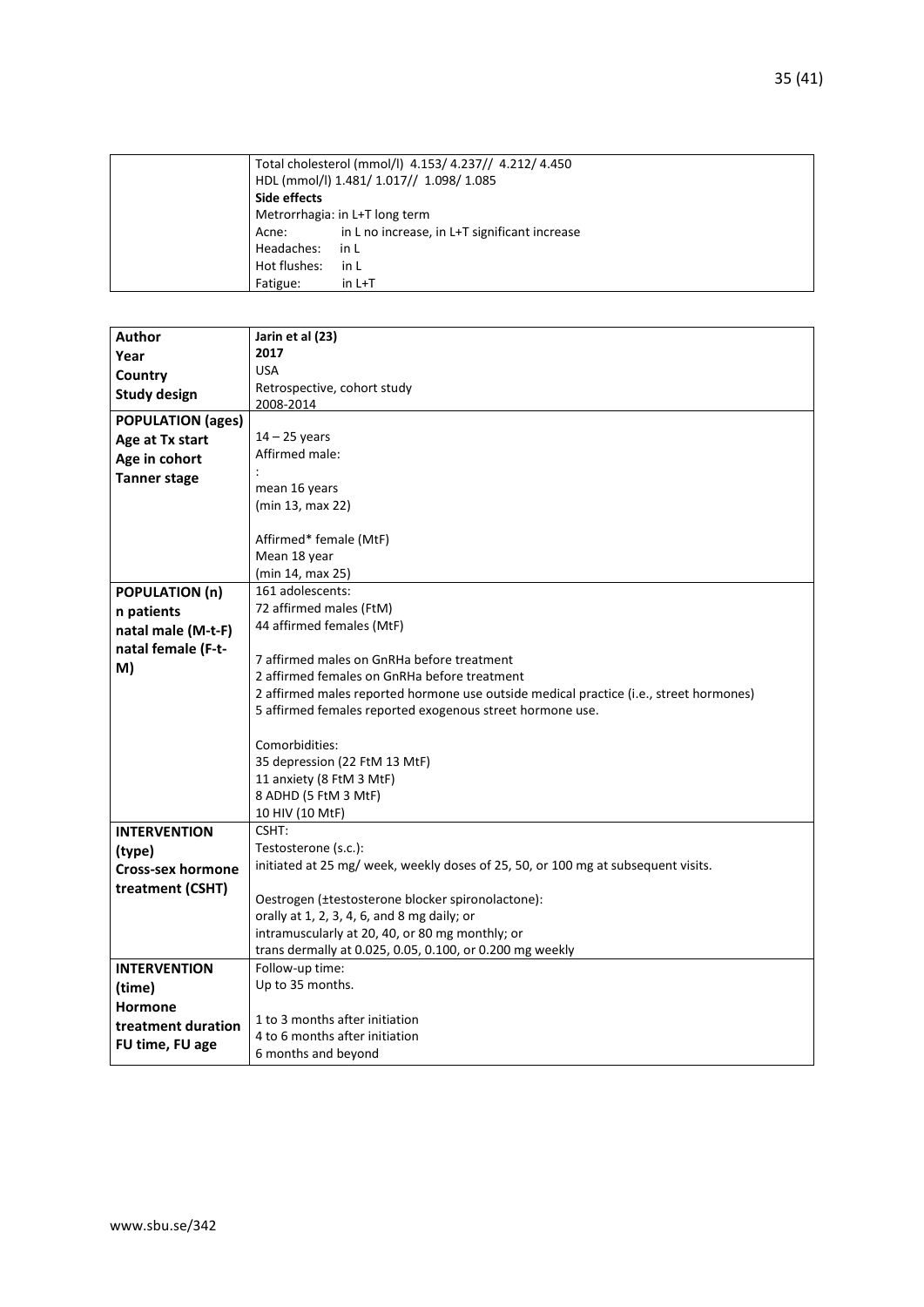| | |
|---|---|
| | Total cholesterol (mmol/l) 4.153/ 4.237// 4.212/ 4.450<br>HDL (mmol/l) 1.481/ 1.017// 1.098/ 1.085<br>**Side effects**<br>Metrorrhagia: in L+T long term<br>Acne: in L no increase, in L+T significant increase<br>Headaches: in L<br>Hot flushes: in L<br>Fatigue: in L+T |

| | |
|---|---|
| **Author**<br>**Year**<br>**Country**<br>**Study design** | **Jarin et al (23)**<br>**2017**<br>USA<br>Retrospective, cohort study<br>2008-2014 |
| **POPULATION (ages)**<br>**Age at Tx start**<br>**Age in cohort**<br>**Tanner stage** | 14 – 25 years<br>Affirmed male:<br>:<br>mean 16 years<br>(min 13, max 22)<br><br>Affirmed* female (MtF)<br>Mean 18 year<br>(min 14, max 25) |
| **POPULATION (n)**<br>**n patients**<br>**natal male (M-t-F)**<br>**natal female (F-t-M)** | 161 adolescents:<br>72 affirmed males (FtM)<br>44 affirmed females (MtF)<br><br>7 affirmed males on GnRHa before treatment<br>2 affirmed females on GnRHa before treatment<br>2 affirmed males reported hormone use outside medical practice (i.e., street hormones)<br>5 affirmed females reported exogenous street hormone use.<br><br>Comorbidities:<br>35 depression (22 FtM 13 MtF)<br>11 anxiety (8 FtM 3 MtF)<br>8 ADHD (5 FtM 3 MtF)<br>10 HIV (10 MtF) |
| **INTERVENTION (type)**<br>**Cross-sex hormone treatment (CSHT)** | CSHT:<br>Testosterone (s.c.):<br>initiated at 25 mg/ week, weekly doses of 25, 50, or 100 mg at subsequent visits.<br><br>Oestrogen (±testosterone blocker spironolactone):<br>orally at 1, 2, 3, 4, 6, and 8 mg daily; or<br>intramuscularly at 20, 40, or 80 mg monthly; or<br>trans dermally at 0.025, 0.05, 0.100, or 0.200 mg weekly |
| **INTERVENTION (time)**<br>**Hormone treatment duration**<br>**FU time, FU age** | Follow-up time:<br>Up to 35 months.<br><br>1 to 3 months after initiation<br>4 to 6 months after initiation<br>6 months and beyond |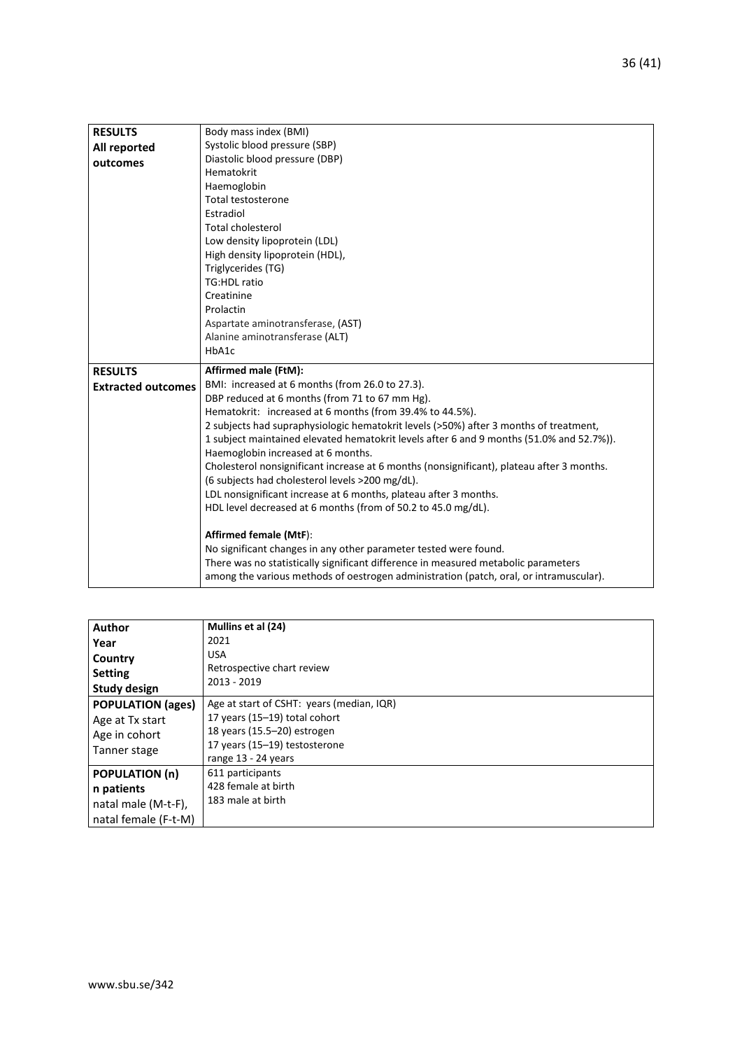| | |
|---|---|
| **RESULTS All reported outcomes** | Body mass index (BMI)<br>Systolic blood pressure (SBP)<br>Diastolic blood pressure (DBP)<br>Hematokrit<br>Haemoglobin<br>Total testosterone<br>Estradiol<br>Total cholesterol<br>Low density lipoprotein (LDL)<br>High density lipoprotein (HDL),<br>Triglycerides (TG)<br>TG:HDL ratio<br>Creatinine<br>Prolactin<br>Aspartate aminotransferase, (AST)<br>Alanine aminotransferase (ALT)<br>HbA1c |
| **RESULTS Extracted outcomes** | **Affirmed male (FtM):**<br>BMI: increased at 6 months (from 26.0 to 27.3).<br>DBP reduced at 6 months (from 71 to 67 mm Hg).<br>Hematokrit: increased at 6 months (from 39.4% to 44.5%).<br>2 subjects had supraphysiologic hematokrit levels (>50%) after 3 months of treatment,<br>1 subject maintained elevated hematokrit levels after 6 and 9 months (51.0% and 52.7%)).<br>Haemoglobin increased at 6 months.<br>Cholesterol nonsignificant increase at 6 months (nonsignificant), plateau after 3 months.<br>(6 subjects had cholesterol levels >200 mg/dL).<br>LDL nonsignificant increase at 6 months, plateau after 3 months.<br>HDL level decreased at 6 months (from of 50.2 to 45.0 mg/dL).<br><br>**Affirmed female (MtF)**:<br>No significant changes in any other parameter tested were found.<br>There was no statistically significant difference in measured metabolic parameters among the various methods of oestrogen administration (patch, oral, or intramuscular). |

| | |
|---|---|
| **Author Year Country Setting Study design** | **Mullins et al (24)**<br>2021<br>USA<br>Retrospective chart review<br>2013 - 2019 |
| **POPULATION (ages)** Age at Tx start Age in cohort Tanner stage | Age at start of CSHT: years (median, IQR)<br>17 years (15–19) total cohort<br>18 years (15.5–20) estrogen<br>17 years (15–19) testosterone<br>range 13 - 24 years |
| **POPULATION (n) n patients** natal male (M-t-F), natal female (F-t-M) | 611 participants<br>428 female at birth<br>183 male at birth |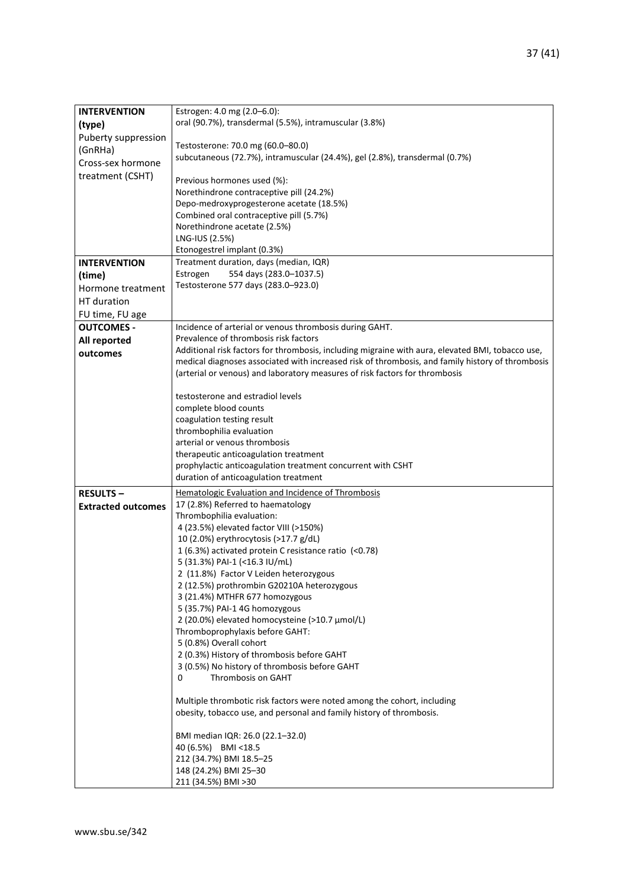| | |
|---|---|
| **INTERVENTION (type)**<br>Puberty suppression (GnRHa)<br>Cross-sex hormone treatment (CSHT) | Estrogen: 4.0 mg (2.0–6.0):<br>oral (90.7%), transdermal (5.5%), intramuscular (3.8%)<br><br>Testosterone: 70.0 mg (60.0–80.0)<br>subcutaneous (72.7%), intramuscular (24.4%), gel (2.8%), transdermal (0.7%)<br><br>Previous hormones used (%):<br>Norethindrone contraceptive pill (24.2%)<br>Depo-medroxyprogesterone acetate (18.5%)<br>Combined oral contraceptive pill (5.7%)<br>Norethindrone acetate (2.5%)<br>LNG-IUS (2.5%)<br>Etonogestrel implant (0.3%) |
| **INTERVENTION (time)**<br>Hormone treatment<br>HT duration<br>FU time, FU age | Treatment duration, days (median, IQR)<br>Estrogen 554 days (283.0–1037.5)<br>Testosterone 577 days (283.0–923.0) |
| **OUTCOMES - All reported outcomes** | Incidence of arterial or venous thrombosis during GAHT.<br>Prevalence of thrombosis risk factors<br>Additional risk factors for thrombosis, including migraine with aura, elevated BMI, tobacco use, medical diagnoses associated with increased risk of thrombosis, and family history of thrombosis (arterial or venous) and laboratory measures of risk factors for thrombosis<br><br>testosterone and estradiol levels<br>complete blood counts<br>coagulation testing result<br>thrombophilia evaluation<br>arterial or venous thrombosis<br>therapeutic anticoagulation treatment<br>prophylactic anticoagulation treatment concurrent with CSHT<br>duration of anticoagulation treatment |
| **RESULTS – Extracted outcomes** | <u>Hematologic Evaluation and Incidence of Thrombosis</u><br>17 (2.8%) Referred to haematology<br>Thrombophilia evaluation:<br>4 (23.5%) elevated factor VIII (>150%)<br>10 (2.0%) erythrocytosis (>17.7 g/dL)<br>1 (6.3%) activated protein C resistance ratio (<0.78)<br>5 (31.3%) PAI-1 (<16.3 IU/mL)<br>2 (11.8%) Factor V Leiden heterozygous<br>2 (12.5%) prothrombin G20210A heterozygous<br>3 (21.4%) MTHFR 677 homozygous<br>5 (35.7%) PAI-1 4G homozygous<br>2 (20.0%) elevated homocysteine (>10.7 µmol/L)<br>Thromboprophylaxis before GAHT:<br>5 (0.8%) Overall cohort<br>2 (0.3%) History of thrombosis before GAHT<br>3 (0.5%) No history of thrombosis before GAHT<br>0 Thrombosis on GAHT<br><br>Multiple thrombotic risk factors were noted among the cohort, including obesity, tobacco use, and personal and family history of thrombosis.<br><br>BMI median IQR: 26.0 (22.1–32.0)<br>40 (6.5%) BMI <18.5<br>212 (34.7%) BMI 18.5–25<br>148 (24.2%) BMI 25–30<br>211 (34.5%) BMI >30 |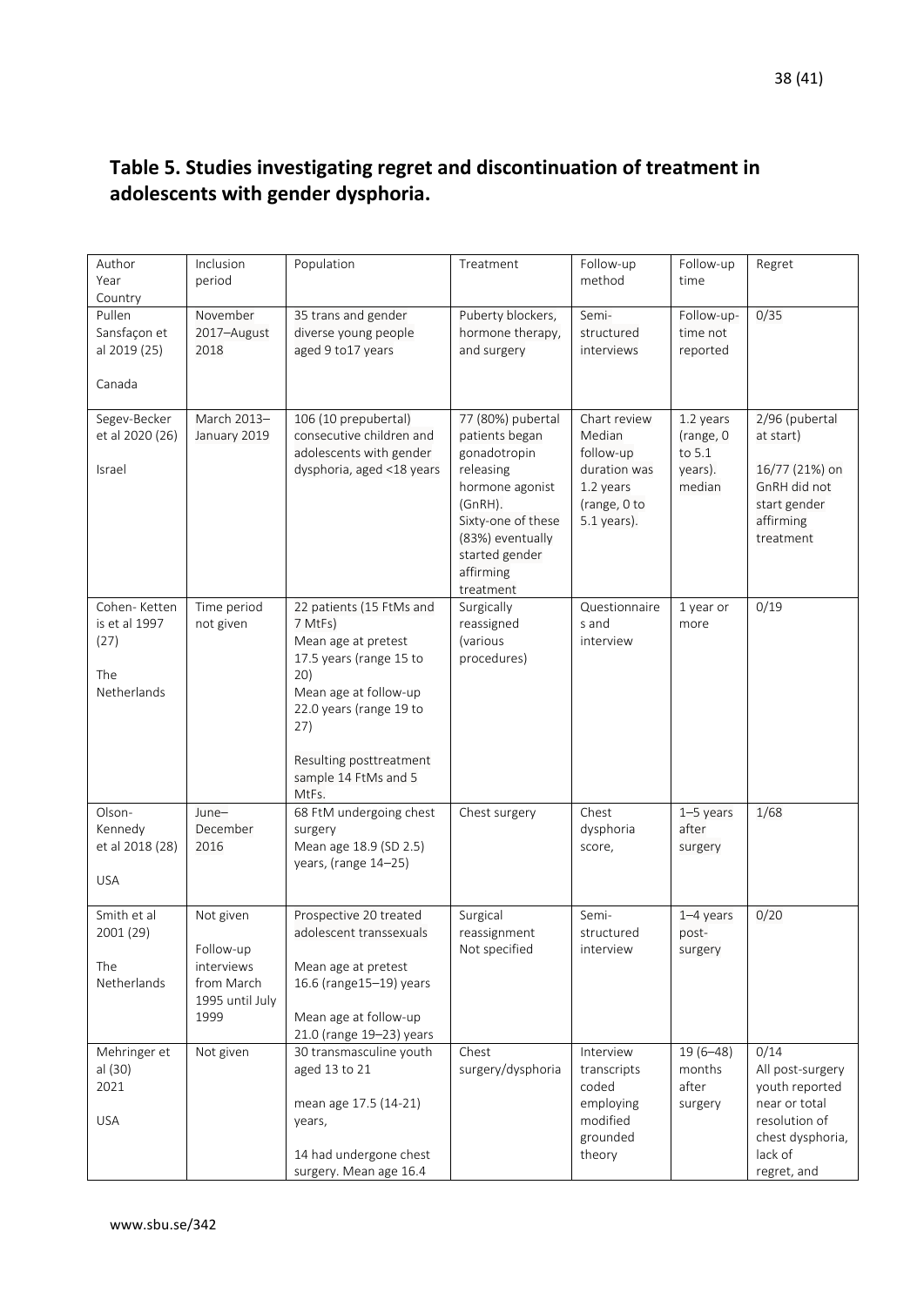## Table 5. Studies investigating regret and discontinuation of treatment in adolescents with gender dysphoria.

| Author Year Country | Inclusion period | Population | Treatment | Follow-up method | Follow-up time | Regret |
|---|---|---|---|---|---|---|
| Pullen Sansfaçon et al 2019 (25) Canada | November 2017–August 2018 | 35 trans and gender diverse young people aged 9 to17 years | Puberty blockers, hormone therapy, and surgery | Semi-structured interviews | Follow-up-time not reported | 0/35 |
| Segev-Becker et al 2020 (26) Israel | March 2013–January 2019 | 106 (10 prepubertal) consecutive children and adolescents with gender dysphoria, aged <18 years | 77 (80%) pubertal patients began gonadotropin releasing hormone agonist (GnRH). Sixty-one of these (83%) eventually started gender affirming treatment | Chart review Median follow-up duration was 1.2 years (range, 0 to 5.1 years). | 1.2 years (range, 0 to 5.1 years). median | 2/96 (pubertal at start) 16/77 (21%) on GnRH did not start gender affirming treatment |
| Cohen- Ketten is et al 1997 (27) The Netherlands | Time period not given | 22 patients (15 FtMs and 7 MtFs) Mean age at pretest 17.5 years (range 15 to 20) Mean age at follow-up 22.0 years (range 19 to 27) Resulting posttreatment sample 14 FtMs and 5 MtFs. | Surgically reassigned (various procedures) | Questionnaires and interview | 1 year or more | 0/19 |
| Olson-Kennedy et al 2018 (28) USA | June–December 2016 | 68 FtM undergoing chest surgery Mean age 18.9 (SD 2.5) years, (range 14–25) | Chest surgery | Chest dysphoria score, | 1–5 years after surgery | 1/68 |
| Smith et al 2001 (29) The Netherlands | Not given Follow-up interviews from March 1995 until July 1999 | Prospective 20 treated adolescent transsexuals Mean age at pretest 16.6 (range15–19) years Mean age at follow-up 21.0 (range 19–23) years | Surgical reassignment Not specified | Semi-structured interview | 1–4 years post-surgery | 0/20 |
| Mehringer et al (30) 2021 USA | Not given | 30 transmasculine youth aged 13 to 21 mean age 17.5 (14-21) years, 14 had undergone chest surgery. Mean age 16.4 | Chest surgery/dysphoria | Interview transcripts coded employing modified grounded theory | 19 (6–48) months after surgery | 0/14 All post-surgery youth reported near or total resolution of chest dysphoria, lack of regret, and |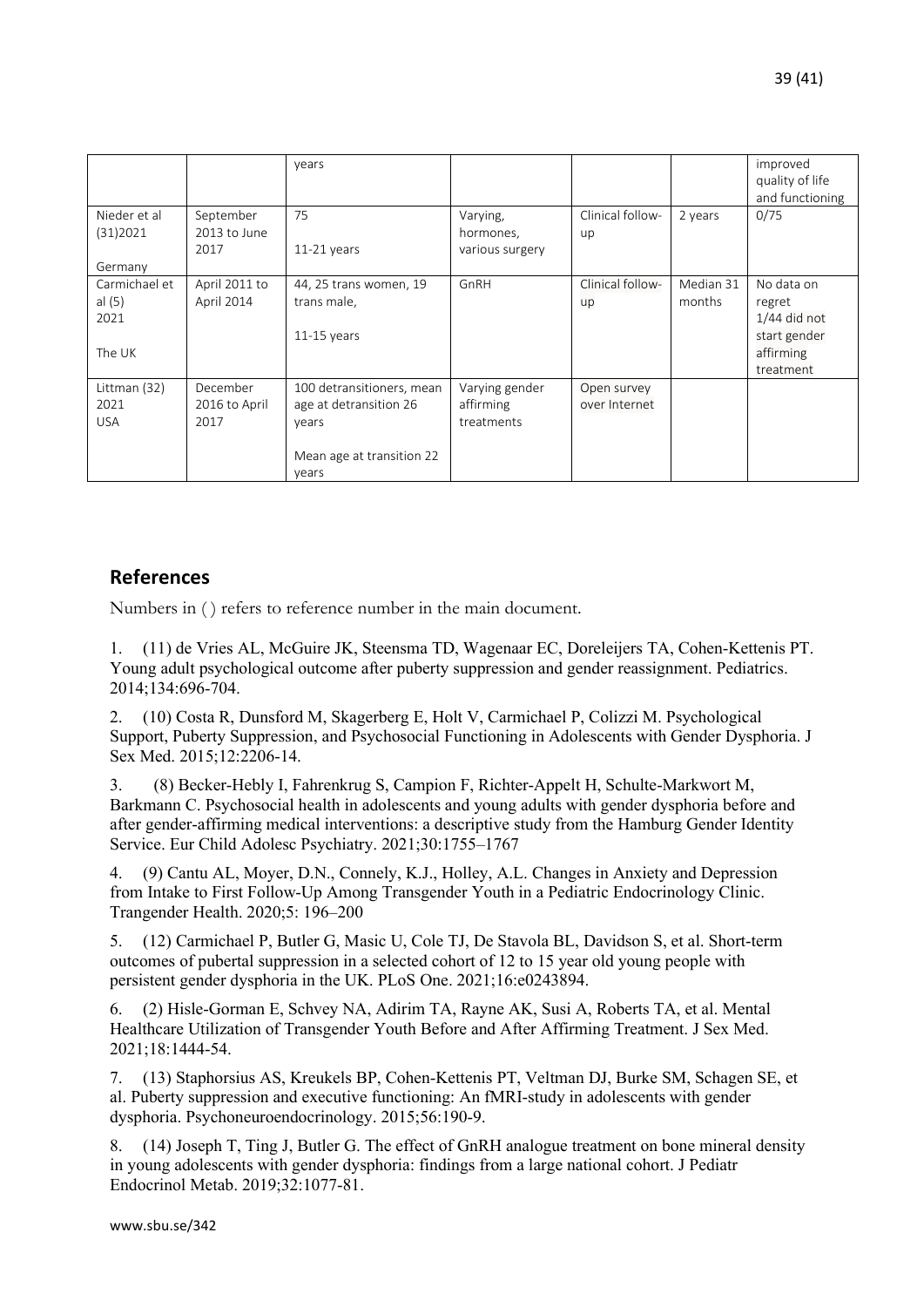|  |  | years |  |  |  | improved quality of life and functioning |
| --- | --- | --- | --- | --- | --- | --- |
| Nieder et al (31)2021<br><br>Germany | September 2013 to June 2017 | 75<br><br>11-21 years | Varying, hormones, various surgery | Clinical follow-up | 2 years | 0/75 |
| Carmichael et al (5)<br>2021<br><br>The UK | April 2011 to April 2014 | 44, 25 trans women, 19 trans male,<br><br>11-15 years | GnRH | Clinical follow-up | Median 31 months | No data on regret<br>1/44 did not start gender affirming treatment |
| Littman (32)<br>2021<br>USA | December 2016 to April 2017 | 100 detransitioners, mean age at detransition 26 years<br><br>Mean age at transition 22 years | Varying gender affirming treatments | Open survey over Internet |  |  |

## References

Numbers in ( ) refers to reference number in the main document.

1. (11) de Vries AL, McGuire JK, Steensma TD, Wagenaar EC, Doreleijers TA, Cohen-Kettenis PT. Young adult psychological outcome after puberty suppression and gender reassignment. Pediatrics. 2014;134:696-704.

2. (10) Costa R, Dunsford M, Skagerberg E, Holt V, Carmichael P, Colizzi M. Psychological Support, Puberty Suppression, and Psychosocial Functioning in Adolescents with Gender Dysphoria. J Sex Med. 2015;12:2206-14.

3. (8) Becker-Hebly I, Fahrenkrug S, Campion F, Richter-Appelt H, Schulte-Markwort M, Barkmann C. Psychosocial health in adolescents and young adults with gender dysphoria before and after gender-affirming medical interventions: a descriptive study from the Hamburg Gender Identity Service. Eur Child Adolesc Psychiatry. 2021;30:1755–1767

4. (9) Cantu AL, Moyer, D.N., Connely, K.J., Holley, A.L. Changes in Anxiety and Depression from Intake to First Follow-Up Among Transgender Youth in a Pediatric Endocrinology Clinic. Trangender Health. 2020;5: 196–200

5. (12) Carmichael P, Butler G, Masic U, Cole TJ, De Stavola BL, Davidson S, et al. Short-term outcomes of pubertal suppression in a selected cohort of 12 to 15 year old young people with persistent gender dysphoria in the UK. PLoS One. 2021;16:e0243894.

6. (2) Hisle-Gorman E, Schvey NA, Adirim TA, Rayne AK, Susi A, Roberts TA, et al. Mental Healthcare Utilization of Transgender Youth Before and After Affirming Treatment. J Sex Med. 2021;18:1444-54.

7. (13) Staphorsius AS, Kreukels BP, Cohen-Kettenis PT, Veltman DJ, Burke SM, Schagen SE, et al. Puberty suppression and executive functioning: An fMRI-study in adolescents with gender dysphoria. Psychoneuroendocrinology. 2015;56:190-9.

8. (14) Joseph T, Ting J, Butler G. The effect of GnRH analogue treatment on bone mineral density in young adolescents with gender dysphoria: findings from a large national cohort. J Pediatr Endocrinol Metab. 2019;32:1077-81.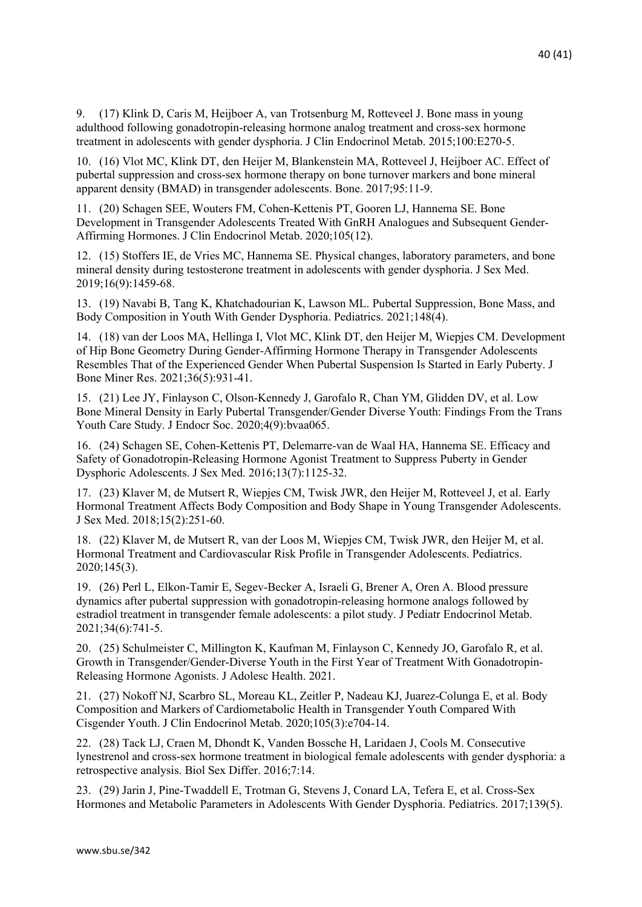9. (17) Klink D, Caris M, Heijboer A, van Trotsenburg M, Rotteveel J. Bone mass in young adulthood following gonadotropin-releasing hormone analog treatment and cross-sex hormone treatment in adolescents with gender dysphoria. J Clin Endocrinol Metab. 2015;100:E270-5.

10. (16) Vlot MC, Klink DT, den Heijer M, Blankenstein MA, Rotteveel J, Heijboer AC. Effect of pubertal suppression and cross-sex hormone therapy on bone turnover markers and bone mineral apparent density (BMAD) in transgender adolescents. Bone. 2017;95:11-9.

11. (20) Schagen SEE, Wouters FM, Cohen-Kettenis PT, Gooren LJ, Hannema SE. Bone Development in Transgender Adolescents Treated With GnRH Analogues and Subsequent Gender-Affirming Hormones. J Clin Endocrinol Metab. 2020;105(12).

12. (15) Stoffers IE, de Vries MC, Hannema SE. Physical changes, laboratory parameters, and bone mineral density during testosterone treatment in adolescents with gender dysphoria. J Sex Med. 2019;16(9):1459-68.

13. (19) Navabi B, Tang K, Khatchadourian K, Lawson ML. Pubertal Suppression, Bone Mass, and Body Composition in Youth With Gender Dysphoria. Pediatrics. 2021;148(4).

14. (18) van der Loos MA, Hellinga I, Vlot MC, Klink DT, den Heijer M, Wiepjes CM. Development of Hip Bone Geometry During Gender-Affirming Hormone Therapy in Transgender Adolescents Resembles That of the Experienced Gender When Pubertal Suspension Is Started in Early Puberty. J Bone Miner Res. 2021;36(5):931-41.

15. (21) Lee JY, Finlayson C, Olson-Kennedy J, Garofalo R, Chan YM, Glidden DV, et al. Low Bone Mineral Density in Early Pubertal Transgender/Gender Diverse Youth: Findings From the Trans Youth Care Study. J Endocr Soc. 2020;4(9):bvaa065.

16. (24) Schagen SE, Cohen-Kettenis PT, Delemarre-van de Waal HA, Hannema SE. Efficacy and Safety of Gonadotropin-Releasing Hormone Agonist Treatment to Suppress Puberty in Gender Dysphoric Adolescents. J Sex Med. 2016;13(7):1125-32.

17. (23) Klaver M, de Mutsert R, Wiepjes CM, Twisk JWR, den Heijer M, Rotteveel J, et al. Early Hormonal Treatment Affects Body Composition and Body Shape in Young Transgender Adolescents. J Sex Med. 2018;15(2):251-60.

18. (22) Klaver M, de Mutsert R, van der Loos M, Wiepjes CM, Twisk JWR, den Heijer M, et al. Hormonal Treatment and Cardiovascular Risk Profile in Transgender Adolescents. Pediatrics. 2020;145(3).

19. (26) Perl L, Elkon-Tamir E, Segev-Becker A, Israeli G, Brener A, Oren A. Blood pressure dynamics after pubertal suppression with gonadotropin-releasing hormone analogs followed by estradiol treatment in transgender female adolescents: a pilot study. J Pediatr Endocrinol Metab. 2021;34(6):741-5.

20. (25) Schulmeister C, Millington K, Kaufman M, Finlayson C, Kennedy JO, Garofalo R, et al. Growth in Transgender/Gender-Diverse Youth in the First Year of Treatment With Gonadotropin-Releasing Hormone Agonists. J Adolesc Health. 2021.

21. (27) Nokoff NJ, Scarbro SL, Moreau KL, Zeitler P, Nadeau KJ, Juarez-Colunga E, et al. Body Composition and Markers of Cardiometabolic Health in Transgender Youth Compared With Cisgender Youth. J Clin Endocrinol Metab. 2020;105(3):e704-14.

22. (28) Tack LJ, Craen M, Dhondt K, Vanden Bossche H, Laridaen J, Cools M. Consecutive lynestrenol and cross-sex hormone treatment in biological female adolescents with gender dysphoria: a retrospective analysis. Biol Sex Differ. 2016;7:14.

23. (29) Jarin J, Pine-Twaddell E, Trotman G, Stevens J, Conard LA, Tefera E, et al. Cross-Sex Hormones and Metabolic Parameters in Adolescents With Gender Dysphoria. Pediatrics. 2017;139(5).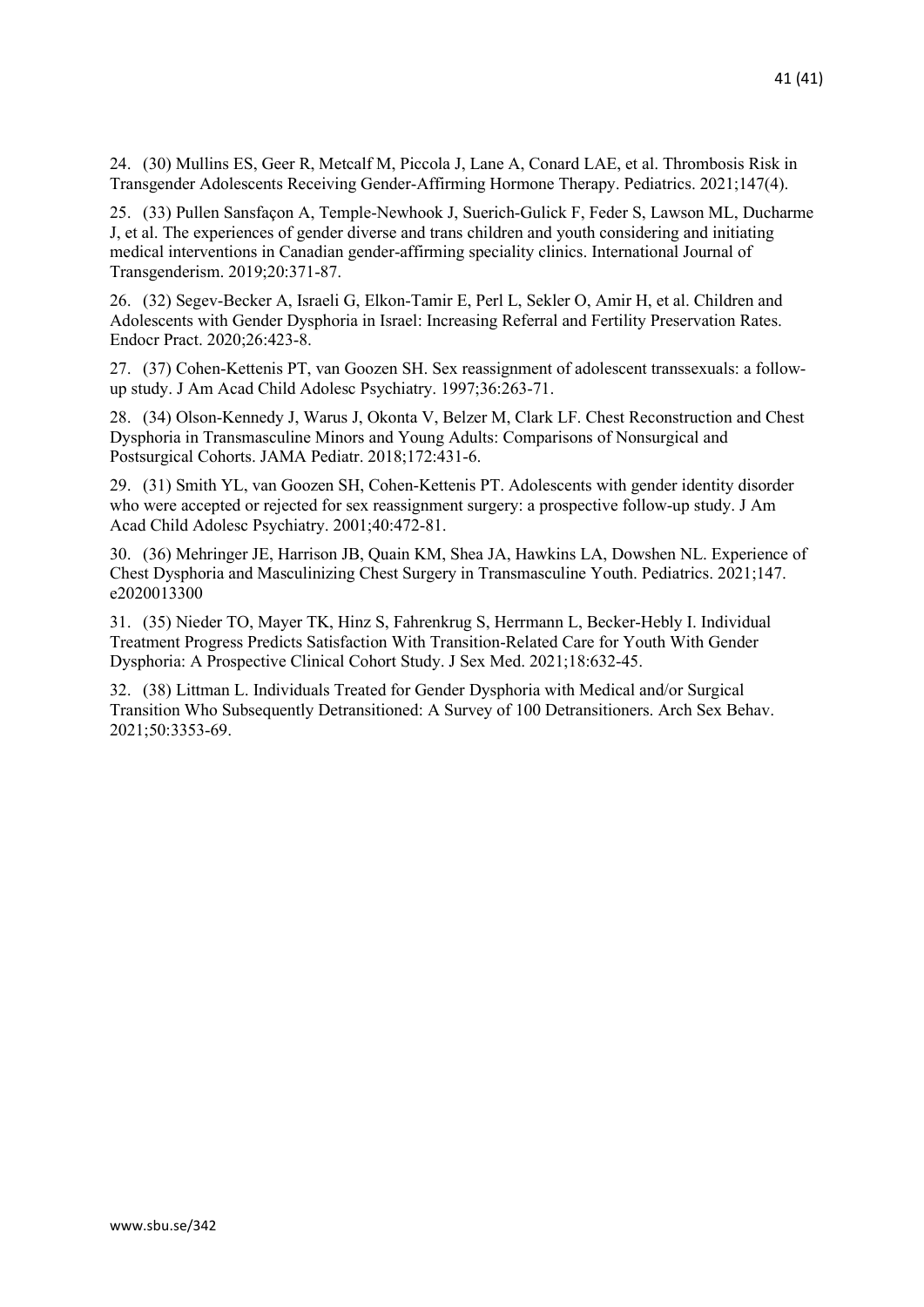24. (30) Mullins ES, Geer R, Metcalf M, Piccola J, Lane A, Conard LAE, et al. Thrombosis Risk in Transgender Adolescents Receiving Gender-Affirming Hormone Therapy. Pediatrics. 2021;147(4).

25. (33) Pullen Sansfaçon A, Temple-Newhook J, Suerich-Gulick F, Feder S, Lawson ML, Ducharme J, et al. The experiences of gender diverse and trans children and youth considering and initiating medical interventions in Canadian gender-affirming speciality clinics. International Journal of Transgenderism. 2019;20:371-87.

26. (32) Segev-Becker A, Israeli G, Elkon-Tamir E, Perl L, Sekler O, Amir H, et al. Children and Adolescents with Gender Dysphoria in Israel: Increasing Referral and Fertility Preservation Rates. Endocr Pract. 2020;26:423-8.

27. (37) Cohen-Kettenis PT, van Goozen SH. Sex reassignment of adolescent transsexuals: a follow-up study. J Am Acad Child Adolesc Psychiatry. 1997;36:263-71.

28. (34) Olson-Kennedy J, Warus J, Okonta V, Belzer M, Clark LF. Chest Reconstruction and Chest Dysphoria in Transmasculine Minors and Young Adults: Comparisons of Nonsurgical and Postsurgical Cohorts. JAMA Pediatr. 2018;172:431-6.

29. (31) Smith YL, van Goozen SH, Cohen-Kettenis PT. Adolescents with gender identity disorder who were accepted or rejected for sex reassignment surgery: a prospective follow-up study. J Am Acad Child Adolesc Psychiatry. 2001;40:472-81.

30. (36) Mehringer JE, Harrison JB, Quain KM, Shea JA, Hawkins LA, Dowshen NL. Experience of Chest Dysphoria and Masculinizing Chest Surgery in Transmasculine Youth. Pediatrics. 2021;147. e2020013300

31. (35) Nieder TO, Mayer TK, Hinz S, Fahrenkrug S, Herrmann L, Becker-Hebly I. Individual Treatment Progress Predicts Satisfaction With Transition-Related Care for Youth With Gender Dysphoria: A Prospective Clinical Cohort Study. J Sex Med. 2021;18:632-45.

32. (38) Littman L. Individuals Treated for Gender Dysphoria with Medical and/or Surgical Transition Who Subsequently Detransitioned: A Survey of 100 Detransitioners. Arch Sex Behav. 2021;50:3353-69.